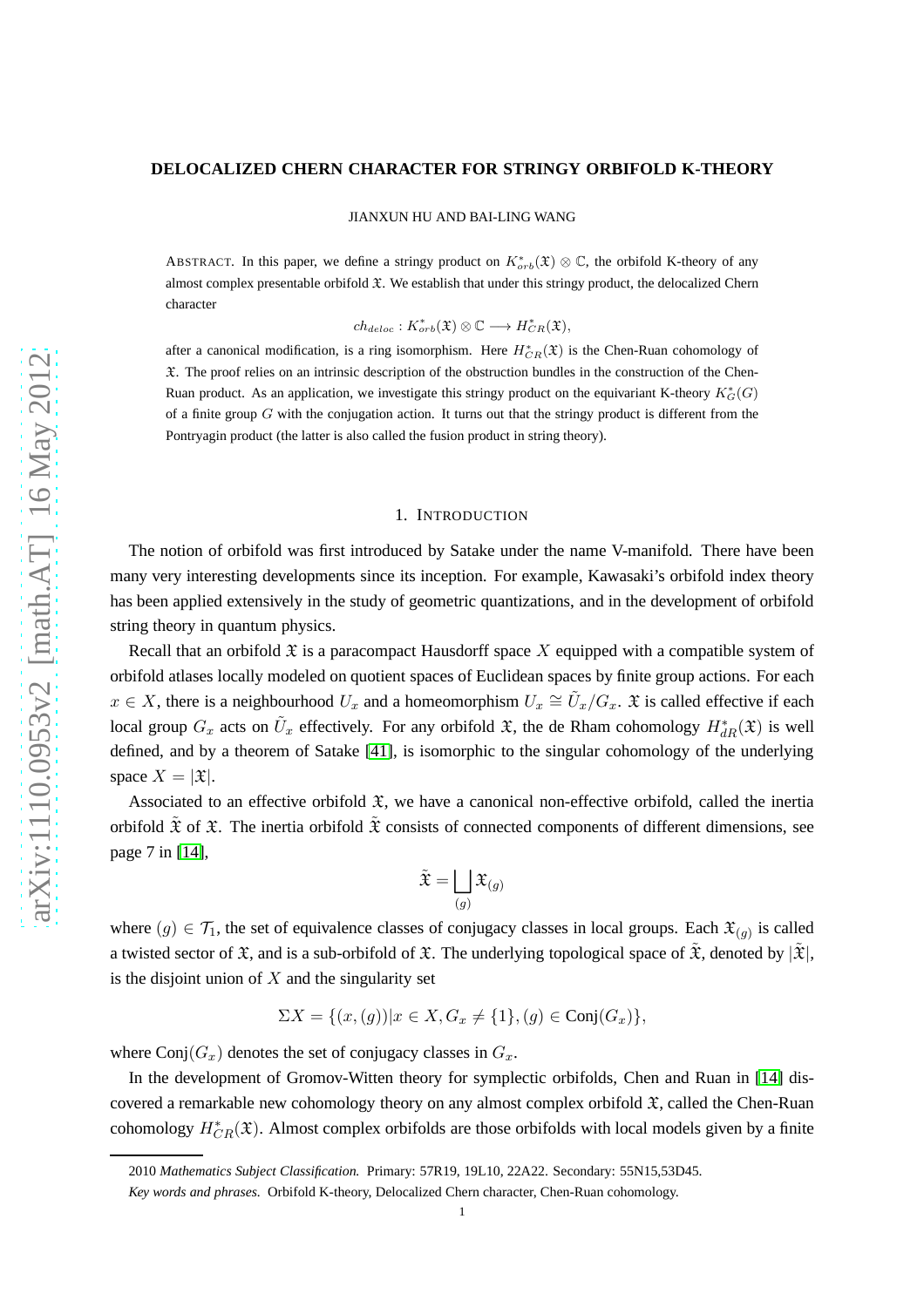# DELOCALIZED CHERN CHARACTER FOR STRINGY ORBIFOLD K-THEORY

JIANXUN HU AND BAI-LING WANG

ABSTRACT. In this paper, we define a stringy product on $K^*_{orb}(\mathfrak{X}) \otimes \mathbb{C}$, the orbifold K-theory of any almost complex presentable orbifold $\mathfrak{X}$. We establish that under this stringy product, the delocalized Chern character

$$ch_{deloc} : K^*_{orb}(\mathfrak{X}) \otimes \mathbb{C} \longrightarrow H^*_{CR}(\mathfrak{X}),$$

after a canonical modification, is a ring isomorphism. Here $H^*_{CR}(\mathfrak{X})$ is the Chen-Ruan cohomology of $\mathfrak{X}$. The proof relies on an intrinsic description of the obstruction bundles in the construction of the Chen-Ruan product. As an application, we investigate this stringy product on the equivariant K-theory $K^*_G(G)$ of a finite group $G$ with the conjugation action. It turns out that the stringy product is different from the Pontryagin product (the latter is also called the fusion product in string theory).

## 1. INTRODUCTION

The notion of orbifold was first introduced by Satake under the name V-manifold. There have been many very interesting developments since its inception. For example, Kawasaki's orbifold index theory has been applied extensively in the study of geometric quantizations, and in the development of orbifold string theory in quantum physics.

Recall that an orbifold $\mathfrak{X}$ is a paracompact Hausdorff space $X$ equipped with a compatible system of orbifold atlases locally modeled on quotient spaces of Euclidean spaces by finite group actions. For each $x \in X$, there is a neighbourhood $U_x$ and a homeomorphism $U_x \cong \tilde{U}_x/G_x$. $\mathfrak{X}$ is called effective if each local group $G_x$ acts on $\tilde{U}_x$ effectively. For any orbifold $\mathfrak{X}$, the de Rham cohomology $H^*_{dR}(\mathfrak{X})$ is well defined, and by a theorem of Satake [41], is isomorphic to the singular cohomology of the underlying space $X = |\mathfrak{X}|$.

Associated to an effective orbifold $\mathfrak{X}$, we have a canonical non-effective orbifold, called the inertia orbifold $\tilde{\mathfrak{X}}$ of $\mathfrak{X}$. The inertia orbifold $\tilde{\mathfrak{X}}$ consists of connected components of different dimensions, see page 7 in [14],

$$\tilde{\mathfrak{X}} = \bigsqcup_{(g)} \mathfrak{X}_{(g)}$$

where $(g) \in \mathcal{T}_1$, the set of equivalence classes of conjugacy classes in local groups. Each $\mathfrak{X}_{(g)}$ is called a twisted sector of $\mathfrak{X}$, and is a sub-orbifold of $\mathfrak{X}$. The underlying topological space of $\tilde{\mathfrak{X}}$, denoted by $|\tilde{\mathfrak{X}}|$, is the disjoint union of $X$ and the singularity set

$$\Sigma X = \{(x, (g)) | x \in X, G_x \neq \{1\}, (g) \in \text{Conj}(G_x)\},$$

where $\text{Conj}(G_x)$ denotes the set of conjugacy classes in $G_x$.

In the development of Gromov-Witten theory for symplectic orbifolds, Chen and Ruan in [14] discovered a remarkable new cohomology theory on any almost complex orbifold $\mathfrak{X}$, called the Chen-Ruan cohomology $H^*_{CR}(\mathfrak{X})$. Almost complex orbifolds are those orbifolds with local models given by a finite

2010 *Mathematics Subject Classification.* Primary: 57R19, 19L10, 22A22. Secondary: 55N15,53D45.

*Key words and phrases.* Orbifold K-theory, Delocalized Chern character, Chen-Ruan cohomology.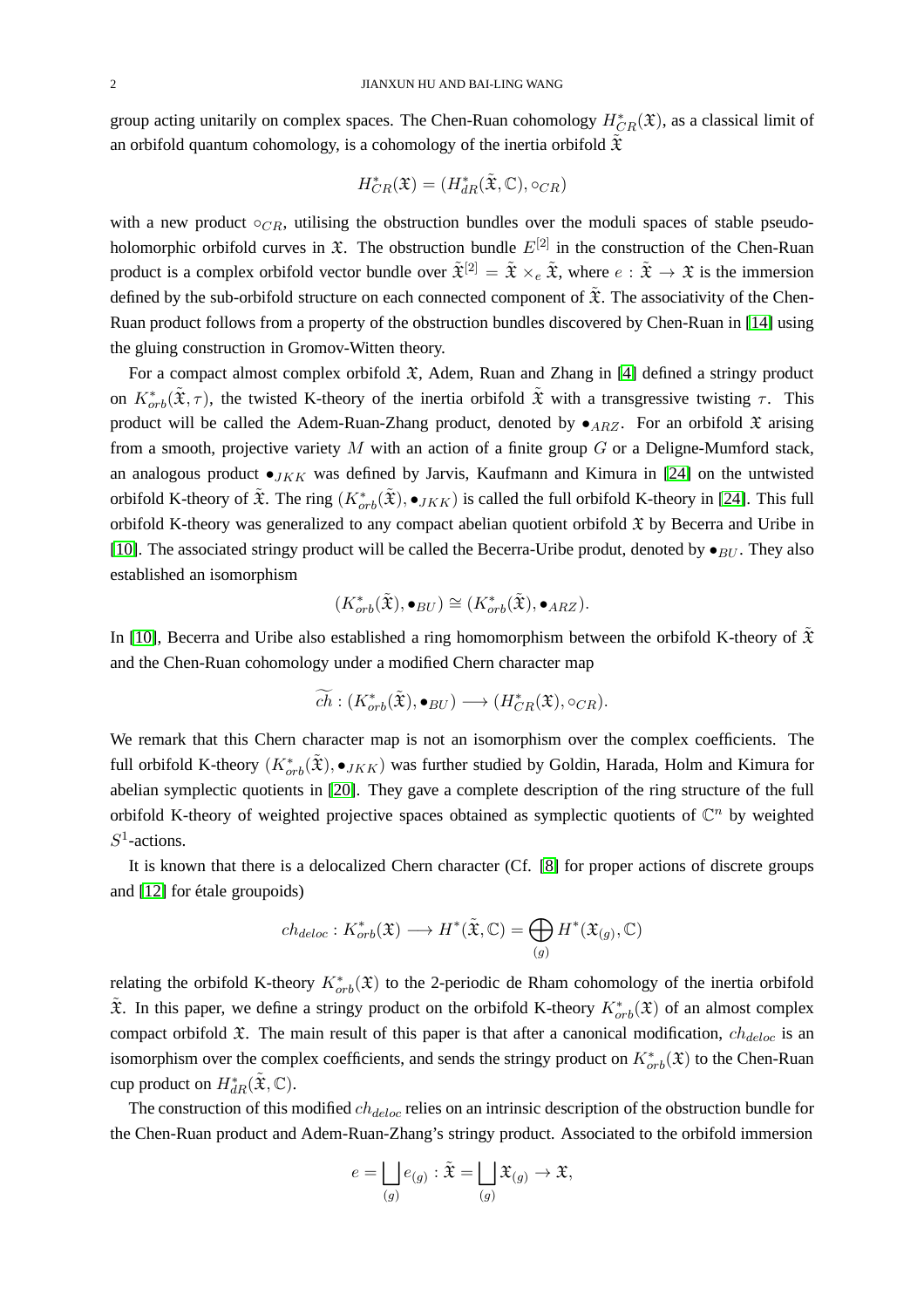group acting unitarily on complex spaces. The Chen-Ruan cohomology $H^*_{CR}(\mathfrak{X})$, as a classical limit of an orbifold quantum cohomology, is a cohomology of the inertia orbifold $\tilde{\mathfrak{X}}$

$$H^*_{CR}(\mathfrak{X}) = (H^*_{dR}(\tilde{\mathfrak{X}}, \mathbb{C}), \circ_{CR})$$

with a new product $\circ_{CR}$, utilising the obstruction bundles over the moduli spaces of stable pseudo-holomorphic orbifold curves in $\mathfrak{X}$. The obstruction bundle $E^{[2]}$ in the construction of the Chen-Ruan product is a complex orbifold vector bundle over $\tilde{\mathfrak{X}}^{[2]} = \tilde{\mathfrak{X}} \times_e \tilde{\mathfrak{X}}$, where $e : \tilde{\mathfrak{X}} \to \mathfrak{X}$ is the immersion defined by the sub-orbifold structure on each connected component of $\tilde{\mathfrak{X}}$. The associativity of the Chen-Ruan product follows from a property of the obstruction bundles discovered by Chen-Ruan in [14] using the gluing construction in Gromov-Witten theory.

For a compact almost complex orbifold $\mathfrak{X}$, Adem, Ruan and Zhang in [4] defined a stringy product on $K^*_{orb}(\tilde{\mathfrak{X}}, \tau)$, the twisted K-theory of the inertia orbifold $\tilde{\mathfrak{X}}$ with a transgressive twisting $\tau$. This product will be called the Adem-Ruan-Zhang product, denoted by $\bullet_{ARZ}$. For an orbifold $\mathfrak{X}$ arising from a smooth, projective variety $M$ with an action of a finite group $G$ or a Deligne-Mumford stack, an analogous product $\bullet_{JKK}$ was defined by Jarvis, Kaufmann and Kimura in [24] on the untwisted orbifold K-theory of $\tilde{\mathfrak{X}}$. The ring $(K^*_{orb}(\tilde{\mathfrak{X}}), \bullet_{JKK})$ is called the full orbifold K-theory in [24]. This full orbifold K-theory was generalized to any compact abelian quotient orbifold $\mathfrak{X}$ by Becerra and Uribe in [10]. The associated stringy product will be called the Becerra-Uribe produt, denoted by $\bullet_{BU}$. They also established an isomorphism

$$(K^*_{orb}(\tilde{\mathfrak{X}}), \bullet_{BU}) \cong (K^*_{orb}(\tilde{\mathfrak{X}}), \bullet_{ARZ}).$$

In [10], Becerra and Uribe also established a ring homomorphism between the orbifold K-theory of $\tilde{\mathfrak{X}}$ and the Chen-Ruan cohomology under a modified Chern character map

$$\widetilde{ch} : (K^*_{orb}(\tilde{\mathfrak{X}}), \bullet_{BU}) \longrightarrow (H^*_{CR}(\mathfrak{X}), \circ_{CR}).$$

We remark that this Chern character map is not an isomorphism over the complex coefficients. The full orbifold K-theory $(K^*_{orb}(\tilde{\mathfrak{X}}), \bullet_{JKK})$ was further studied by Goldin, Harada, Holm and Kimura for abelian symplectic quotients in [20]. They gave a complete description of the ring structure of the full orbifold K-theory of weighted projective spaces obtained as symplectic quotients of $\mathbb{C}^n$ by weighted $S^1$-actions.

It is known that there is a delocalized Chern character (Cf. [8] for proper actions of discrete groups and [12] for étale groupoids)

$$ch_{deloc} : K^*_{orb}(\mathfrak{X}) \longrightarrow H^*(\tilde{\mathfrak{X}}, \mathbb{C}) = \bigoplus_{(g)} H^*(\mathfrak{X}_{(g)}, \mathbb{C})$$

relating the orbifold K-theory $K^*_{orb}(\mathfrak{X})$ to the 2-periodic de Rham cohomology of the inertia orbifold $\tilde{\mathfrak{X}}$. In this paper, we define a stringy product on the orbifold K-theory $K^*_{orb}(\mathfrak{X})$ of an almost complex compact orbifold $\mathfrak{X}$. The main result of this paper is that after a canonical modification, $ch_{deloc}$ is an isomorphism over the complex coefficients, and sends the stringy product on $K^*_{orb}(\mathfrak{X})$ to the Chen-Ruan cup product on $H^*_{dR}(\tilde{\mathfrak{X}}, \mathbb{C})$.

The construction of this modified $ch_{deloc}$ relies on an intrinsic description of the obstruction bundle for the Chen-Ruan product and Adem-Ruan-Zhang's stringy product. Associated to the orbifold immersion

$$e = \bigsqcup_{(g)} e_{(g)} : \tilde{\mathfrak{X}} = \bigsqcup_{(g)} \mathfrak{X}_{(g)} \to \mathfrak{X},$$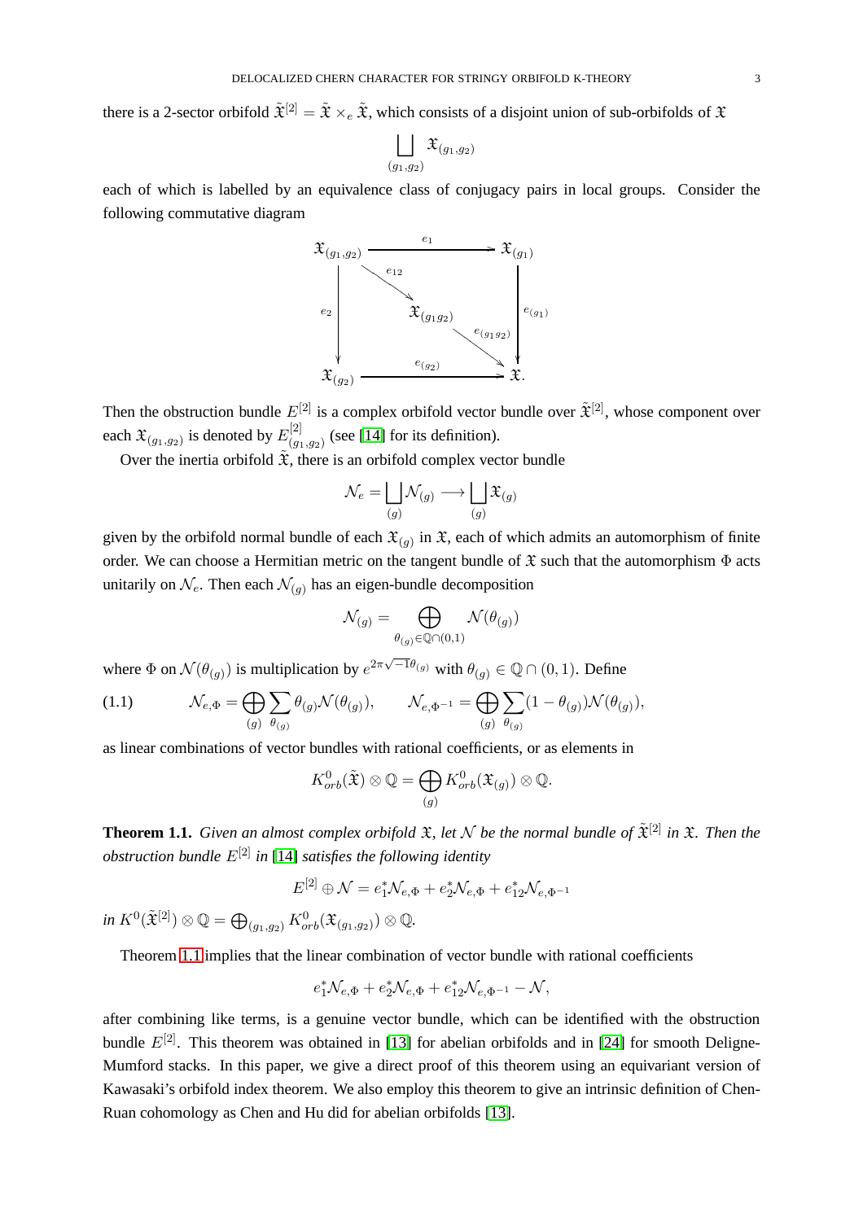there is a 2-sector orbifold $\tilde{\mathfrak{X}}^{[2]} = \tilde{\mathfrak{X}} \times_e \tilde{\mathfrak{X}}$, which consists of a disjoint union of sub-orbifolds of $\mathfrak{X}$

$$\bigsqcup_{(g_1,g_2)} \mathfrak{X}_{(g_1,g_2)}$$

each of which is labelled by an equivalence class of conjugacy pairs in local groups. Consider the following commutative diagram

$$\begin{array}{ccc}
\mathfrak{X}_{(g_1,g_2)} & \xrightarrow{\quad e_1 \quad} & \mathfrak{X}_{(g_1)} \\
 & \searrow^{e_{12}} & \\
{\scriptstyle e_2}\big\downarrow & \mathfrak{X}_{(g_1 g_2)} & \big\downarrow{\scriptstyle e_{(g_1)}} \\
 & \searrow^{e_{(g_1 g_2)}} & \\
\mathfrak{X}_{(g_2)} & \xrightarrow{\quad e_{(g_2)} \quad} & \mathfrak{X}.
\end{array}$$

Then the obstruction bundle $E^{[2]}$ is a complex orbifold vector bundle over $\tilde{\mathfrak{X}}^{[2]}$, whose component over each $\mathfrak{X}_{(g_1,g_2)}$ is denoted by $E^{[2]}_{(g_1,g_2)}$ (see [14] for its definition).

Over the inertia orbifold $\tilde{\mathfrak{X}}$, there is an orbifold complex vector bundle

$$\mathcal{N}_e = \bigsqcup_{(g)} \mathcal{N}_{(g)} \longrightarrow \bigsqcup_{(g)} \mathfrak{X}_{(g)}$$

given by the orbifold normal bundle of each $\mathfrak{X}_{(g)}$ in $\mathfrak{X}$, each of which admits an automorphism of finite order. We can choose a Hermitian metric on the tangent bundle of $\mathfrak{X}$ such that the automorphism $\Phi$ acts unitarily on $\mathcal{N}_e$. Then each $\mathcal{N}_{(g)}$ has an eigen-bundle decomposition

$$\mathcal{N}_{(g)} = \bigoplus_{\theta_{(g)} \in \mathbb{Q} \cap (0,1)} \mathcal{N}(\theta_{(g)})$$

where $\Phi$ on $\mathcal{N}(\theta_{(g)})$ is multiplication by $e^{2\pi\sqrt{-1}\theta_{(g)}}$ with $\theta_{(g)} \in \mathbb{Q} \cap (0,1)$. Define

$$\mathcal{N}_{e,\Phi} = \bigoplus_{(g)} \sum_{\theta_{(g)}} \theta_{(g)} \mathcal{N}(\theta_{(g)}), \qquad \mathcal{N}_{e,\Phi^{-1}} = \bigoplus_{(g)} \sum_{\theta_{(g)}} (1 - \theta_{(g)}) \mathcal{N}(\theta_{(g)}), \tag{1.1}$$

as linear combinations of vector bundles with rational coefficients, or as elements in

$$K^0_{orb}(\tilde{\mathfrak{X}}) \otimes \mathbb{Q} = \bigoplus_{(g)} K^0_{orb}(\mathfrak{X}_{(g)}) \otimes \mathbb{Q}.$$

**Theorem 1.1.** *Given an almost complex orbifold $\mathfrak{X}$, let $\mathcal{N}$ be the normal bundle of $\tilde{\mathfrak{X}}^{[2]}$ in $\mathfrak{X}$. Then the obstruction bundle $E^{[2]}$ in [14] satisfies the following identity*

$$E^{[2]} \oplus \mathcal{N} = e_1^* \mathcal{N}_{e,\Phi} + e_2^* \mathcal{N}_{e,\Phi} + e_{12}^* \mathcal{N}_{e,\Phi^{-1}}$$

*in $K^0(\tilde{\mathfrak{X}}^{[2]}) \otimes \mathbb{Q} = \bigoplus_{(g_1,g_2)} K^0_{orb}(\mathfrak{X}_{(g_1,g_2)}) \otimes \mathbb{Q}$.*

Theorem 1.1 implies that the linear combination of vector bundle with rational coefficients

$$e_1^* \mathcal{N}_{e,\Phi} + e_2^* \mathcal{N}_{e,\Phi} + e_{12}^* \mathcal{N}_{e,\Phi^{-1}} - \mathcal{N},$$

after combining like terms, is a genuine vector bundle, which can be identified with the obstruction bundle $E^{[2]}$. This theorem was obtained in [13] for abelian orbifolds and in [24] for smooth Deligne-Mumford stacks. In this paper, we give a direct proof of this theorem using an equivariant version of Kawasaki's orbifold index theorem. We also employ this theorem to give an intrinsic definition of Chen-Ruan cohomology as Chen and Hu did for abelian orbifolds [13].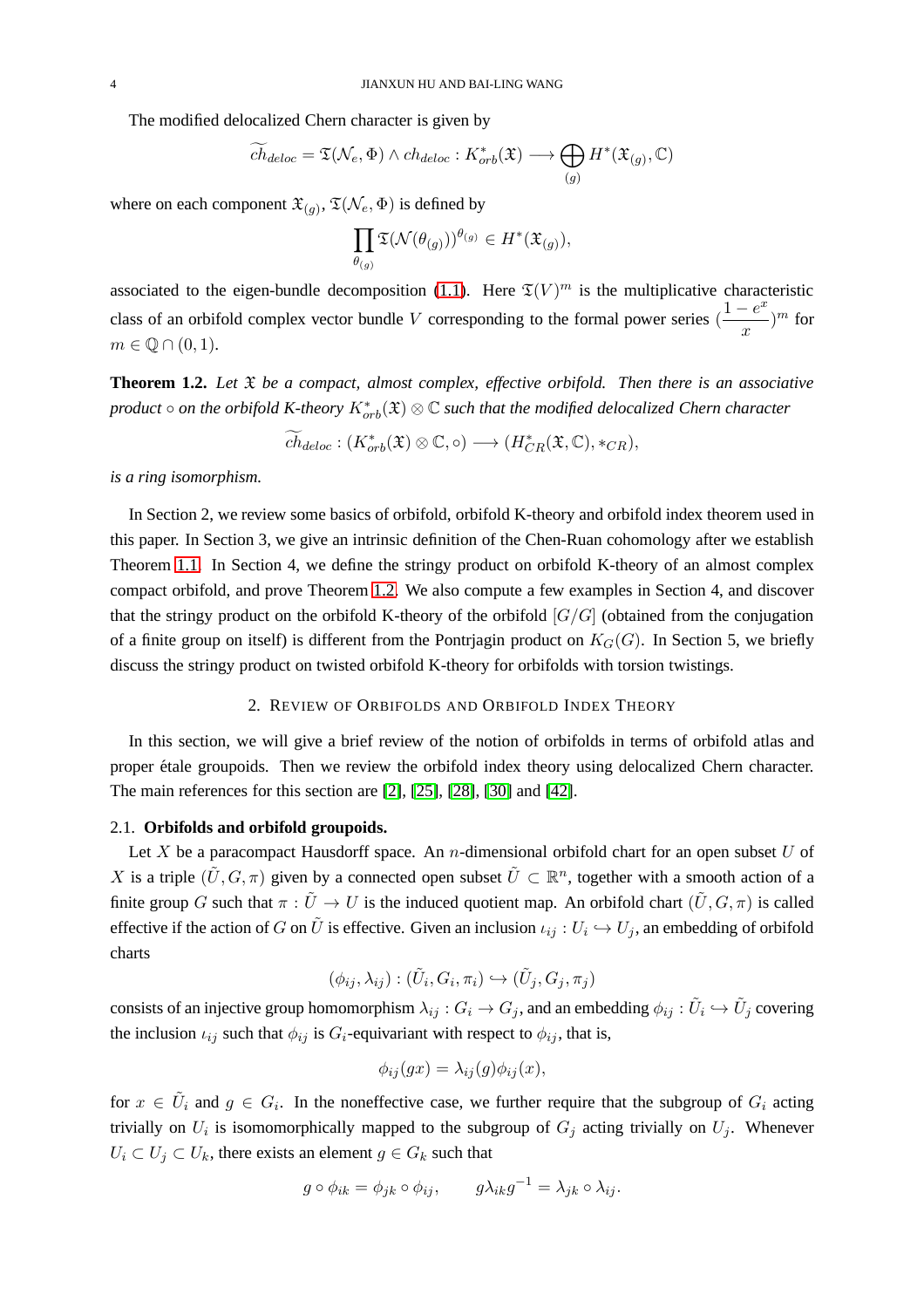The modified delocalized Chern character is given by

$$\widetilde{ch}_{deloc} = \mathfrak{T}(\mathcal{N}_e, \Phi) \wedge ch_{deloc} : K^*_{orb}(\mathfrak{X}) \longrightarrow \bigoplus_{(g)} H^*(\mathfrak{X}_{(g)}, \mathbb{C})$$

where on each component $\mathfrak{X}_{(g)}$, $\mathfrak{T}(\mathcal{N}_e, \Phi)$ is defined by

$$\prod_{\theta_{(g)}} \mathfrak{T}(\mathcal{N}(\theta_{(g)}))^{\theta_{(g)}} \in H^*(\mathfrak{X}_{(g)}),$$

associated to the eigen-bundle decomposition (1.1). Here $\mathfrak{T}(V)^m$ is the multiplicative characteristic class of an orbifold complex vector bundle $V$ corresponding to the formal power series $(\dfrac{1-e^x}{x})^m$ for $m \in \mathbb{Q} \cap (0,1)$.

**Theorem 1.2.** *Let $\mathfrak{X}$ be a compact, almost complex, effective orbifold. Then there is an associative product $\circ$ on the orbifold K-theory $K^*_{orb}(\mathfrak{X}) \otimes \mathbb{C}$ such that the modified delocalized Chern character*

$$\widetilde{ch}_{deloc} : (K^*_{orb}(\mathfrak{X}) \otimes \mathbb{C}, \circ) \longrightarrow (H^*_{CR}(\mathfrak{X}, \mathbb{C}), *_{CR}),$$

*is a ring isomorphism.*

In Section 2, we review some basics of orbifold, orbifold K-theory and orbifold index theorem used in this paper. In Section 3, we give an intrinsic definition of the Chen-Ruan cohomology after we establish Theorem 1.1. In Section 4, we define the stringy product on orbifold K-theory of an almost complex compact orbifold, and prove Theorem 1.2. We also compute a few examples in Section 4, and discover that the stringy product on the orbifold K-theory of the orbifold $[G/G]$ (obtained from the conjugation of a finite group on itself) is different from the Pontrjagin product on $K_G(G)$. In Section 5, we briefly discuss the stringy product on twisted orbifold K-theory for orbifolds with torsion twistings.

## 2. Review of Orbifolds and Orbifold Index Theory

In this section, we will give a brief review of the notion of orbifolds in terms of orbifold atlas and proper étale groupoids. Then we review the orbifold index theory using delocalized Chern character. The main references for this section are [2], [25], [28], [30] and [42].

### 2.1. Orbifolds and orbifold groupoids.

Let $X$ be a paracompact Hausdorff space. An $n$-dimensional orbifold chart for an open subset $U$ of $X$ is a triple $(\tilde{U}, G, \pi)$ given by a connected open subset $\tilde{U} \subset \mathbb{R}^n$, together with a smooth action of a finite group $G$ such that $\pi : \tilde{U} \to U$ is the induced quotient map. An orbifold chart $(\tilde{U}, G, \pi)$ is called effective if the action of $G$ on $\tilde{U}$ is effective. Given an inclusion $\iota_{ij} : U_i \hookrightarrow U_j$, an embedding of orbifold charts

$$(\phi_{ij}, \lambda_{ij}) : (\tilde{U}_i, G_i, \pi_i) \hookrightarrow (\tilde{U}_j, G_j, \pi_j)$$

consists of an injective group homomorphism $\lambda_{ij} : G_i \to G_j$, and an embedding $\phi_{ij} : \tilde{U}_i \hookrightarrow \tilde{U}_j$ covering the inclusion $\iota_{ij}$ such that $\phi_{ij}$ is $G_i$-equivariant with respect to $\phi_{ij}$, that is,

$$\phi_{ij}(gx) = \lambda_{ij}(g)\phi_{ij}(x),$$

for $x \in \tilde{U}_i$ and $g \in G_i$. In the noneffective case, we further require that the subgroup of $G_i$ acting trivially on $U_i$ is isomorphically mapped to the subgroup of $G_j$ acting trivially on $U_j$. Whenever $U_i \subset U_j \subset U_k$, there exists an element $g \in G_k$ such that

$$g \circ \phi_{ik} = \phi_{jk} \circ \phi_{ij}, \qquad g\lambda_{ik}g^{-1} = \lambda_{jk} \circ \lambda_{ij}.$$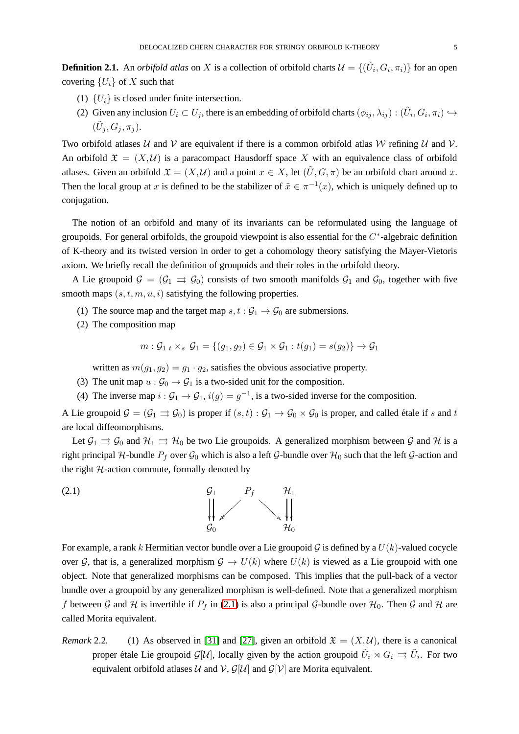**Definition 2.1.** An *orbifold atlas* on $X$ is a collection of orbifold charts $\mathcal{U} = \{(\tilde{U}_i, G_i, \pi_i)\}$ for an open covering $\{U_i\}$ of $X$ such that

(1) $\{U_i\}$ is closed under finite intersection.
(2) Given any inclusion $U_i \subset U_j$, there is an embedding of orbifold charts $(\phi_{ij}, \lambda_{ij}) : (\tilde{U}_i, G_i, \pi_i) \hookrightarrow (\tilde{U}_j, G_j, \pi_j)$.

Two orbifold atlases $\mathcal{U}$ and $\mathcal{V}$ are equivalent if there is a common orbifold atlas $\mathcal{W}$ refining $\mathcal{U}$ and $\mathcal{V}$. An orbifold $\mathfrak{X} = (X, \mathcal{U})$ is a paracompact Hausdorff space $X$ with an equivalence class of orbifold atlases. Given an orbifold $\mathfrak{X} = (X, \mathcal{U})$ and a point $x \in X$, let $(\tilde{U}, G, \pi)$ be an orbifold chart around $x$. Then the local group at $x$ is defined to be the stabilizer of $\tilde{x} \in \pi^{-1}(x)$, which is uniquely defined up to conjugation.

The notion of an orbifold and many of its invariants can be reformulated using the language of groupoids. For general orbifolds, the groupoid viewpoint is also essential for the $C^*$-algebraic definition of K-theory and its twisted version in order to get a cohomology theory satisfying the Mayer-Vietoris axiom. We briefly recall the definition of groupoids and their roles in the orbifold theory.

A Lie groupoid $\mathcal{G} = (\mathcal{G}_1 \rightrightarrows \mathcal{G}_0)$ consists of two smooth manifolds $\mathcal{G}_1$ and $\mathcal{G}_0$, together with five smooth maps $(s, t, m, u, i)$ satisfying the following properties.

(1) The source map and the target map $s, t : \mathcal{G}_1 \to \mathcal{G}_0$ are submersions.
(2) The composition map

$$m : \mathcal{G}_1 \ {}_t\!\times_s \ \mathcal{G}_1 = \{(g_1, g_2) \in \mathcal{G}_1 \times \mathcal{G}_1 : t(g_1) = s(g_2)\} \to \mathcal{G}_1$$

written as $m(g_1, g_2) = g_1 \cdot g_2$, satisfies the obvious associative property.
(3) The unit map $u : \mathcal{G}_0 \to \mathcal{G}_1$ is a two-sided unit for the composition.
(4) The inverse map $i : \mathcal{G}_1 \to \mathcal{G}_1$, $i(g) = g^{-1}$, is a two-sided inverse for the composition.

A Lie groupoid $\mathcal{G} = (\mathcal{G}_1 \rightrightarrows \mathcal{G}_0)$ is proper if $(s, t) : \mathcal{G}_1 \to \mathcal{G}_0 \times \mathcal{G}_0$ is proper, and called étale if $s$ and $t$ are local diffeomorphisms.

Let $\mathcal{G}_1 \rightrightarrows \mathcal{G}_0$ and $\mathcal{H}_1 \rightrightarrows \mathcal{H}_0$ be two Lie groupoids. A generalized morphism between $\mathcal{G}$ and $\mathcal{H}$ is a right principal $\mathcal{H}$-bundle $P_f$ over $\mathcal{G}_0$ which is also a left $\mathcal{G}$-bundle over $\mathcal{H}_0$ such that the left $\mathcal{G}$-action and the right $\mathcal{H}$-action commute, formally denoted by

$$\begin{array}{ccccc} \mathcal{G}_1 & & P_f & & \mathcal{H}_1 \\ \Big\downarrow\!\Big\downarrow & \swarrow & & \searrow & \Big\downarrow\!\Big\downarrow \\ \mathcal{G}_0 & & & & \mathcal{H}_0 \end{array} \tag{2.1}$$

For example, a rank $k$ Hermitian vector bundle over a Lie groupoid $\mathcal{G}$ is defined by a $U(k)$-valued cocycle over $\mathcal{G}$, that is, a generalized morphism $\mathcal{G} \to U(k)$ where $U(k)$ is viewed as a Lie groupoid with one object. Note that generalized morphisms can be composed. This implies that the pull-back of a vector bundle over a groupoid by any generalized morphism is well-defined. Note that a generalized morphism $f$ between $\mathcal{G}$ and $\mathcal{H}$ is invertible if $P_f$ in (2.1) is also a principal $\mathcal{G}$-bundle over $\mathcal{H}_0$. Then $\mathcal{G}$ and $\mathcal{H}$ are called Morita equivalent.

*Remark* 2.2. (1) As observed in [31] and [27], given an orbifold $\mathfrak{X} = (X, \mathcal{U})$, there is a canonical proper étale Lie groupoid $\mathcal{G}[\mathcal{U}]$, locally given by the action groupoid $\tilde{U}_i \rtimes G_i \rightrightarrows \tilde{U}_i$. For two equivalent orbifold atlases $\mathcal{U}$ and $\mathcal{V}$, $\mathcal{G}[\mathcal{U}]$ and $\mathcal{G}[\mathcal{V}]$ are Morita equivalent.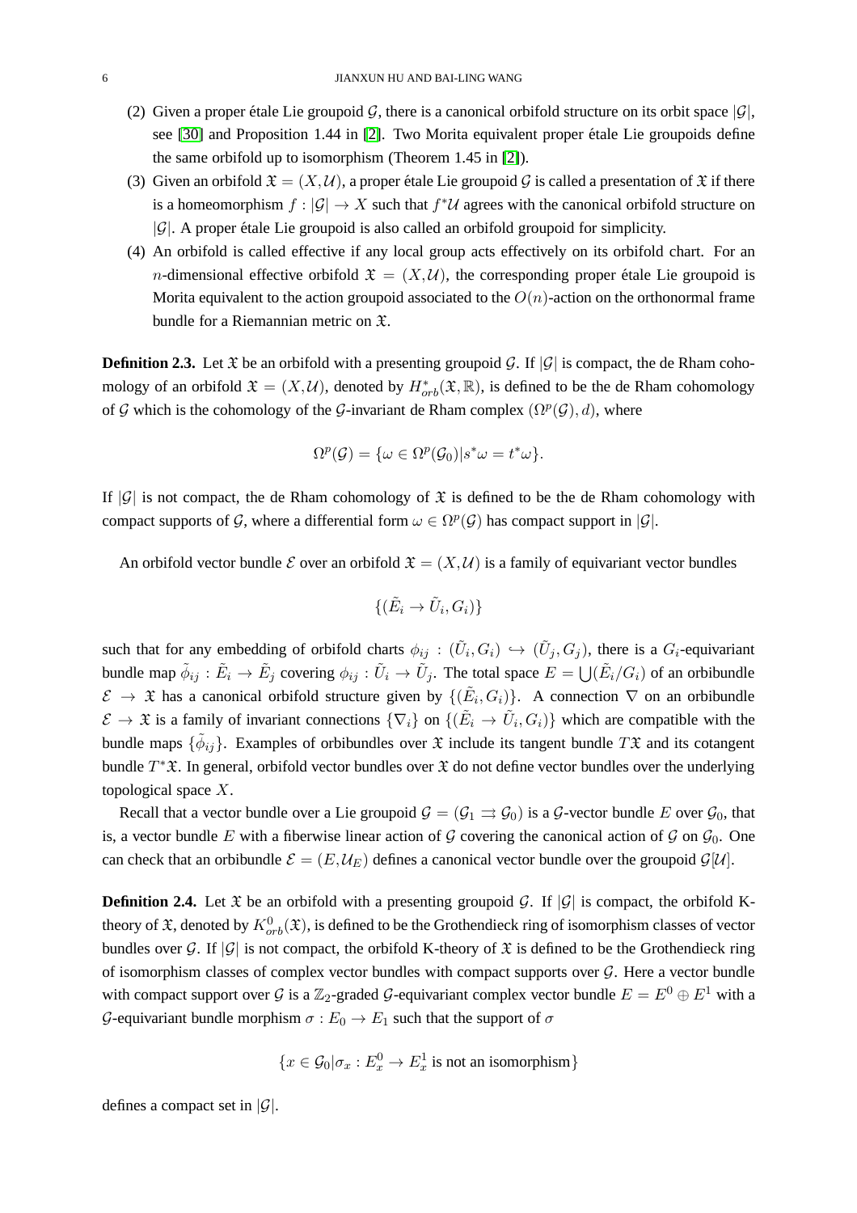(2) Given a proper étale Lie groupoid $\mathcal{G}$, there is a canonical orbifold structure on its orbit space $|\mathcal{G}|$, see [30] and Proposition 1.44 in [2]. Two Morita equivalent proper étale Lie groupoids define the same orbifold up to isomorphism (Theorem 1.45 in [2]).

(3) Given an orbifold $\mathfrak{X} = (X, \mathcal{U})$, a proper étale Lie groupoid $\mathcal{G}$ is called a presentation of $\mathfrak{X}$ if there is a homeomorphism $f : |\mathcal{G}| \to X$ such that $f^*\mathcal{U}$ agrees with the canonical orbifold structure on $|\mathcal{G}|$. A proper étale Lie groupoid is also called an orbifold groupoid for simplicity.

(4) An orbifold is called effective if any local group acts effectively on its orbifold chart. For an $n$-dimensional effective orbifold $\mathfrak{X} = (X, \mathcal{U})$, the corresponding proper étale Lie groupoid is Morita equivalent to the action groupoid associated to the $O(n)$-action on the orthonormal frame bundle for a Riemannian metric on $\mathfrak{X}$.

**Definition 2.3.** Let $\mathfrak{X}$ be an orbifold with a presenting groupoid $\mathcal{G}$. If $|\mathcal{G}|$ is compact, the de Rham cohomology of an orbifold $\mathfrak{X} = (X, \mathcal{U})$, denoted by $H^*_{orb}(\mathfrak{X}, \mathbb{R})$, is defined to be the de Rham cohomology of $\mathcal{G}$ which is the cohomology of the $\mathcal{G}$-invariant de Rham complex $(\Omega^p(\mathcal{G}), d)$, where

$$\Omega^p(\mathcal{G}) = \{\omega \in \Omega^p(\mathcal{G}_0) | s^*\omega = t^*\omega\}.$$

If $|\mathcal{G}|$ is not compact, the de Rham cohomology of $\mathfrak{X}$ is defined to be the de Rham cohomology with compact supports of $\mathcal{G}$, where a differential form $\omega \in \Omega^p(\mathcal{G})$ has compact support in $|\mathcal{G}|$.

An orbifold vector bundle $\mathcal{E}$ over an orbifold $\mathfrak{X} = (X, \mathcal{U})$ is a family of equivariant vector bundles

$$\{(\tilde{E}_i \to \tilde{U}_i, G_i)\}$$

such that for any embedding of orbifold charts $\phi_{ij} : (\tilde{U}_i, G_i) \hookrightarrow (\tilde{U}_j, G_j)$, there is a $G_i$-equivariant bundle map $\tilde{\phi}_{ij} : \tilde{E}_i \to \tilde{E}_j$ covering $\phi_{ij} : \tilde{U}_i \to \tilde{U}_j$. The total space $E = \bigcup (\tilde{E}_i / G_i)$ of an orbibundle $\mathcal{E} \to \mathfrak{X}$ has a canonical orbifold structure given by $\{(\tilde{E}_i, G_i)\}$. A connection $\nabla$ on an orbibundle $\mathcal{E} \to \mathfrak{X}$ is a family of invariant connections $\{\nabla_i\}$ on $\{(\tilde{E}_i \to \tilde{U}_i, G_i)\}$ which are compatible with the bundle maps $\{\tilde{\phi}_{ij}\}$. Examples of orbibundles over $\mathfrak{X}$ include its tangent bundle $T\mathfrak{X}$ and its cotangent bundle $T^*\mathfrak{X}$. In general, orbifold vector bundles over $\mathfrak{X}$ do not define vector bundles over the underlying topological space $X$.

Recall that a vector bundle over a Lie groupoid $\mathcal{G} = (\mathcal{G}_1 \rightrightarrows \mathcal{G}_0)$ is a $\mathcal{G}$-vector bundle $E$ over $\mathcal{G}_0$, that is, a vector bundle $E$ with a fiberwise linear action of $\mathcal{G}$ covering the canonical action of $\mathcal{G}$ on $\mathcal{G}_0$. One can check that an orbibundle $\mathcal{E} = (E, \mathcal{U}_E)$ defines a canonical vector bundle over the groupoid $\mathcal{G}[\mathcal{U}]$.

**Definition 2.4.** Let $\mathfrak{X}$ be an orbifold with a presenting groupoid $\mathcal{G}$. If $|\mathcal{G}|$ is compact, the orbifold K-theory of $\mathfrak{X}$, denoted by $K^0_{orb}(\mathfrak{X})$, is defined to be the Grothendieck ring of isomorphism classes of vector bundles over $\mathcal{G}$. If $|\mathcal{G}|$ is not compact, the orbifold K-theory of $\mathfrak{X}$ is defined to be the Grothendieck ring of isomorphism classes of complex vector bundles with compact supports over $\mathcal{G}$. Here a vector bundle with compact support over $\mathcal{G}$ is a $\mathbb{Z}_2$-graded $\mathcal{G}$-equivariant complex vector bundle $E = E^0 \oplus E^1$ with a $\mathcal{G}$-equivariant bundle morphism $\sigma : E_0 \to E_1$ such that the support of $\sigma$

$$\{x \in \mathcal{G}_0 | \sigma_x : E^0_x \to E^1_x \text{ is not an isomorphism}\}$$

defines a compact set in $|\mathcal{G}|$.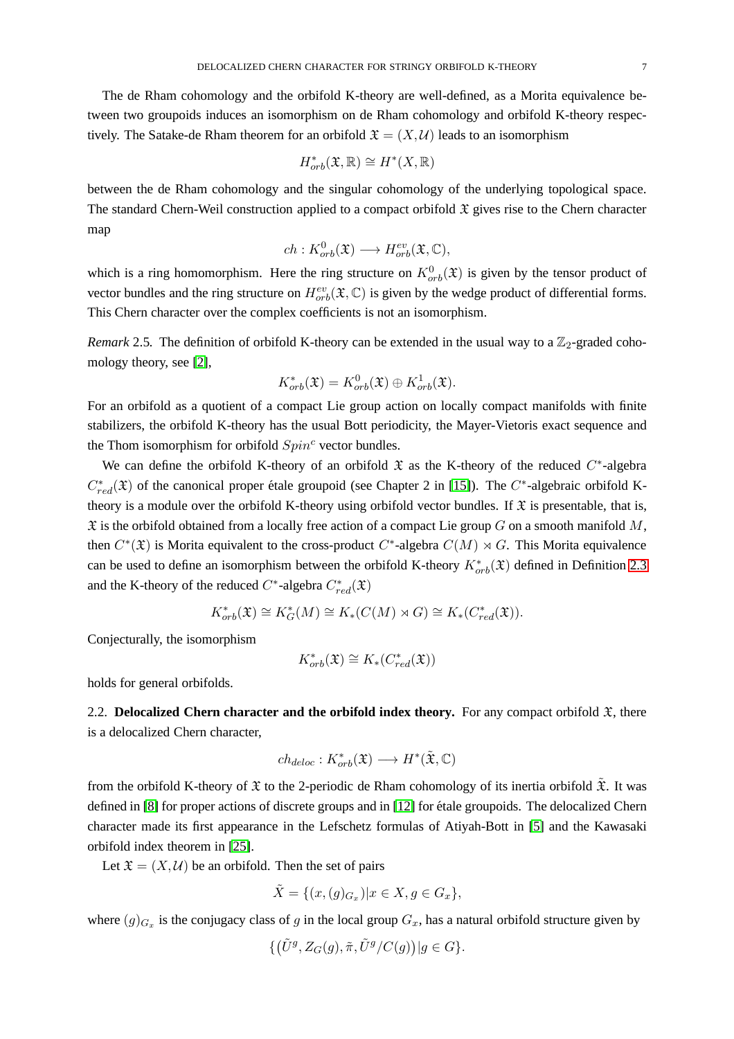The de Rham cohomology and the orbifold K-theory are well-defined, as a Morita equivalence between two groupoids induces an isomorphism on de Rham cohomology and orbifold K-theory respectively. The Satake-de Rham theorem for an orbifold $\mathfrak{X} = (X, \mathcal{U})$ leads to an isomorphism

$$H^*_{orb}(\mathfrak{X}, \mathbb{R}) \cong H^*(X, \mathbb{R})$$

between the de Rham cohomology and the singular cohomology of the underlying topological space. The standard Chern-Weil construction applied to a compact orbifold $\mathfrak{X}$ gives rise to the Chern character map

$$ch : K^0_{orb}(\mathfrak{X}) \longrightarrow H^{ev}_{orb}(\mathfrak{X}, \mathbb{C}),$$

which is a ring homomorphism. Here the ring structure on $K^0_{orb}(\mathfrak{X})$ is given by the tensor product of vector bundles and the ring structure on $H^{ev}_{orb}(\mathfrak{X}, \mathbb{C})$ is given by the wedge product of differential forms. This Chern character over the complex coefficients is not an isomorphism.

*Remark* 2.5. The definition of orbifold K-theory can be extended in the usual way to a $\mathbb{Z}_2$-graded cohomology theory, see [2],

$$K^*_{orb}(\mathfrak{X}) = K^0_{orb}(\mathfrak{X}) \oplus K^1_{orb}(\mathfrak{X}).$$

For an orbifold as a quotient of a compact Lie group action on locally compact manifolds with finite stabilizers, the orbifold K-theory has the usual Bott periodicity, the Mayer-Vietoris exact sequence and the Thom isomorphism for orbifold $Spin^c$ vector bundles.

We can define the orbifold K-theory of an orbifold $\mathfrak{X}$ as the K-theory of the reduced $C^*$-algebra $C^*_{red}(\mathfrak{X})$ of the canonical proper étale groupoid (see Chapter 2 in [15]). The $C^*$-algebraic orbifold K-theory is a module over the orbifold K-theory using orbifold vector bundles. If $\mathfrak{X}$ is presentable, that is, $\mathfrak{X}$ is the orbifold obtained from a locally free action of a compact Lie group $G$ on a smooth manifold $M$, then $C^*(\mathfrak{X})$ is Morita equivalent to the cross-product $C^*$-algebra $C(M) \rtimes G$. This Morita equivalence can be used to define an isomorphism between the orbifold K-theory $K^*_{orb}(\mathfrak{X})$ defined in Definition 2.3 and the K-theory of the reduced $C^*$-algebra $C^*_{red}(\mathfrak{X})$

$$K^*_{orb}(\mathfrak{X}) \cong K^*_G(M) \cong K_*(C(M) \rtimes G) \cong K_*(C^*_{red}(\mathfrak{X})).$$

Conjecturally, the isomorphism

$$K^*_{orb}(\mathfrak{X}) \cong K_*(C^*_{red}(\mathfrak{X}))$$

holds for general orbifolds.

2.2. **Delocalized Chern character and the orbifold index theory.** For any compact orbifold $\mathfrak{X}$, there is a delocalized Chern character,

$$ch_{deloc} : K^*_{orb}(\mathfrak{X}) \longrightarrow H^*(\tilde{\mathfrak{X}}, \mathbb{C})$$

from the orbifold K-theory of $\mathfrak{X}$ to the 2-periodic de Rham cohomology of its inertia orbifold $\tilde{\mathfrak{X}}$. It was defined in [8] for proper actions of discrete groups and in [12] for étale groupoids. The delocalized Chern character made its first appearance in the Lefschetz formulas of Atiyah-Bott in [5] and the Kawasaki orbifold index theorem in [25].

Let $\mathfrak{X} = (X, \mathcal{U})$ be an orbifold. Then the set of pairs

$$\tilde{X} = \{(x, (g)_{G_x}) | x \in X, g \in G_x\},$$

where $(g)_{G_x}$ is the conjugacy class of $g$ in the local group $G_x$, has a natural orbifold structure given by

$$\{(\tilde{U}^g, Z_G(g), \tilde{\pi}, \tilde{U}^g / C(g)) | g \in G\}.$$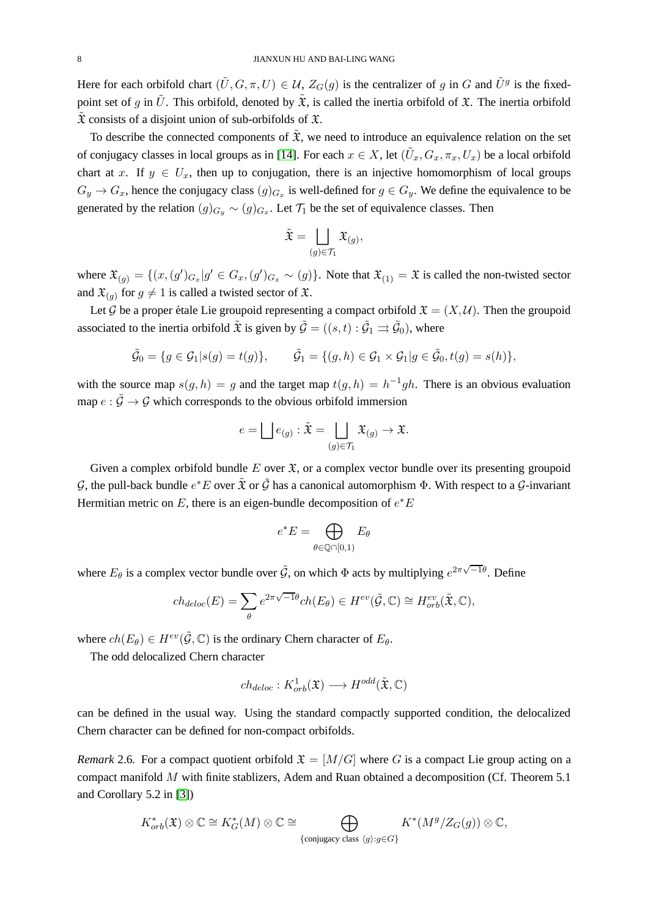Here for each orbifold chart $(\tilde{U}, G, \pi, U) \in \mathcal{U}$, $Z_G(g)$ is the centralizer of $g$ in $G$ and $\tilde{U}^g$ is the fixed-point set of $g$ in $\tilde{U}$. This orbifold, denoted by $\tilde{\mathfrak{X}}$, is called the inertia orbifold of $\mathfrak{X}$. The inertia orbifold $\tilde{\mathfrak{X}}$ consists of a disjoint union of sub-orbifolds of $\mathfrak{X}$.

To describe the connected components of $\tilde{\mathfrak{X}}$, we need to introduce an equivalence relation on the set of conjugacy classes in local groups as in [14]. For each $x \in X$, let $(\tilde{U}_x, G_x, \pi_x, U_x)$ be a local orbifold chart at $x$. If $y \in U_x$, then up to conjugation, there is an injective homomorphism of local groups $G_y \to G_x$, hence the conjugacy class $(g)_{G_x}$ is well-defined for $g \in G_y$. We define the equivalence to be generated by the relation $(g)_{G_y} \sim (g)_{G_x}$. Let $\mathcal{T}_1$ be the set of equivalence classes. Then

$$\tilde{\mathfrak{X}} = \bigsqcup_{(g) \in \mathcal{T}_1} \mathfrak{X}_{(g)},$$

where $\mathfrak{X}_{(g)} = \{(x, (g')_{G_x} | g' \in G_x, (g')_{G_x} \sim (g)\}$. Note that $\mathfrak{X}_{(1)} = \mathfrak{X}$ is called the non-twisted sector and $\mathfrak{X}_{(g)}$ for $g \neq 1$ is called a twisted sector of $\mathfrak{X}$.

Let $\mathcal{G}$ be a proper étale Lie groupoid representing a compact orbifold $\mathfrak{X} = (X, \mathcal{U})$. Then the groupoid associated to the inertia orbifold $\tilde{\mathfrak{X}}$ is given by $\tilde{\mathcal{G}} = ((s,t) : \tilde{\mathcal{G}}_1 \rightrightarrows \tilde{\mathcal{G}}_0)$, where

$$\tilde{\mathcal{G}}_0 = \{g \in \mathcal{G}_1 | s(g) = t(g)\}, \qquad \tilde{\mathcal{G}}_1 = \{(g, h) \in \mathcal{G}_1 \times \mathcal{G}_1 | g \in \tilde{\mathcal{G}}_0, t(g) = s(h)\},$$

with the source map $s(g,h) = g$ and the target map $t(g,h) = h^{-1}gh$. There is an obvious evaluation map $e : \tilde{\mathcal{G}} \to \mathcal{G}$ which corresponds to the obvious orbifold immersion

$$e = \bigsqcup e_{(g)} : \tilde{\mathfrak{X}} = \bigsqcup_{(g) \in \mathcal{T}_1} \mathfrak{X}_{(g)} \to \mathfrak{X}.$$

Given a complex orbifold bundle $E$ over $\mathfrak{X}$, or a complex vector bundle over its presenting groupoid $\mathcal{G}$, the pull-back bundle $e^*E$ over $\tilde{\mathfrak{X}}$ or $\tilde{\mathcal{G}}$ has a canonical automorphism $\Phi$. With respect to a $\mathcal{G}$-invariant Hermitian metric on $E$, there is an eigen-bundle decomposition of $e^*E$

$$e^*E = \bigoplus_{\theta \in \mathbb{Q} \cap [0,1)} E_\theta$$

where $E_\theta$ is a complex vector bundle over $\tilde{\mathcal{G}}$, on which $\Phi$ acts by multiplying $e^{2\pi\sqrt{-1}\theta}$. Define

$$ch_{deloc}(E) = \sum_\theta e^{2\pi\sqrt{-1}\theta} ch(E_\theta) \in H^{ev}(\tilde{\mathcal{G}}, \mathbb{C}) \cong H^{ev}_{orb}(\tilde{\mathfrak{X}}, \mathbb{C}),$$

where $ch(E_\theta) \in H^{ev}(\tilde{\mathcal{G}}, \mathbb{C})$ is the ordinary Chern character of $E_\theta$.

The odd delocalized Chern character

$$ch_{deloc} : K^1_{orb}(\mathfrak{X}) \longrightarrow H^{odd}(\tilde{\mathfrak{X}}, \mathbb{C})$$

can be defined in the usual way. Using the standard compactly supported condition, the delocalized Chern character can be defined for non-compact orbifolds.

*Remark* 2.6. For a compact quotient orbifold $\mathfrak{X} = [M/G]$ where $G$ is a compact Lie group acting on a compact manifold $M$ with finite stablizers, Adem and Ruan obtained a decomposition (Cf. Theorem 5.1 and Corollary 5.2 in [3])

$$K^*_{orb}(\mathfrak{X}) \otimes \mathbb{C} \cong K^*_G(M) \otimes \mathbb{C} \cong \bigoplus_{\{\text{conjugacy class } \langle g \rangle : g \in G\}} K^*(M^g/Z_G(g)) \otimes \mathbb{C},$$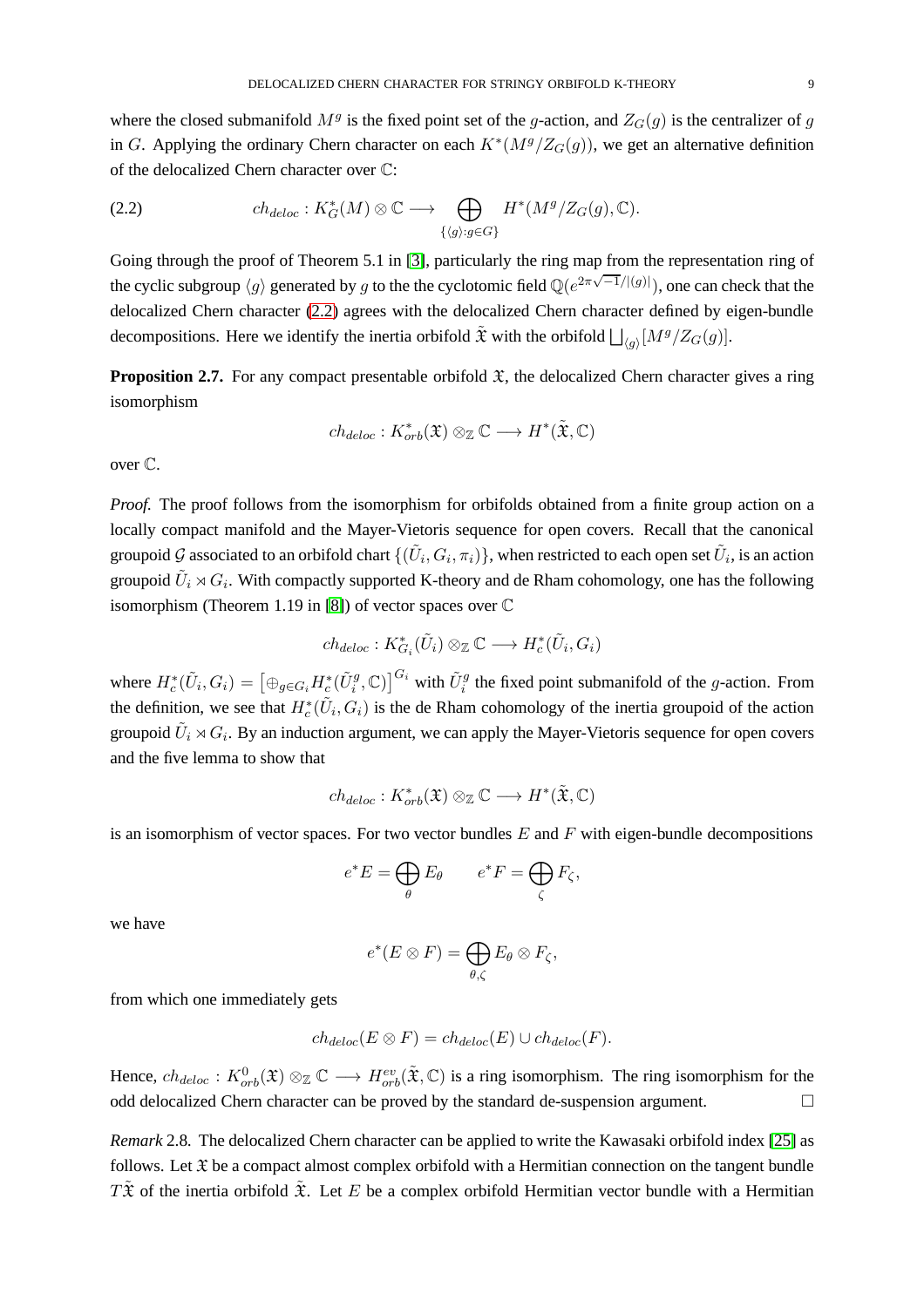where the closed submanifold $M^g$ is the fixed point set of the $g$-action, and $Z_G(g)$ is the centralizer of $g$ in $G$. Applying the ordinary Chern character on each $K^*(M^g/Z_G(g))$, we get an alternative definition of the delocalized Chern character over $\mathbb{C}$:

$$ch_{deloc} : K_G^*(M) \otimes \mathbb{C} \longrightarrow \bigoplus_{\{\langle g \rangle : g \in G\}} H^*(M^g/Z_G(g), \mathbb{C}). \tag{2.2}$$

Going through the proof of Theorem 5.1 in [3], particularly the ring map from the representation ring of the cyclic subgroup $\langle g \rangle$ generated by $g$ to the the cyclotomic field $\mathbb{Q}(e^{2\pi\sqrt{-1}/|\langle g \rangle|})$, one can check that the delocalized Chern character (2.2) agrees with the delocalized Chern character defined by eigen-bundle decompositions. Here we identify the inertia orbifold $\tilde{\mathfrak{X}}$ with the orbifold $\bigsqcup_{\langle g \rangle} [M^g/Z_G(g)]$.

**Proposition 2.7.** For any compact presentable orbifold $\mathfrak{X}$, the delocalized Chern character gives a ring isomorphism

$$ch_{deloc} : K_{orb}^*(\mathfrak{X}) \otimes_{\mathbb{Z}} \mathbb{C} \longrightarrow H^*(\tilde{\mathfrak{X}}, \mathbb{C})$$

over $\mathbb{C}$.

*Proof.* The proof follows from the isomorphism for orbifolds obtained from a finite group action on a locally compact manifold and the Mayer-Vietoris sequence for open covers. Recall that the canonical groupoid $\mathcal{G}$ associated to an orbifold chart $\{(\tilde{U}_i, G_i, \pi_i)\}$, when restricted to each open set $\tilde{U}_i$, is an action groupoid $\tilde{U}_i \rtimes G_i$. With compactly supported K-theory and de Rham cohomology, one has the following isomorphism (Theorem 1.19 in [8]) of vector spaces over $\mathbb{C}$

$$ch_{deloc} : K_{G_i}^*(\tilde{U}_i) \otimes_{\mathbb{Z}} \mathbb{C} \longrightarrow H_c^*(\tilde{U}_i, G_i)$$

where $H_c^*(\tilde{U}_i, G_i) = \left[\oplus_{g \in G_i} H_c^*(\tilde{U}_i^g, \mathbb{C})\right]^{G_i}$ with $\tilde{U}_i^g$ the fixed point submanifold of the $g$-action. From the definition, we see that $H_c^*(\tilde{U}_i, G_i)$ is the de Rham cohomology of the inertia groupoid of the action groupoid $\tilde{U}_i \rtimes G_i$. By an induction argument, we can apply the Mayer-Vietoris sequence for open covers and the five lemma to show that

$$ch_{deloc} : K_{orb}^*(\mathfrak{X}) \otimes_{\mathbb{Z}} \mathbb{C} \longrightarrow H^*(\tilde{\mathfrak{X}}, \mathbb{C})$$

is an isomorphism of vector spaces. For two vector bundles $E$ and $F$ with eigen-bundle decompositions

$$e^*E = \bigoplus_\theta E_\theta \qquad e^*F = \bigoplus_\zeta F_\zeta,$$

we have

$$e^*(E \otimes F) = \bigoplus_{\theta, \zeta} E_\theta \otimes F_\zeta,$$

from which one immediately gets

$$ch_{deloc}(E \otimes F) = ch_{deloc}(E) \cup ch_{deloc}(F).$$

Hence, $ch_{deloc} : K_{orb}^0(\mathfrak{X}) \otimes_{\mathbb{Z}} \mathbb{C} \longrightarrow H_{orb}^{ev}(\tilde{\mathfrak{X}}, \mathbb{C})$ is a ring isomorphism. The ring isomorphism for the odd delocalized Chern character can be proved by the standard de-suspension argument. □

*Remark* 2.8. The delocalized Chern character can be applied to write the Kawasaki orbifold index [25] as follows. Let $\mathfrak{X}$ be a compact almost complex orbifold with a Hermitian connection on the tangent bundle $T\tilde{\mathfrak{X}}$ of the inertia orbifold $\tilde{\mathfrak{X}}$. Let $E$ be a complex orbifold Hermitian vector bundle with a Hermitian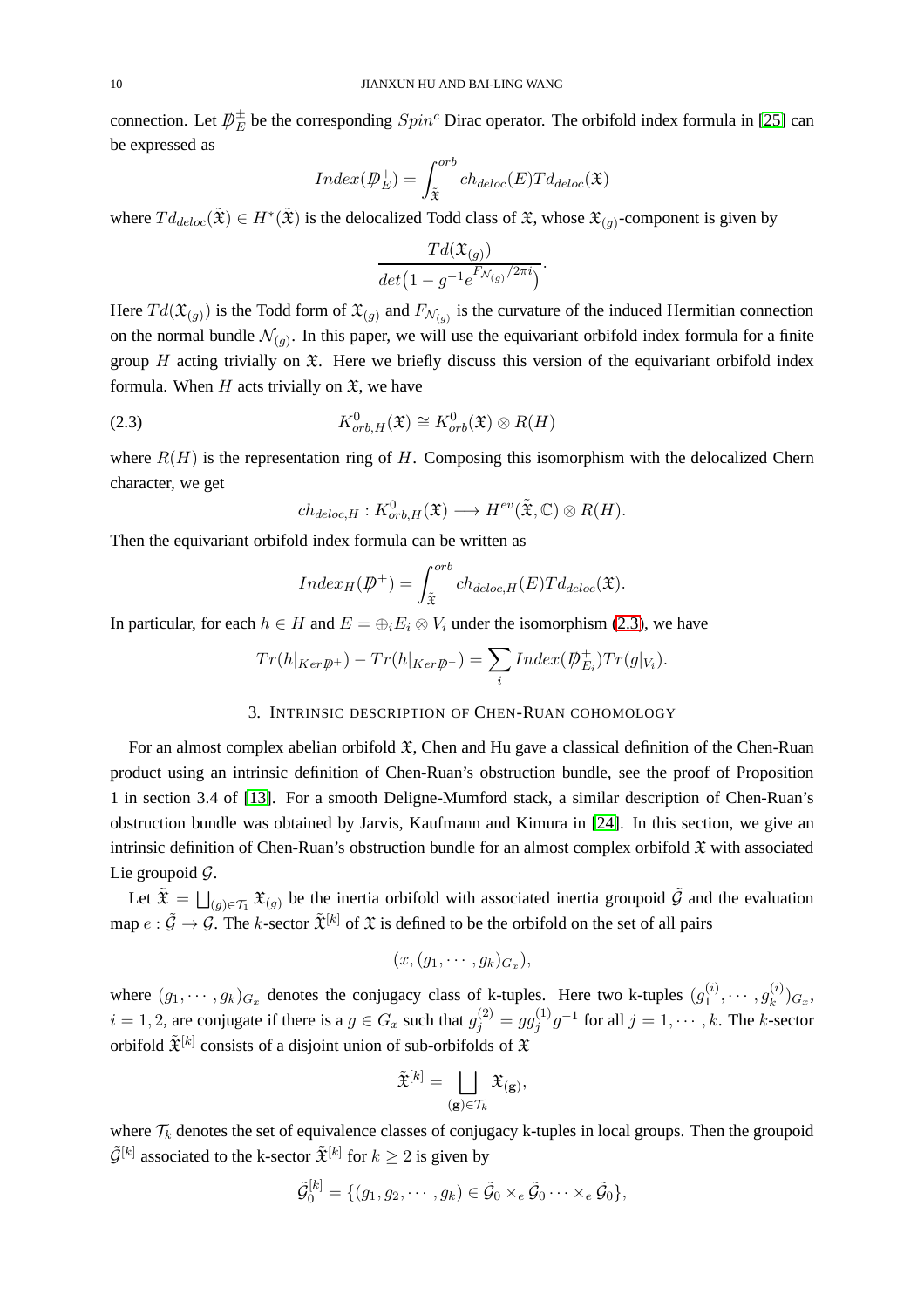connection. Let $\not{D}_E^{\pm}$ be the corresponding $Spin^c$ Dirac operator. The orbifold index formula in [25] can be expressed as

$$Index(\not{D}_E^+) = \int_{\tilde{\mathfrak{X}}}^{orb} ch_{deloc}(E) Td_{deloc}(\mathfrak{X})$$

where $Td_{deloc}(\tilde{\mathfrak{X}}) \in H^*(\tilde{\mathfrak{X}})$ is the delocalized Todd class of $\mathfrak{X}$, whose $\mathfrak{X}_{(g)}$-component is given by

$$\frac{Td(\mathfrak{X}_{(g)})}{det\big(1 - g^{-1} e^{F_{\mathcal{N}_{(g)}}/2\pi i}\big)}.$$

Here $Td(\mathfrak{X}_{(g)})$ is the Todd form of $\mathfrak{X}_{(g)}$ and $F_{\mathcal{N}_{(g)}}$ is the curvature of the induced Hermitian connection on the normal bundle $\mathcal{N}_{(g)}$. In this paper, we will use the equivariant orbifold index formula for a finite group $H$ acting trivially on $\mathfrak{X}$. Here we briefly discuss this version of the equivariant orbifold index formula. When $H$ acts trivially on $\mathfrak{X}$, we have

$$K^0_{orb,H}(\mathfrak{X}) \cong K^0_{orb}(\mathfrak{X}) \otimes R(H) \tag{2.3}$$

where $R(H)$ is the representation ring of $H$. Composing this isomorphism with the delocalized Chern character, we get

$$ch_{deloc,H} : K^0_{orb,H}(\mathfrak{X}) \longrightarrow H^{ev}(\tilde{\mathfrak{X}}, \mathbb{C}) \otimes R(H).$$

Then the equivariant orbifold index formula can be written as

$$Index_H(\not{D}^+) = \int_{\tilde{\mathfrak{X}}}^{orb} ch_{deloc,H}(E) Td_{deloc}(\mathfrak{X}).$$

In particular, for each $h \in H$ and $E = \oplus_i E_i \otimes V_i$ under the isomorphism (2.3), we have

$$Tr(h|_{Ker \not{D}^+}) - Tr(h|_{Ker \not{D}^-}) = \sum_i Index(\not{D}_{E_i}^+) Tr(g|_{V_i}).$$

## 3. Intrinsic description of Chen-Ruan cohomology

For an almost complex abelian orbifold $\mathfrak{X}$, Chen and Hu gave a classical definition of the Chen-Ruan product using an intrinsic definition of Chen-Ruan's obstruction bundle, see the proof of Proposition 1 in section 3.4 of [13]. For a smooth Deligne-Mumford stack, a similar description of Chen-Ruan's obstruction bundle was obtained by Jarvis, Kaufmann and Kimura in [24]. In this section, we give an intrinsic definition of Chen-Ruan's obstruction bundle for an almost complex orbifold $\mathfrak{X}$ with associated Lie groupoid $\mathcal{G}$.

Let $\tilde{\mathfrak{X}} = \bigsqcup_{(g) \in \mathcal{T}_1} \mathfrak{X}_{(g)}$ be the inertia orbifold with associated inertia groupoid $\tilde{\mathcal{G}}$ and the evaluation map $e : \tilde{\mathcal{G}} \to \mathcal{G}$. The $k$-sector $\tilde{\mathfrak{X}}^{[k]}$ of $\mathfrak{X}$ is defined to be the orbifold on the set of all pairs

$$(x, (g_1, \cdots, g_k)_{G_x}),$$

where $(g_1, \cdots, g_k)_{G_x}$ denotes the conjugacy class of k-tuples. Here two k-tuples $(g_1^{(i)}, \cdots, g_k^{(i)})_{G_x}$, $i = 1, 2$, are conjugate if there is a $g \in G_x$ such that $g_j^{(2)} = g g_j^{(1)} g^{-1}$ for all $j = 1, \cdots, k$. The $k$-sector orbifold $\tilde{\mathfrak{X}}^{[k]}$ consists of a disjoint union of sub-orbifolds of $\mathfrak{X}$

$$\tilde{\mathfrak{X}}^{[k]} = \bigsqcup_{(\mathbf{g}) \in \mathcal{T}_k} \mathfrak{X}_{(\mathbf{g})},$$

where $\mathcal{T}_k$ denotes the set of equivalence classes of conjugacy k-tuples in local groups. Then the groupoid $\tilde{\mathcal{G}}^{[k]}$ associated to the k-sector $\tilde{\mathfrak{X}}^{[k]}$ for $k \geq 2$ is given by

$$\tilde{\mathcal{G}}_0^{[k]} = \{(g_1, g_2, \cdots, g_k) \in \tilde{\mathcal{G}}_0 \times_e \tilde{\mathcal{G}}_0 \cdots \times_e \tilde{\mathcal{G}}_0\},$$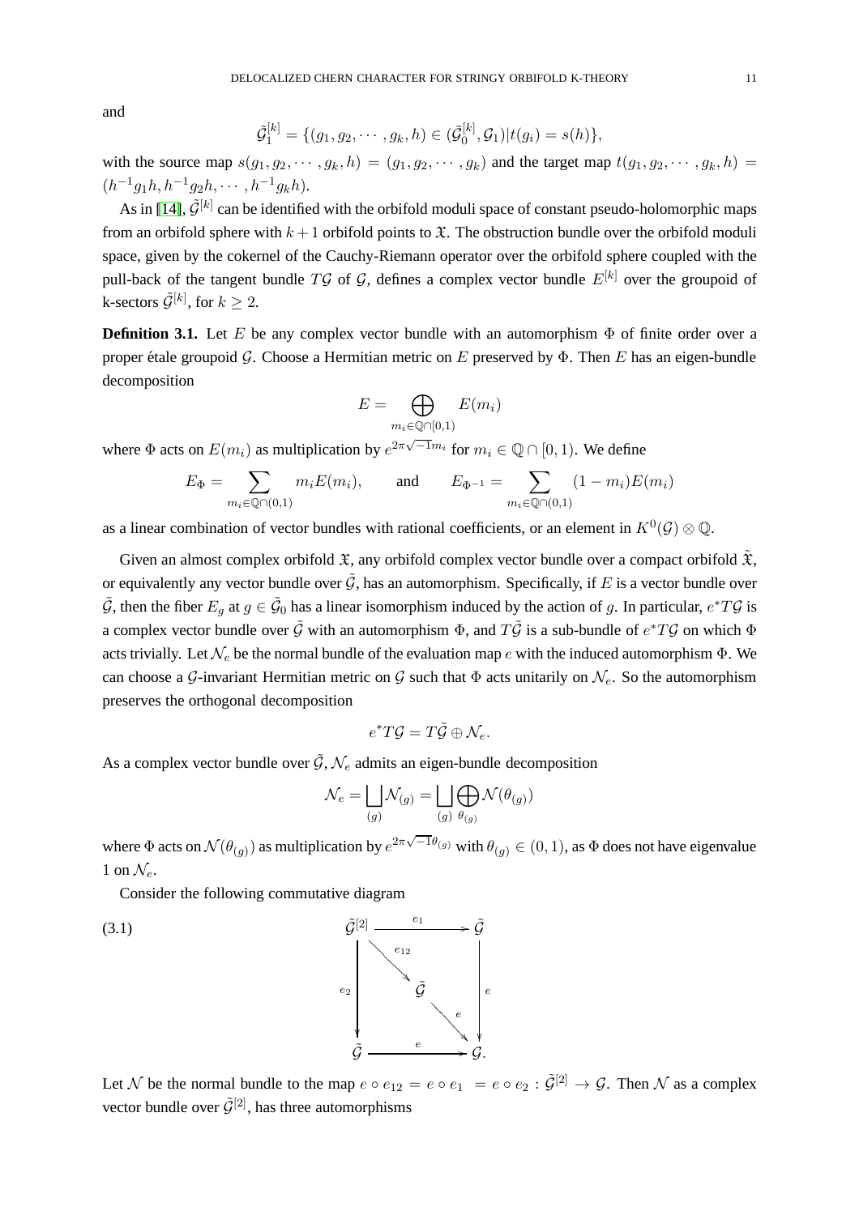and

$$\tilde{\mathcal{G}}_1^{[k]} = \{(g_1, g_2, \cdots, g_k, h) \in (\tilde{\mathcal{G}}_0^{[k]}, \mathcal{G}_1) | t(g_i) = s(h)\},$$

with the source map $s(g_1, g_2, \cdots, g_k, h) = (g_1, g_2, \cdots, g_k)$ and the target map $t(g_1, g_2, \cdots, g_k, h) = (h^{-1}g_1h, h^{-1}g_2h, \cdots, h^{-1}g_kh)$.

As in [14], $\tilde{\mathcal{G}}^{[k]}$ can be identified with the orbifold moduli space of constant pseudo-holomorphic maps from an orbifold sphere with $k+1$ orbifold points to $\mathfrak{X}$. The obstruction bundle over the orbifold moduli space, given by the cokernel of the Cauchy-Riemann operator over the orbifold sphere coupled with the pull-back of the tangent bundle $T\mathcal{G}$ of $\mathcal{G}$, defines a complex vector bundle $E^{[k]}$ over the groupoid of k-sectors $\tilde{\mathcal{G}}^{[k]}$, for $k \geq 2$.

**Definition 3.1.** Let $E$ be any complex vector bundle with an automorphism $\Phi$ of finite order over a proper étale groupoid $\mathcal{G}$. Choose a Hermitian metric on $E$ preserved by $\Phi$. Then $E$ has an eigen-bundle decomposition

$$E = \bigoplus_{m_i \in \mathbb{Q} \cap [0,1)} E(m_i)$$

where $\Phi$ acts on $E(m_i)$ as multiplication by $e^{2\pi\sqrt{-1}m_i}$ for $m_i \in \mathbb{Q} \cap [0,1)$. We define

$$E_\Phi = \sum_{m_i \in \mathbb{Q} \cap (0,1)} m_i E(m_i), \qquad \text{and} \qquad E_{\Phi^{-1}} = \sum_{m_i \in \mathbb{Q} \cap (0,1)} (1-m_i) E(m_i)$$

as a linear combination of vector bundles with rational coefficients, or an element in $K^0(\mathcal{G}) \otimes \mathbb{Q}$.

Given an almost complex orbifold $\mathfrak{X}$, any orbifold complex vector bundle over a compact orbifold $\tilde{\mathfrak{X}}$, or equivalently any vector bundle over $\tilde{\mathcal{G}}$, has an automorphism. Specifically, if $E$ is a vector bundle over $\tilde{\mathcal{G}}$, then the fiber $E_g$ at $g \in \tilde{\mathcal{G}}_0$ has a linear isomorphism induced by the action of $g$. In particular, $e^*T\mathcal{G}$ is a complex vector bundle over $\tilde{\mathcal{G}}$ with an automorphism $\Phi$, and $T\tilde{\mathcal{G}}$ is a sub-bundle of $e^*T\mathcal{G}$ on which $\Phi$ acts trivially. Let $\mathcal{N}_e$ be the normal bundle of the evaluation map $e$ with the induced automorphism $\Phi$. We can choose a $\mathcal{G}$-invariant Hermitian metric on $\mathcal{G}$ such that $\Phi$ acts unitarily on $\mathcal{N}_e$. So the automorphism preserves the orthogonal decomposition

$$e^*T\mathcal{G} = T\tilde{\mathcal{G}} \oplus \mathcal{N}_e.$$

As a complex vector bundle over $\tilde{\mathcal{G}}$, $\mathcal{N}_e$ admits an eigen-bundle decomposition

$$\mathcal{N}_e = \bigsqcup_{(g)} \mathcal{N}_{(g)} = \bigsqcup_{(g)} \bigoplus_{\theta_{(g)}} \mathcal{N}(\theta_{(g)})$$

where $\Phi$ acts on $\mathcal{N}(\theta_{(g)})$ as multiplication by $e^{2\pi\sqrt{-1}\theta_{(g)}}$ with $\theta_{(g)} \in (0,1)$, as $\Phi$ does not have eigenvalue 1 on $\mathcal{N}_e$.

Consider the following commutative diagram

$$\begin{array}{ccc} \tilde{\mathcal{G}}^{[2]} & \xrightarrow{\ e_1\ } & \tilde{\mathcal{G}} \\ & \searrow^{e_{12}} & \\ \downarrow{\scriptstyle e_2} & \tilde{\mathcal{G}} & \downarrow{\scriptstyle e} \\ & \searrow^{e} & \\ \tilde{\mathcal{G}} & \xrightarrow{\ e\ } & \mathcal{G}. \end{array} \tag{3.1}$$

Let $\mathcal{N}$ be the normal bundle to the map $e \circ e_{12} = e \circ e_1 = e \circ e_2 : \tilde{\mathcal{G}}^{[2]} \to \mathcal{G}$. Then $\mathcal{N}$ as a complex vector bundle over $\tilde{\mathcal{G}}^{[2]}$, has three automorphisms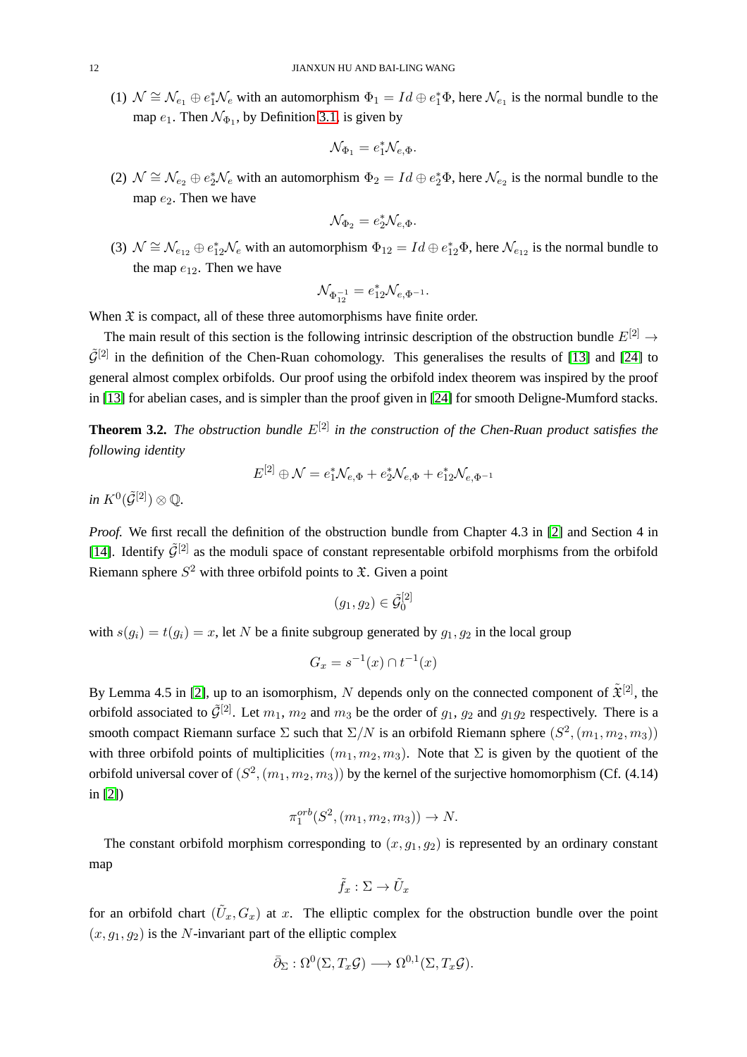(1) $\mathcal{N} \cong \mathcal{N}_{e_1} \oplus e_1^*\mathcal{N}_e$ with an automorphism $\Phi_1 = Id \oplus e_1^*\Phi$, here $\mathcal{N}_{e_1}$ is the normal bundle to the map $e_1$. Then $\mathcal{N}_{\Phi_1}$, by Definition 3.1, is given by

$$\mathcal{N}_{\Phi_1} = e_1^*\mathcal{N}_{e,\Phi}.$$

(2) $\mathcal{N} \cong \mathcal{N}_{e_2} \oplus e_2^*\mathcal{N}_e$ with an automorphism $\Phi_2 = Id \oplus e_2^*\Phi$, here $\mathcal{N}_{e_2}$ is the normal bundle to the map $e_2$. Then we have

$$\mathcal{N}_{\Phi_2} = e_2^*\mathcal{N}_{e,\Phi}.$$

(3) $\mathcal{N} \cong \mathcal{N}_{e_{12}} \oplus e_{12}^*\mathcal{N}_e$ with an automorphism $\Phi_{12} = Id \oplus e_{12}^*\Phi$, here $\mathcal{N}_{e_{12}}$ is the normal bundle to the map $e_{12}$. Then we have

$$\mathcal{N}_{\Phi_{12}^{-1}} = e_{12}^*\mathcal{N}_{e,\Phi^{-1}}.$$

When $\mathfrak{X}$ is compact, all of these three automorphisms have finite order.

The main result of this section is the following intrinsic description of the obstruction bundle $E^{[2]} \to \tilde{\mathcal{G}}^{[2]}$ in the definition of the Chen-Ruan cohomology. This generalises the results of [13] and [24] to general almost complex orbifolds. Our proof using the orbifold index theorem was inspired by the proof in [13] for abelian cases, and is simpler than the proof given in [24] for smooth Deligne-Mumford stacks.

**Theorem 3.2.** *The obstruction bundle $E^{[2]}$ in the construction of the Chen-Ruan product satisfies the following identity*

$$E^{[2]} \oplus \mathcal{N} = e_1^*\mathcal{N}_{e,\Phi} + e_2^*\mathcal{N}_{e,\Phi} + e_{12}^*\mathcal{N}_{e,\Phi^{-1}}$$

*in $K^0(\tilde{\mathcal{G}}^{[2]}) \otimes \mathbb{Q}$.*

*Proof.* We first recall the definition of the obstruction bundle from Chapter 4.3 in [2] and Section 4 in [14]. Identify $\tilde{\mathcal{G}}^{[2]}$ as the moduli space of constant representable orbifold morphisms from the orbifold Riemann sphere $S^2$ with three orbifold points to $\mathfrak{X}$. Given a point

$$(g_1, g_2) \in \tilde{\mathcal{G}}_0^{[2]}$$

with $s(g_i) = t(g_i) = x$, let $N$ be a finite subgroup generated by $g_1, g_2$ in the local group

$$G_x = s^{-1}(x) \cap t^{-1}(x)$$

By Lemma 4.5 in [2], up to an isomorphism, $N$ depends only on the connected component of $\tilde{\mathfrak{X}}^{[2]}$, the orbifold associated to $\tilde{\mathcal{G}}^{[2]}$. Let $m_1$, $m_2$ and $m_3$ be the order of $g_1$, $g_2$ and $g_1g_2$ respectively. There is a smooth compact Riemann surface $\Sigma$ such that $\Sigma/N$ is an orbifold Riemann sphere $(S^2, (m_1, m_2, m_3))$ with three orbifold points of multiplicities $(m_1, m_2, m_3)$. Note that $\Sigma$ is given by the quotient of the orbifold universal cover of $(S^2, (m_1, m_2, m_3))$ by the kernel of the surjective homomorphism (Cf. (4.14) in [2])

$$\pi_1^{orb}(S^2, (m_1, m_2, m_3)) \to N.$$

The constant orbifold morphism corresponding to $(x, g_1, g_2)$ is represented by an ordinary constant map

$$\tilde{f}_x : \Sigma \to \tilde{U}_x$$

for an orbifold chart $(\tilde{U}_x, G_x)$ at $x$. The elliptic complex for the obstruction bundle over the point $(x, g_1, g_2)$ is the $N$-invariant part of the elliptic complex

$$\bar{\partial}_\Sigma : \Omega^0(\Sigma, T_x\mathcal{G}) \longrightarrow \Omega^{0,1}(\Sigma, T_x\mathcal{G}).$$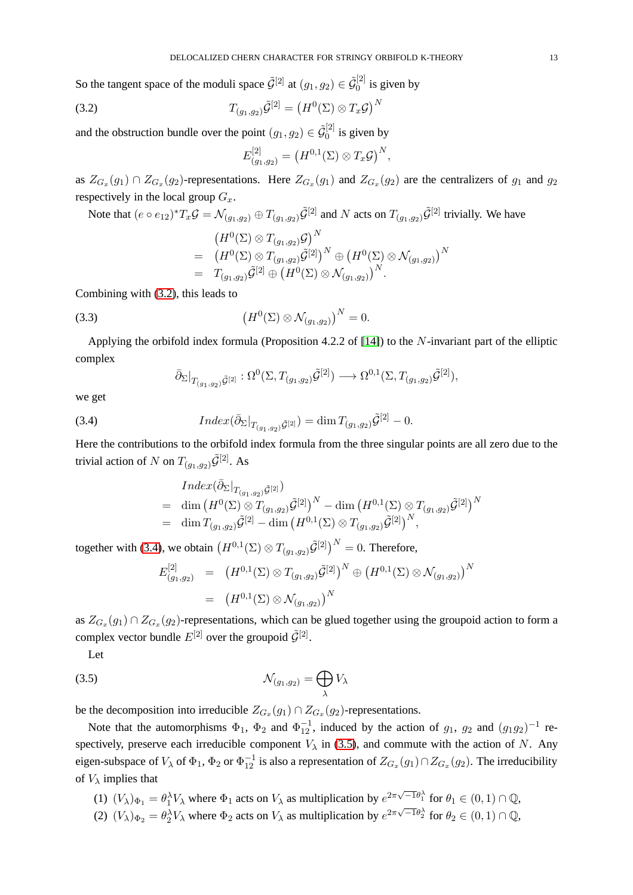So the tangent space of the moduli space $\tilde{\mathcal{G}}^{[2]}$ at $(g_1, g_2) \in \tilde{\mathcal{G}}_0^{[2]}$ is given by

$$T_{(g_1,g_2)}\tilde{\mathcal{G}}^{[2]} = \left(H^0(\Sigma) \otimes T_x\mathcal{G}\right)^N \tag{3.2}$$

and the obstruction bundle over the point $(g_1, g_2) \in \tilde{\mathcal{G}}_0^{[2]}$ is given by

$$E^{[2]}_{(g_1,g_2)} = \left(H^{0,1}(\Sigma) \otimes T_x\mathcal{G}\right)^N,$$

as $Z_{G_x}(g_1) \cap Z_{G_x}(g_2)$-representations. Here $Z_{G_x}(g_1)$ and $Z_{G_x}(g_2)$ are the centralizers of $g_1$ and $g_2$ respectively in the local group $G_x$.

Note that $(e \circ e_{12})^* T_x\mathcal{G} = \mathcal{N}_{(g_1,g_2)} \oplus T_{(g_1,g_2)}\tilde{\mathcal{G}}^{[2]}$ and $N$ acts on $T_{(g_1,g_2)}\tilde{\mathcal{G}}^{[2]}$ trivially. We have

$$\begin{aligned}
& \left(H^0(\Sigma) \otimes T_{(g_1,g_2)}\mathcal{G}\right)^N \\
= \; & \left(H^0(\Sigma) \otimes T_{(g_1,g_2)}\tilde{\mathcal{G}}^{[2]}\right)^N \oplus \left(H^0(\Sigma) \otimes \mathcal{N}_{(g_1,g_2)}\right)^N \\
= \; & T_{(g_1,g_2)}\tilde{\mathcal{G}}^{[2]} \oplus \left(H^0(\Sigma) \otimes \mathcal{N}_{(g_1,g_2)}\right)^N.
\end{aligned}$$

Combining with (3.2), this leads to

$$\left(H^0(\Sigma) \otimes \mathcal{N}_{(g_1,g_2)}\right)^N = 0. \tag{3.3}$$

Applying the orbifold index formula (Proposition 4.2.2 of [14]) to the $N$-invariant part of the elliptic complex

$$\bar{\partial}_\Sigma|_{T_{(g_1,g_2)}\tilde{\mathcal{G}}^{[2]}} : \Omega^0(\Sigma, T_{(g_1,g_2)}\tilde{\mathcal{G}}^{[2]}) \longrightarrow \Omega^{0,1}(\Sigma, T_{(g_1,g_2)}\tilde{\mathcal{G}}^{[2]}),$$

we get

$$Index(\bar{\partial}_\Sigma|_{T_{(g_1,g_2)}\tilde{\mathcal{G}}^{[2]}}) = \dim T_{(g_1,g_2)}\tilde{\mathcal{G}}^{[2]} - 0. \tag{3.4}$$

Here the contributions to the orbifold index formula from the three singular points are all zero due to the trivial action of $N$ on $T_{(g_1,g_2)}\tilde{\mathcal{G}}^{[2]}$. As

$$\begin{aligned}
& Index(\bar{\partial}_\Sigma|_{T_{(g_1,g_2)}\tilde{\mathcal{G}}^{[2]}}) \\
= \; & \dim \left(H^0(\Sigma) \otimes T_{(g_1,g_2)}\tilde{\mathcal{G}}^{[2]}\right)^N - \dim \left(H^{0,1}(\Sigma) \otimes T_{(g_1,g_2)}\tilde{\mathcal{G}}^{[2]}\right)^N \\
= \; & \dim T_{(g_1,g_2)}\tilde{\mathcal{G}}^{[2]} - \dim \left(H^{0,1}(\Sigma) \otimes T_{(g_1,g_2)}\tilde{\mathcal{G}}^{[2]}\right)^N,
\end{aligned}$$

together with (3.4), we obtain $\left(H^{0,1}(\Sigma) \otimes T_{(g_1,g_2)}\tilde{\mathcal{G}}^{[2]}\right)^N = 0$. Therefore,

$$\begin{aligned}
E^{[2]}_{(g_1,g_2)} &= \left(H^{0,1}(\Sigma) \otimes T_{(g_1,g_2)}\tilde{\mathcal{G}}^{[2]}\right)^N \oplus \left(H^{0,1}(\Sigma) \otimes \mathcal{N}_{(g_1,g_2)}\right)^N \\
&= \left(H^{0,1}(\Sigma) \otimes \mathcal{N}_{(g_1,g_2)}\right)^N
\end{aligned}$$

as $Z_{G_x}(g_1) \cap Z_{G_x}(g_2)$-representations, which can be glued together using the groupoid action to form a complex vector bundle $E^{[2]}$ over the groupoid $\tilde{\mathcal{G}}^{[2]}$.

Let

$$\mathcal{N}_{(g_1,g_2)} = \bigoplus_\lambda V_\lambda \tag{3.5}$$

be the decomposition into irreducible $Z_{G_x}(g_1) \cap Z_{G_x}(g_2)$-representations.

Note that the automorphisms $\Phi_1$, $\Phi_2$ and $\Phi_{12}^{-1}$, induced by the action of $g_1$, $g_2$ and $(g_1g_2)^{-1}$ respectively, preserve each irreducible component $V_\lambda$ in (3.5), and commute with the action of $N$. Any eigen-subspace of $V_\lambda$ of $\Phi_1$, $\Phi_2$ or $\Phi_{12}^{-1}$ is also a representation of $Z_{G_x}(g_1) \cap Z_{G_x}(g_2)$. The irreducibility of $V_\lambda$ implies that

(1) $(V_\lambda)_{\Phi_1} = \theta_1^\lambda V_\lambda$ where $\Phi_1$ acts on $V_\lambda$ as multiplication by $e^{2\pi\sqrt{-1}\theta_1^\lambda}$ for $\theta_1 \in (0,1) \cap \mathbb{Q}$,

(2) $(V_\lambda)_{\Phi_2} = \theta_2^\lambda V_\lambda$ where $\Phi_2$ acts on $V_\lambda$ as multiplication by $e^{2\pi\sqrt{-1}\theta_2^\lambda}$ for $\theta_2 \in (0,1) \cap \mathbb{Q}$,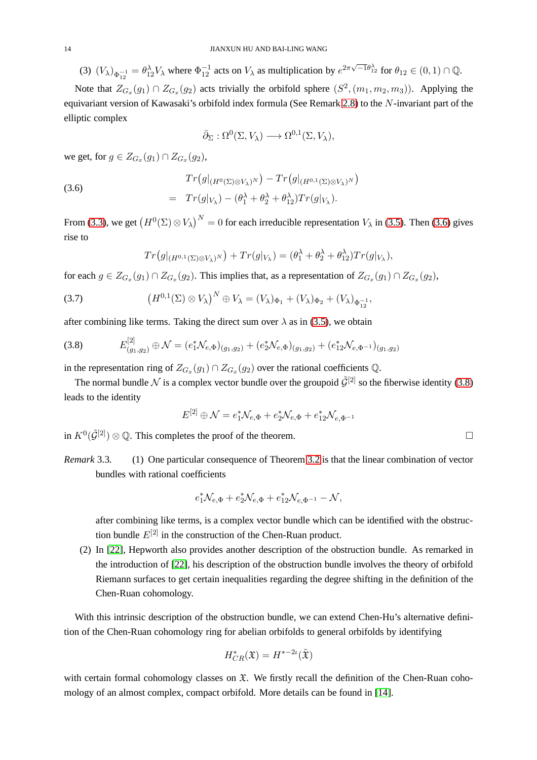(3) $(V_\lambda)_{\Phi_{12}^{-1}} = \theta_{12}^\lambda V_\lambda$ where $\Phi_{12}^{-1}$ acts on $V_\lambda$ as multiplication by $e^{2\pi\sqrt{-1}\theta_{12}^\lambda}$ for $\theta_{12} \in (0,1)\cap \mathbb{Q}$.

Note that $Z_{G_x}(g_1) \cap Z_{G_x}(g_2)$ acts trivially the orbifold sphere $(S^2, (m_1, m_2, m_3))$. Applying the equivariant version of Kawasaki's orbifold index formula (See Remark 2.8) to the $N$-invariant part of the elliptic complex

$$\bar\partial_\Sigma : \Omega^0(\Sigma, V_\lambda) \longrightarrow \Omega^{0,1}(\Sigma, V_\lambda),$$

we get, for $g \in Z_{G_x}(g_1)\cap Z_{G_x}(g_2)$,

$$\begin{aligned} & Tr\big(g|_{(H^0(\Sigma)\otimes V_\lambda)^N}\big) - Tr\big(g|_{(H^{0,1}(\Sigma)\otimes V_\lambda)^N}\big) \\ = \;& Tr(g|_{V_\lambda}) - (\theta_1^\lambda + \theta_2^\lambda + \theta_{12}^\lambda) Tr(g|_{V_\lambda}). \end{aligned} \tag{3.6}$$

From (3.3), we get $\big(H^0(\Sigma)\otimes V_\lambda\big)^N = 0$ for each irreducible representation $V_\lambda$ in (3.5). Then (3.6) gives rise to

$$Tr\big(g|_{(H^{0,1}(\Sigma)\otimes V_\lambda)^N}\big) + Tr(g|_{V_\lambda}) = (\theta_1^\lambda + \theta_2^\lambda + \theta_{12}^\lambda) Tr(g|_{V_\lambda}),$$

for each $g \in Z_{G_x}(g_1)\cap Z_{G_x}(g_2)$. This implies that, as a representation of $Z_{G_x}(g_1)\cap Z_{G_x}(g_2)$,

$$\big(H^{0,1}(\Sigma)\otimes V_\lambda\big)^N \oplus V_\lambda = (V_\lambda)_{\Phi_1} + (V_\lambda)_{\Phi_2} + (V_\lambda)_{\Phi_{12}^{-1}}, \tag{3.7}$$

after combining like terms. Taking the direct sum over $\lambda$ as in (3.5), we obtain

$$E^{[2]}_{(g_1,g_2)} \oplus \mathcal{N} = (e_1^*\mathcal{N}_{e,\Phi})_{(g_1,g_2)} + (e_2^*\mathcal{N}_{e,\Phi})_{(g_1,g_2)} + (e_{12}^*\mathcal{N}_{e,\Phi^{-1}})_{(g_1,g_2)} \tag{3.8}$$

in the representation ring of $Z_{G_x}(g_1)\cap Z_{G_x}(g_2)$ over the rational coefficients $\mathbb{Q}$.

The normal bundle $\mathcal{N}$ is a complex vector bundle over the groupoid $\tilde{\mathcal{G}}^{[2]}$ so the fiberwise identity (3.8) leads to the identity

$$E^{[2]} \oplus \mathcal{N} = e_1^*\mathcal{N}_{e,\Phi} + e_2^*\mathcal{N}_{e,\Phi} + e_{12}^*\mathcal{N}_{e,\Phi^{-1}}$$

in $K^0(\tilde{\mathcal{G}}^{[2]})\otimes \mathbb{Q}$. This completes the proof of the theorem. □

*Remark* 3.3.
1. One particular consequence of Theorem 3.2 is that the linear combination of vector bundles with rational coefficients

$$e_1^*\mathcal{N}_{e,\Phi} + e_2^*\mathcal{N}_{e,\Phi} + e_{12}^*\mathcal{N}_{e,\Phi^{-1}} - \mathcal{N},$$

after combining like terms, is a complex vector bundle which can be identified with the obstruction bundle $E^{[2]}$ in the construction of the Chen-Ruan product.

2. In [22], Hepworth also provides another description of the obstruction bundle. As remarked in the introduction of [22], his description of the obstruction bundle involves the theory of orbifold Riemann surfaces to get certain inequalities regarding the degree shifting in the definition of the Chen-Ruan cohomology.

With this intrinsic description of the obstruction bundle, we can extend Chen-Hu's alternative definition of the Chen-Ruan cohomology ring for abelian orbifolds to general orbifolds by identifying

$$H^*_{CR}(\mathfrak{X}) = H^{*-2\iota}(\tilde{\mathfrak{X}})$$

with certain formal cohomology classes on $\mathfrak{X}$. We firstly recall the definition of the Chen-Ruan cohomology of an almost complex, compact orbifold. More details can be found in [14].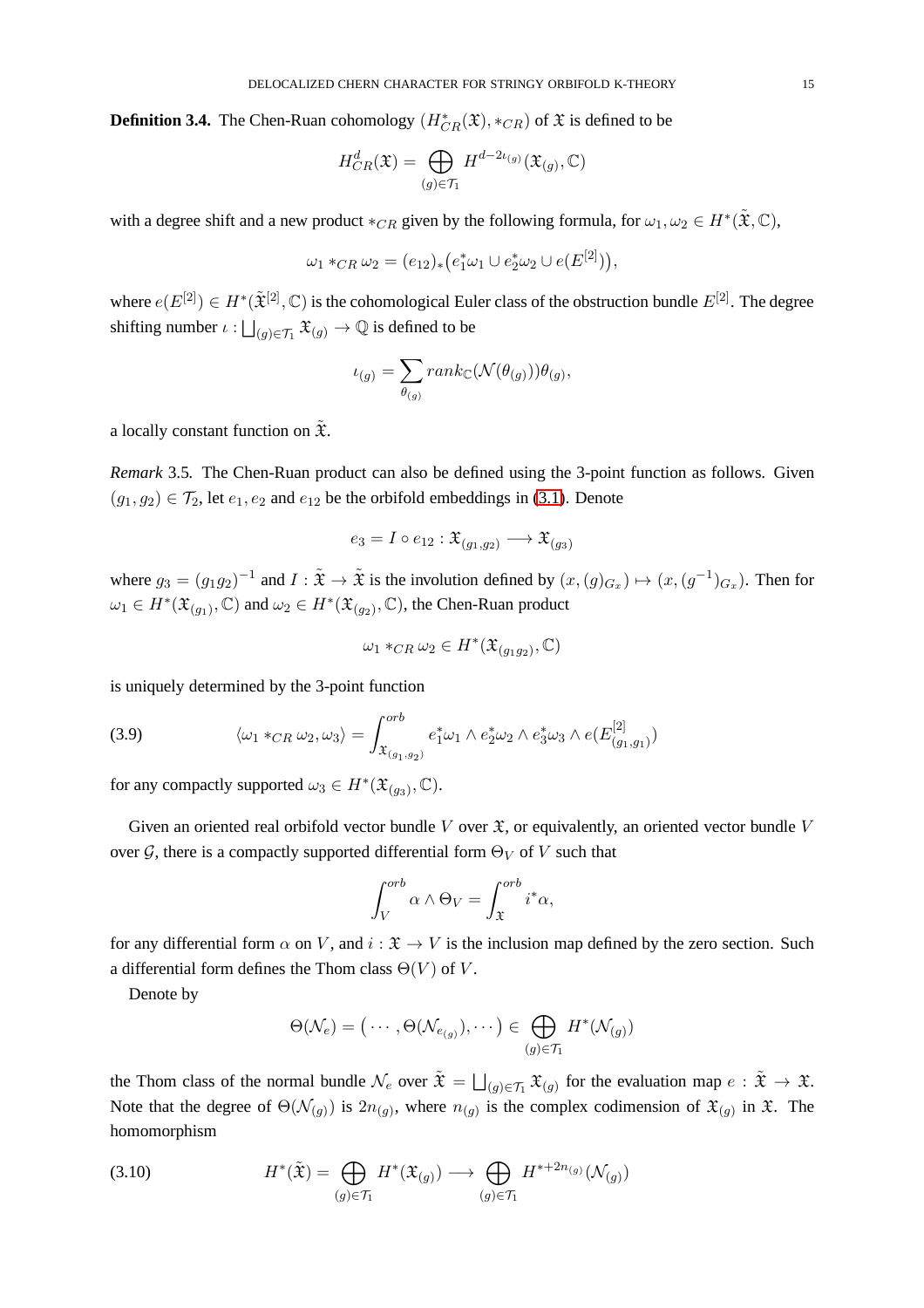**Definition 3.4.** The Chen-Ruan cohomology $(H^*_{CR}(\mathfrak{X}), *_{CR})$ of $\mathfrak{X}$ is defined to be

$$H^d_{CR}(\mathfrak{X}) = \bigoplus_{(g)\in\mathcal{T}_1} H^{d-2\iota_{(g)}}(\mathfrak{X}_{(g)}, \mathbb{C})$$

with a degree shift and a new product $*_{CR}$ given by the following formula, for $\omega_1, \omega_2 \in H^*(\tilde{\mathfrak{X}}, \mathbb{C})$,

$$\omega_1 *_{CR} \omega_2 = (e_{12})_*\big(e_1^*\omega_1 \cup e_2^*\omega_2 \cup e(E^{[2]})\big),$$

where $e(E^{[2]}) \in H^*(\tilde{\mathfrak{X}}^{[2]}, \mathbb{C})$ is the cohomological Euler class of the obstruction bundle $E^{[2]}$. The degree shifting number $\iota : \bigsqcup_{(g)\in\mathcal{T}_1} \mathfrak{X}_{(g)} \to \mathbb{Q}$ is defined to be

$$\iota_{(g)} = \sum_{\theta_{(g)}} rank_{\mathbb{C}}(\mathcal{N}(\theta_{(g)}))\theta_{(g)},$$

a locally constant function on $\tilde{\mathfrak{X}}$.

*Remark* 3.5*.* The Chen-Ruan product can also be defined using the 3-point function as follows. Given $(g_1, g_2) \in \mathcal{T}_2$, let $e_1, e_2$ and $e_{12}$ be the orbifold embeddings in (3.1). Denote

$$e_3 = I \circ e_{12} : \mathfrak{X}_{(g_1,g_2)} \longrightarrow \mathfrak{X}_{(g_3)}$$

where $g_3 = (g_1g_2)^{-1}$ and $I : \tilde{\mathfrak{X}} \to \tilde{\mathfrak{X}}$ is the involution defined by $(x, (g)_{G_x}) \mapsto (x, (g^{-1})_{G_x})$. Then for $\omega_1 \in H^*(\mathfrak{X}_{(g_1)}, \mathbb{C})$ and $\omega_2 \in H^*(\mathfrak{X}_{(g_2)}, \mathbb{C})$, the Chen-Ruan product

$$\omega_1 *_{CR} \omega_2 \in H^*(\mathfrak{X}_{(g_1g_2)}, \mathbb{C})$$

is uniquely determined by the 3-point function

$$\langle \omega_1 *_{CR} \omega_2, \omega_3\rangle = \int^{orb}_{\mathfrak{X}_{(g_1,g_2)}} e_1^*\omega_1 \wedge e_2^*\omega_2 \wedge e_3^*\omega_3 \wedge e(E^{[2]}_{(g_1,g_1)}) \tag{3.9}$$

for any compactly supported $\omega_3 \in H^*(\mathfrak{X}_{(g_3)}, \mathbb{C})$.

Given an oriented real orbifold vector bundle $V$ over $\mathfrak{X}$, or equivalently, an oriented vector bundle $V$ over $\mathcal{G}$, there is a compactly supported differential form $\Theta_V$ of $V$ such that

$$\int^{orb}_V \alpha \wedge \Theta_V = \int^{orb}_{\mathfrak{X}} i^*\alpha,$$

for any differential form $\alpha$ on $V$, and $i : \mathfrak{X} \to V$ is the inclusion map defined by the zero section. Such a differential form defines the Thom class $\Theta(V)$ of $V$.

Denote by

$$\Theta(\mathcal{N}_e) = \big(\cdots, \Theta(\mathcal{N}_{e_{(g)}}), \cdots\big) \in \bigoplus_{(g)\in\mathcal{T}_1} H^*(\mathcal{N}_{(g)})$$

the Thom class of the normal bundle $\mathcal{N}_e$ over $\tilde{\mathfrak{X}} = \bigsqcup_{(g)\in\mathcal{T}_1} \mathfrak{X}_{(g)}$ for the evaluation map $e : \tilde{\mathfrak{X}} \to \mathfrak{X}$. Note that the degree of $\Theta(\mathcal{N}_{(g)})$ is $2n_{(g)}$, where $n_{(g)}$ is the complex codimension of $\mathfrak{X}_{(g)}$ in $\mathfrak{X}$. The homomorphism

$$H^*(\tilde{\mathfrak{X}}) = \bigoplus_{(g)\in\mathcal{T}_1} H^*(\mathfrak{X}_{(g)}) \longrightarrow \bigoplus_{(g)\in\mathcal{T}_1} H^{*+2n_{(g)}}(\mathcal{N}_{(g)}) \tag{3.10}$$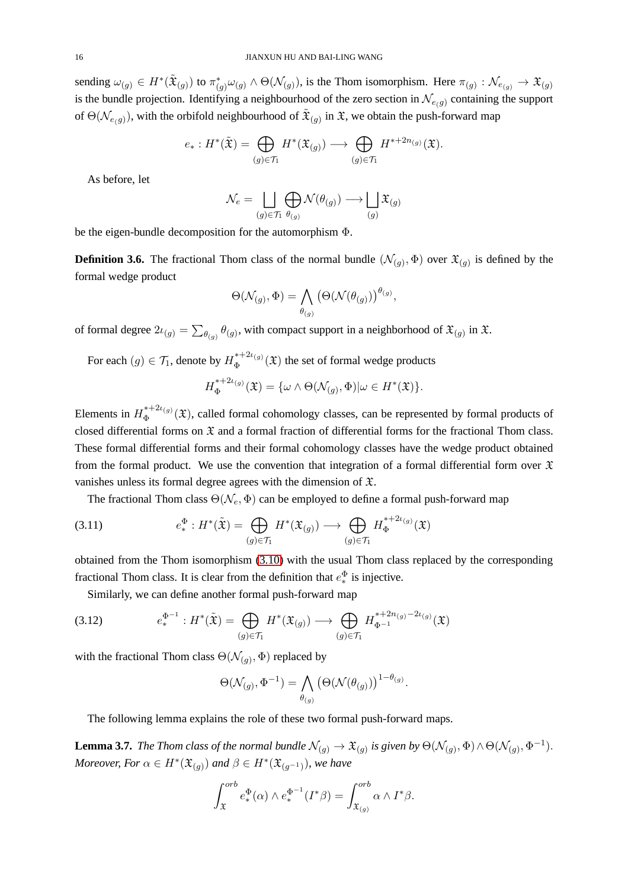sending $\omega_{(g)} \in H^*(\tilde{\mathfrak{X}}_{(g)})$ to $\pi_{(g)}^*\omega_{(g)} \wedge \Theta(\mathcal{N}_{(g)})$, is the Thom isomorphism. Here $\pi_{(g)} : \mathcal{N}_{e_{(g)}} \to \mathfrak{X}_{(g)}$ is the bundle projection. Identifying a neighbourhood of the zero section in $\mathcal{N}_{e_{(g)}}$ containing the support of $\Theta(\mathcal{N}_{e_{(g)}})$, with the orbifold neighbourhood of $\tilde{\mathfrak{X}}_{(g)}$ in $\mathfrak{X}$, we obtain the push-forward map

$$e_* : H^*(\tilde{\mathfrak{X}}) = \bigoplus_{(g)\in\mathcal{T}_1} H^*(\mathfrak{X}_{(g)}) \longrightarrow \bigoplus_{(g)\in\mathcal{T}_1} H^{*+2n_{(g)}}(\mathfrak{X}).$$

As before, let

$$\mathcal{N}_e = \bigsqcup_{(g)\in\mathcal{T}_1} \bigoplus_{\theta_{(g)}} \mathcal{N}(\theta_{(g)}) \longrightarrow \bigsqcup_{(g)} \mathfrak{X}_{(g)}$$

be the eigen-bundle decomposition for the automorphism $\Phi$.

**Definition 3.6.** The fractional Thom class of the normal bundle $(\mathcal{N}_{(g)}, \Phi)$ over $\mathfrak{X}_{(g)}$ is defined by the formal wedge product

$$\Theta(\mathcal{N}_{(g)}, \Phi) = \bigwedge_{\theta_{(g)}} \left(\Theta(\mathcal{N}(\theta_{(g)})\right)^{\theta_{(g)}},$$

of formal degree $2\iota_{(g)} = \sum_{\theta_{(g)}} \theta_{(g)}$, with compact support in a neighborhood of $\mathfrak{X}_{(g)}$ in $\mathfrak{X}$.

For each $(g) \in \mathcal{T}_1$, denote by $H_\Phi^{*+2\iota_{(g)}}(\mathfrak{X})$ the set of formal wedge products

$$H_\Phi^{*+2\iota_{(g)}}(\mathfrak{X}) = \{\omega \wedge \Theta(\mathcal{N}_{(g)}, \Phi) | \omega \in H^*(\mathfrak{X})\}.$$

Elements in $H_\Phi^{*+2\iota_{(g)}}(\mathfrak{X})$, called formal cohomology classes, can be represented by formal products of closed differential forms on $\mathfrak{X}$ and a formal fraction of differential forms for the fractional Thom class. These formal differential forms and their formal cohomology classes have the wedge product obtained from the formal product. We use the convention that integration of a formal differential form over $\mathfrak{X}$ vanishes unless its formal degree agrees with the dimension of $\mathfrak{X}$.

The fractional Thom class $\Theta(\mathcal{N}_e, \Phi)$ can be employed to define a formal push-forward map

$$e_*^\Phi : H^*(\tilde{\mathfrak{X}}) = \bigoplus_{(g)\in\mathcal{T}_1} H^*(\mathfrak{X}_{(g)}) \longrightarrow \bigoplus_{(g)\in\mathcal{T}_1} H_\Phi^{*+2\iota_{(g)}}(\mathfrak{X}) \tag{3.11}$$

obtained from the Thom isomorphism (3.10) with the usual Thom class replaced by the corresponding fractional Thom class. It is clear from the definition that $e_*^\Phi$ is injective.

Similarly, we can define another formal push-forward map

$$e_*^{\Phi^{-1}} : H^*(\tilde{\mathfrak{X}}) = \bigoplus_{(g)\in\mathcal{T}_1} H^*(\mathfrak{X}_{(g)}) \longrightarrow \bigoplus_{(g)\in\mathcal{T}_1} H_{\Phi^{-1}}^{*+2n_{(g)}-2\iota_{(g)}}(\mathfrak{X}) \tag{3.12}$$

with the fractional Thom class $\Theta(\mathcal{N}_{(g)}, \Phi)$ replaced by

$$\Theta(\mathcal{N}_{(g)}, \Phi^{-1}) = \bigwedge_{\theta_{(g)}} \left(\Theta(\mathcal{N}(\theta_{(g)})\right)^{1-\theta_{(g)}}.$$

The following lemma explains the role of these two formal push-forward maps.

**Lemma 3.7.** *The Thom class of the normal bundle $\mathcal{N}_{(g)} \to \mathfrak{X}_{(g)}$ is given by $\Theta(\mathcal{N}_{(g)}, \Phi) \wedge \Theta(\mathcal{N}_{(g)}, \Phi^{-1})$. Moreover, For $\alpha \in H^*(\mathfrak{X}_{(g)})$ and $\beta \in H^*(\mathfrak{X}_{(g^{-1})})$, we have*

$$\int_{\mathfrak{X}}^{orb} e_*^\Phi(\alpha) \wedge e_*^{\Phi^{-1}}(I^*\beta) = \int_{\mathfrak{X}_{(g)}}^{orb} \alpha \wedge I^*\beta.$$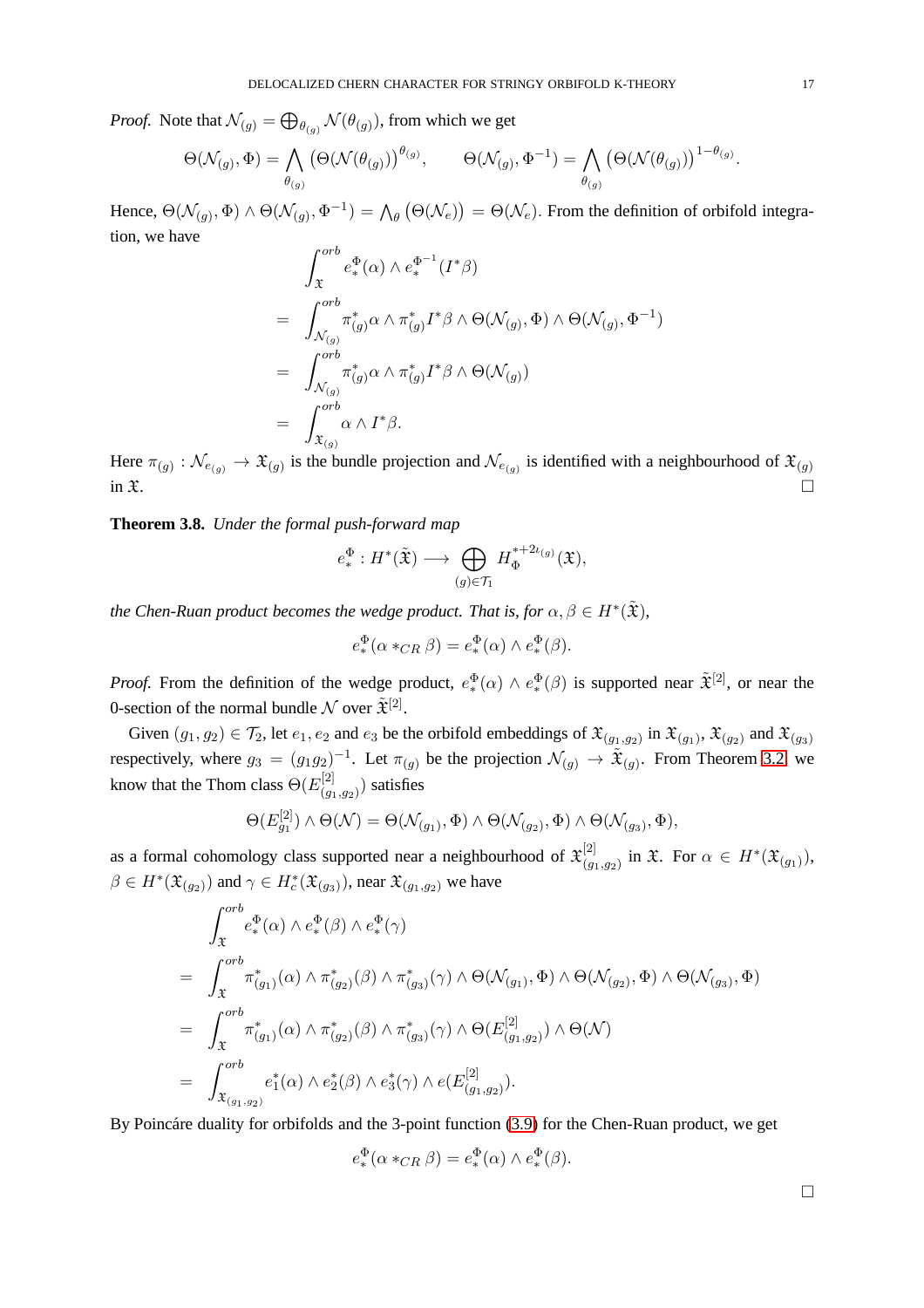*Proof.* Note that $\mathcal{N}_{(g)} = \bigoplus_{\theta_{(g)}} \mathcal{N}(\theta_{(g)})$, from which we get

$$\Theta(\mathcal{N}_{(g)}, \Phi) = \bigwedge_{\theta_{(g)}} \left(\Theta(\mathcal{N}(\theta_{(g)})\right)^{\theta_{(g)}}, \qquad \Theta(\mathcal{N}_{(g)}, \Phi^{-1}) = \bigwedge_{\theta_{(g)}} \left(\Theta(\mathcal{N}(\theta_{(g)})\right)^{1-\theta_{(g)}}.$$

Hence, $\Theta(\mathcal{N}_{(g)}, \Phi) \wedge \Theta(\mathcal{N}_{(g)}, \Phi^{-1}) = \bigwedge_\theta \left(\Theta(\mathcal{N}_e)\right) = \Theta(\mathcal{N}_e)$. From the definition of orbifold integration, we have

$$\begin{aligned}
& \int_{\mathfrak{X}}^{orb} e_*^{\Phi}(\alpha) \wedge e_*^{\Phi^{-1}}(I^*\beta) \\
=\ & \int_{\mathcal{N}_{(g)}}^{orb} \pi_{(g)}^*\alpha \wedge \pi_{(g)}^* I^*\beta \wedge \Theta(\mathcal{N}_{(g)}, \Phi) \wedge \Theta(\mathcal{N}_{(g)}, \Phi^{-1}) \\
=\ & \int_{\mathcal{N}_{(g)}}^{orb} \pi_{(g)}^*\alpha \wedge \pi_{(g)}^* I^*\beta \wedge \Theta(\mathcal{N}_{(g)}) \\
=\ & \int_{\mathfrak{X}_{(g)}}^{orb} \alpha \wedge I^*\beta.
\end{aligned}$$

Here $\pi_{(g)} : \mathcal{N}_{e_{(g)}} \to \mathfrak{X}_{(g)}$ is the bundle projection and $\mathcal{N}_{e_{(g)}}$ is identified with a neighbourhood of $\mathfrak{X}_{(g)}$ in $\mathfrak{X}$. $\square$

**Theorem 3.8.** *Under the formal push-forward map*

$$e_*^{\Phi} : H^*(\tilde{\mathfrak{X}}) \longrightarrow \bigoplus_{(g)\in \mathcal{T}_1} H_{\Phi}^{*+2\iota_{(g)}}(\mathfrak{X}),$$

*the Chen-Ruan product becomes the wedge product. That is, for $\alpha, \beta \in H^*(\tilde{\mathfrak{X}})$,*

$$e_*^{\Phi}(\alpha *_{CR} \beta) = e_*^{\Phi}(\alpha) \wedge e_*^{\Phi}(\beta).$$

*Proof.* From the definition of the wedge product, $e_*^{\Phi}(\alpha) \wedge e_*^{\Phi}(\beta)$ is supported near $\tilde{\mathfrak{X}}^{[2]}$, or near the 0-section of the normal bundle $\mathcal{N}$ over $\tilde{\mathfrak{X}}^{[2]}$.

Given $(g_1, g_2) \in \mathcal{T}_2$, let $e_1, e_2$ and $e_3$ be the orbifold embeddings of $\mathfrak{X}_{(g_1,g_2)}$ in $\mathfrak{X}_{(g_1)}$, $\mathfrak{X}_{(g_2)}$ and $\mathfrak{X}_{(g_3)}$ respectively, where $g_3 = (g_1g_2)^{-1}$. Let $\pi_{(g)}$ be the projection $\mathcal{N}_{(g)} \to \tilde{\mathfrak{X}}_{(g)}$. From Theorem 3.2, we know that the Thom class $\Theta(E^{[2]}_{(g_1,g_2)})$ satisfies

$$\Theta(E^{[2]}_{g_1}) \wedge \Theta(\mathcal{N}) = \Theta(\mathcal{N}_{(g_1)}, \Phi) \wedge \Theta(\mathcal{N}_{(g_2)}, \Phi) \wedge \Theta(\mathcal{N}_{(g_3)}, \Phi),$$

as a formal cohomology class supported near a neighbourhood of $\mathfrak{X}^{[2]}_{(g_1,g_2)}$ in $\mathfrak{X}$. For $\alpha \in H^*(\mathfrak{X}_{(g_1)})$, $\beta \in H^*(\mathfrak{X}_{(g_2)})$ and $\gamma \in H^*_c(\mathfrak{X}_{(g_3)})$, near $\mathfrak{X}_{(g_1,g_2)}$ we have

$$\begin{aligned}
& \int_{\mathfrak{X}}^{orb} e_*^{\Phi}(\alpha) \wedge e_*^{\Phi}(\beta) \wedge e_*^{\Phi}(\gamma) \\
=\ & \int_{\mathfrak{X}}^{orb} \pi_{(g_1)}^*(\alpha) \wedge \pi_{(g_2)}^*(\beta) \wedge \pi_{(g_3)}^*(\gamma) \wedge \Theta(\mathcal{N}_{(g_1)}, \Phi) \wedge \Theta(\mathcal{N}_{(g_2)}, \Phi) \wedge \Theta(\mathcal{N}_{(g_3)}, \Phi) \\
=\ & \int_{\mathfrak{X}}^{orb} \pi_{(g_1)}^*(\alpha) \wedge \pi_{(g_2)}^*(\beta) \wedge \pi_{(g_3)}^*(\gamma) \wedge \Theta(E^{[2]}_{(g_1,g_2)}) \wedge \Theta(\mathcal{N}) \\
=\ & \int_{\mathfrak{X}_{(g_1,g_2)}}^{orb} e_1^*(\alpha) \wedge e_2^*(\beta) \wedge e_3^*(\gamma) \wedge e(E^{[2]}_{(g_1,g_2)}).
\end{aligned}$$

By Poincáre duality for orbifolds and the 3-point function (3.9) for the Chen-Ruan product, we get

$$e_*^{\Phi}(\alpha *_{CR} \beta) = e_*^{\Phi}(\alpha) \wedge e_*^{\Phi}(\beta).$$

$\square$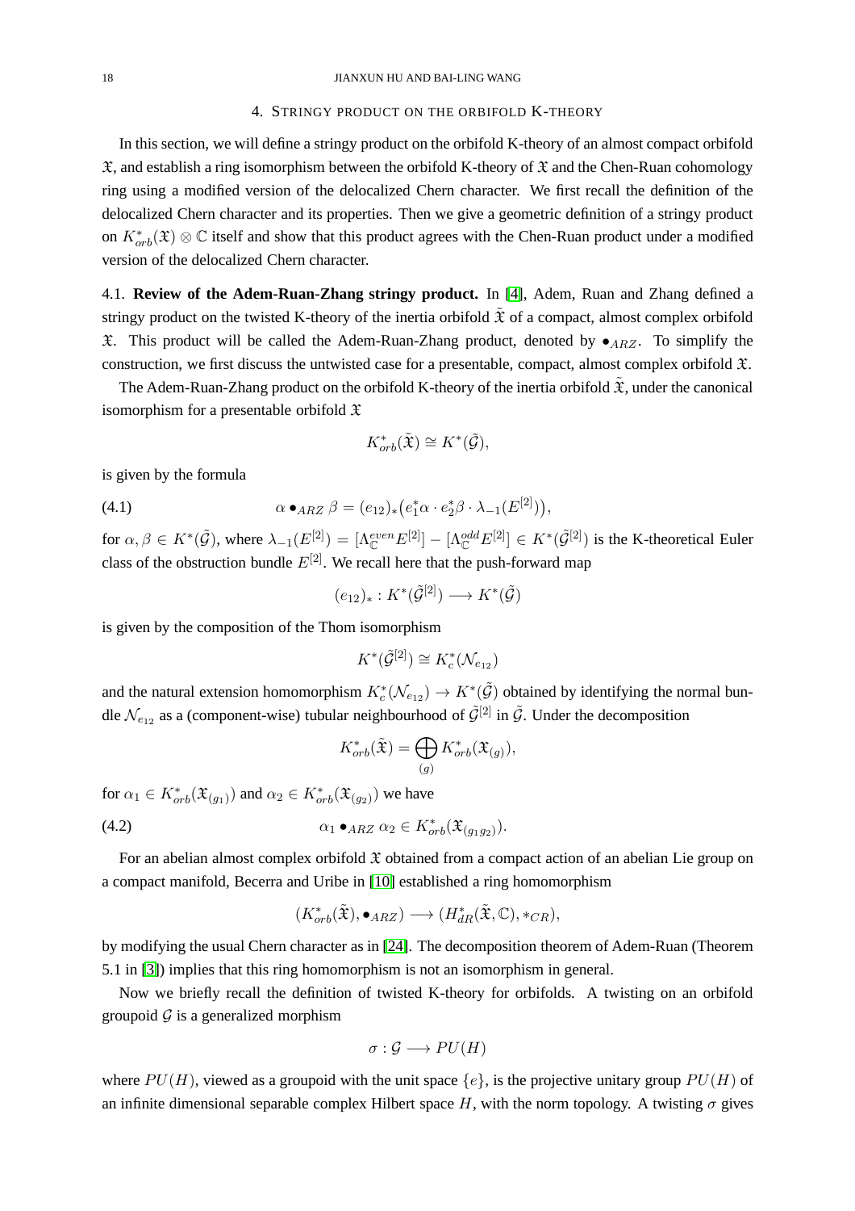## 4. Stringy product on the orbifold K-theory

In this section, we will define a stringy product on the orbifold K-theory of an almost compact orbifold $\mathfrak{X}$, and establish a ring isomorphism between the orbifold K-theory of $\mathfrak{X}$ and the Chen-Ruan cohomology ring using a modified version of the delocalized Chern character. We first recall the definition of the delocalized Chern character and its properties. Then we give a geometric definition of a stringy product on $K^*_{orb}(\mathfrak{X}) \otimes \mathbb{C}$ itself and show that this product agrees with the Chen-Ruan product under a modified version of the delocalized Chern character.

4.1. **Review of the Adem-Ruan-Zhang stringy product.** In [4], Adem, Ruan and Zhang defined a stringy product on the twisted K-theory of the inertia orbifold $\tilde{\mathfrak{X}}$ of a compact, almost complex orbifold $\mathfrak{X}$. This product will be called the Adem-Ruan-Zhang product, denoted by $\bullet_{ARZ}$. To simplify the construction, we first discuss the untwisted case for a presentable, compact, almost complex orbifold $\mathfrak{X}$.

The Adem-Ruan-Zhang product on the orbifold K-theory of the inertia orbifold $\tilde{\mathfrak{X}}$, under the canonical isomorphism for a presentable orbifold $\mathfrak{X}$

$$K^*_{orb}(\tilde{\mathfrak{X}}) \cong K^*(\tilde{\mathcal{G}}),$$

is given by the formula

$$\alpha \bullet_{ARZ} \beta = (e_{12})_*\big(e_1^*\alpha \cdot e_2^*\beta \cdot \lambda_{-1}(E^{[2]})\big), \tag{4.1}$$

for $\alpha, \beta \in K^*(\tilde{\mathcal{G}})$, where $\lambda_{-1}(E^{[2]}) = [\Lambda^{even}_{\mathbb{C}} E^{[2]}] - [\Lambda^{odd}_{\mathbb{C}} E^{[2]}] \in K^*(\tilde{\mathcal{G}}^{[2]})$ is the K-theoretical Euler class of the obstruction bundle $E^{[2]}$. We recall here that the push-forward map

$$(e_{12})_* : K^*(\tilde{\mathcal{G}}^{[2]}) \longrightarrow K^*(\tilde{\mathcal{G}})$$

is given by the composition of the Thom isomorphism

$$K^*(\tilde{\mathcal{G}}^{[2]}) \cong K^*_c(\mathcal{N}_{e_{12}})$$

and the natural extension homomorphism $K^*_c(\mathcal{N}_{e_{12}}) \to K^*(\tilde{\mathcal{G}})$ obtained by identifying the normal bundle $\mathcal{N}_{e_{12}}$ as a (component-wise) tubular neighbourhood of $\tilde{\mathcal{G}}^{[2]}$ in $\tilde{\mathcal{G}}$. Under the decomposition

$$K^*_{orb}(\tilde{\mathfrak{X}}) = \bigoplus_{(g)} K^*_{orb}(\mathfrak{X}_{(g)}),$$

for $\alpha_1 \in K^*_{orb}(\mathfrak{X}_{(g_1)})$ and $\alpha_2 \in K^*_{orb}(\mathfrak{X}_{(g_2)})$ we have

$$\alpha_1 \bullet_{ARZ} \alpha_2 \in K^*_{orb}(\mathfrak{X}_{(g_1 g_2)}). \tag{4.2}$$

For an abelian almost complex orbifold $\mathfrak{X}$ obtained from a compact action of an abelian Lie group on a compact manifold, Becerra and Uribe in [10] established a ring homomorphism

$$(K^*_{orb}(\tilde{\mathfrak{X}}), \bullet_{ARZ}) \longrightarrow (H^*_{dR}(\tilde{\mathfrak{X}}, \mathbb{C}), *_{CR}),$$

by modifying the usual Chern character as in [24]. The decomposition theorem of Adem-Ruan (Theorem 5.1 in [3]) implies that this ring homomorphism is not an isomorphism in general.

Now we briefly recall the definition of twisted K-theory for orbifolds. A twisting on an orbifold groupoid $\mathcal{G}$ is a generalized morphism

$$\sigma : \mathcal{G} \longrightarrow PU(H)$$

where $PU(H)$, viewed as a groupoid with the unit space $\{e\}$, is the projective unitary group $PU(H)$ of an infinite dimensional separable complex Hilbert space $H$, with the norm topology. A twisting $\sigma$ gives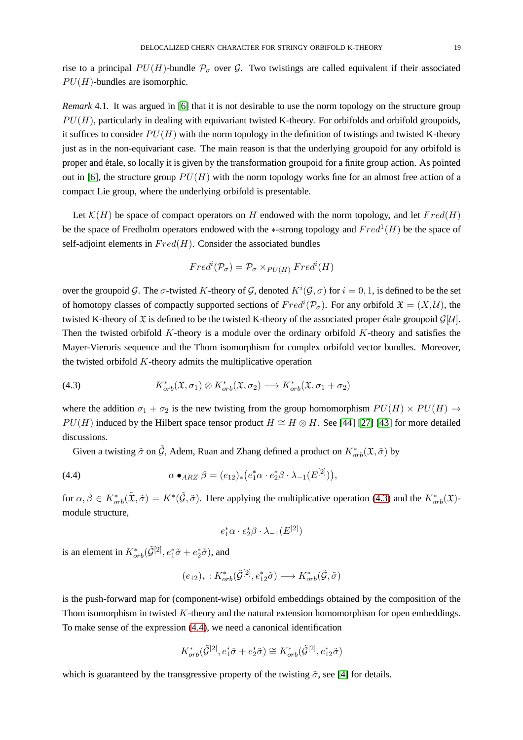rise to a principal $PU(H)$-bundle $\mathcal{P}_\sigma$ over $\mathcal{G}$. Two twistings are called equivalent if their associated $PU(H)$-bundles are isomorphic.

*Remark* 4.1. It was argued in [6] that it is not desirable to use the norm topology on the structure group $PU(H)$, particularly in dealing with equivariant twisted K-theory. For orbifolds and orbifold groupoids, it suffices to consider $PU(H)$ with the norm topology in the definition of twistings and twisted K-theory just as in the non-equivariant case. The main reason is that the underlying groupoid for any orbifold is proper and étale, so locally it is given by the transformation groupoid for a finite group action. As pointed out in [6], the structure group $PU(H)$ with the norm topology works fine for an almost free action of a compact Lie group, where the underlying orbifold is presentable.

Let $\mathcal{K}(H)$ be space of compact operators on $H$ endowed with the norm topology, and let $Fred(H)$ be the space of Fredholm operators endowed with the $*$-strong topology and $Fred^1(H)$ be the space of self-adjoint elements in $Fred(H)$. Consider the associated bundles

$$Fred^i(\mathcal{P}_\sigma) = \mathcal{P}_\sigma \times_{PU(H)} Fred^i(H)$$

over the groupoid $\mathcal{G}$. The $\sigma$-twisted $K$-theory of $\mathcal{G}$, denoted $K^i(\mathcal{G}, \sigma)$ for $i = 0, 1$, is defined to be the set of homotopy classes of compactly supported sections of $Fred^i(\mathcal{P}_\sigma)$. For any orbifold $\mathfrak{X} = (X, \mathcal{U})$, the twisted K-theory of $\mathfrak{X}$ is defined to be the twisted K-theory of the associated proper étale groupoid $\mathcal{G}[\mathcal{U}]$. Then the twisted orbifold $K$-theory is a module over the ordinary orbifold $K$-theory and satisfies the Mayer-Vieroris sequence and the Thom isomorphism for complex orbifold vector bundles. Moreover, the twisted orbifold $K$-theory admits the multiplicative operation

$$K^*_{orb}(\mathfrak{X}, \sigma_1) \otimes K^*_{orb}(\mathfrak{X}, \sigma_2) \longrightarrow K^*_{orb}(\mathfrak{X}, \sigma_1 + \sigma_2) \tag{4.3}$$

where the addition $\sigma_1 + \sigma_2$ is the new twisting from the group homomorphism $PU(H) \times PU(H) \to PU(H)$ induced by the Hilbert space tensor product $H \cong H \otimes H$. See [44] [27] [43] for more detailed discussions.

Given a twisting $\tilde{\sigma}$ on $\tilde{\mathcal{G}}$, Adem, Ruan and Zhang defined a product on $K^*_{orb}(\mathfrak{X}, \tilde{\sigma})$ by

$$\alpha \bullet_{ARZ} \beta = (e_{12})_* \big( e_1^* \alpha \cdot e_2^* \beta \cdot \lambda_{-1}(E^{[2]}) \big), \tag{4.4}$$

for $\alpha, \beta \in K^*_{orb}(\tilde{\mathfrak{X}}, \tilde{\sigma}) = K^*(\tilde{\mathcal{G}}, \tilde{\sigma})$. Here applying the multiplicative operation (4.3) and the $K^*_{orb}(\mathfrak{X})$-module structure,

$$e_1^* \alpha \cdot e_2^* \beta \cdot \lambda_{-1}(E^{[2]})$$

is an element in $K^*_{orb}(\tilde{\mathcal{G}}^{[2]}, e_1^* \tilde{\sigma} + e_2^* \tilde{\sigma})$, and

$$(e_{12})_* : K^*_{orb}(\tilde{\mathcal{G}}^{[2]}, e_{12}^* \tilde{\sigma}) \longrightarrow K^*_{orb}(\tilde{\mathcal{G}}, \tilde{\sigma})$$

is the push-forward map for (component-wise) orbifold embeddings obtained by the composition of the Thom isomorphism in twisted $K$-theory and the natural extension homomorphism for open embeddings. To make sense of the expression (4.4), we need a canonical identification

$$K^*_{orb}(\tilde{\mathcal{G}}^{[2]}, e_1^* \tilde{\sigma} + e_2^* \tilde{\sigma}) \cong K^*_{orb}(\tilde{\mathcal{G}}^{[2]}, e_{12}^* \tilde{\sigma})$$

which is guaranteed by the transgressive property of the twisting $\tilde{\sigma}$, see [4] for details.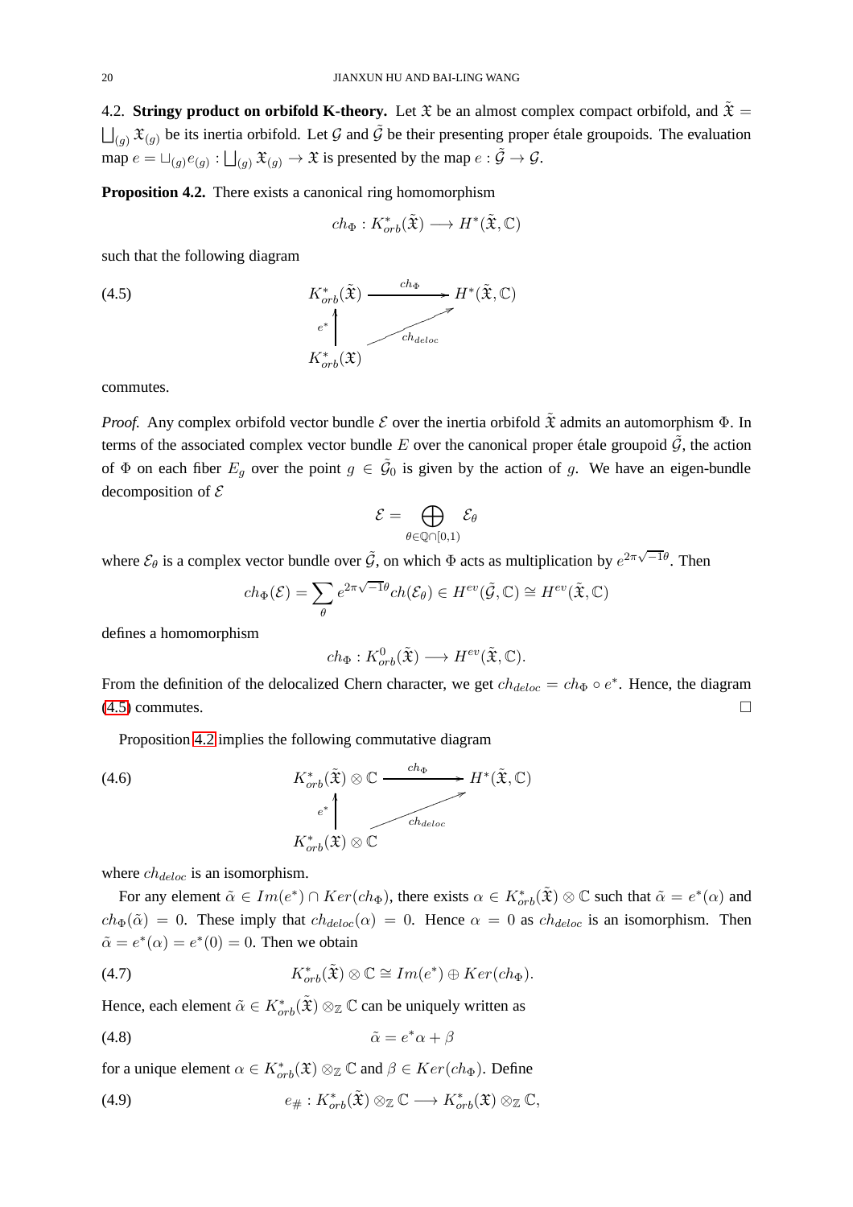4.2. **Stringy product on orbifold K-theory.** Let $\mathfrak{X}$ be an almost complex compact orbifold, and $\tilde{\mathfrak{X}} = \bigsqcup_{(g)} \mathfrak{X}_{(g)}$ be its inertia orbifold. Let $\mathcal{G}$ and $\tilde{\mathcal{G}}$ be their presenting proper étale groupoids. The evaluation map $e = \sqcup_{(g)} e_{(g)} : \bigsqcup_{(g)} \mathfrak{X}_{(g)} \to \mathfrak{X}$ is presented by the map $e : \tilde{\mathcal{G}} \to \mathcal{G}$.

**Proposition 4.2.** There exists a canonical ring homomorphism

$$ch_\Phi : K^*_{orb}(\tilde{\mathfrak{X}}) \longrightarrow H^*(\tilde{\mathfrak{X}}, \mathbb{C})$$

such that the following diagram

$$\begin{array}{ccc} K^*_{orb}(\tilde{\mathfrak{X}}) & \xrightarrow{ch_\Phi} & H^*(\tilde{\mathfrak{X}}, \mathbb{C}) \\ {\scriptstyle e^*}\uparrow & \nearrow_{ch_{deloc}} & \\ K^*_{orb}(\mathfrak{X}) & & \end{array} \tag{4.5}$$

commutes.

*Proof.* Any complex orbifold vector bundle $\mathcal{E}$ over the inertia orbifold $\tilde{\mathfrak{X}}$ admits an automorphism $\Phi$. In terms of the associated complex vector bundle $E$ over the canonical proper étale groupoid $\tilde{\mathcal{G}}$, the action of $\Phi$ on each fiber $E_g$ over the point $g \in \tilde{\mathcal{G}}_0$ is given by the action of $g$. We have an eigen-bundle decomposition of $\mathcal{E}$

$$\mathcal{E} = \bigoplus_{\theta \in \mathbb{Q} \cap [0,1)} \mathcal{E}_\theta$$

where $\mathcal{E}_\theta$ is a complex vector bundle over $\tilde{\mathcal{G}}$, on which $\Phi$ acts as multiplication by $e^{2\pi\sqrt{-1}\theta}$. Then

$$ch_\Phi(\mathcal{E}) = \sum_\theta e^{2\pi\sqrt{-1}\theta} ch(\mathcal{E}_\theta) \in H^{ev}(\tilde{\mathcal{G}}, \mathbb{C}) \cong H^{ev}(\tilde{\mathfrak{X}}, \mathbb{C})$$

defines a homomorphism

$$ch_\Phi : K^0_{orb}(\tilde{\mathfrak{X}}) \longrightarrow H^{ev}(\tilde{\mathfrak{X}}, \mathbb{C}).$$

From the definition of the delocalized Chern character, we get $ch_{deloc} = ch_\Phi \circ e^*$. Hence, the diagram (4.5) commutes. $\square$

Proposition 4.2 implies the following commutative diagram

$$\begin{array}{ccc} K^*_{orb}(\tilde{\mathfrak{X}}) \otimes \mathbb{C} & \xrightarrow{ch_\Phi} & H^*(\tilde{\mathfrak{X}}, \mathbb{C}) \\ {\scriptstyle e^*}\uparrow & \nearrow_{ch_{deloc}} & \\ K^*_{orb}(\mathfrak{X}) \otimes \mathbb{C} & & \end{array} \tag{4.6}$$

where $ch_{deloc}$ is an isomorphism.

For any element $\tilde{\alpha} \in Im(e^*) \cap Ker(ch_\Phi)$, there exists $\alpha \in K^*_{orb}(\tilde{\mathfrak{X}}) \otimes \mathbb{C}$ such that $\tilde{\alpha} = e^*(\alpha)$ and $ch_\Phi(\tilde{\alpha}) = 0$. These imply that $ch_{deloc}(\alpha) = 0$. Hence $\alpha = 0$ as $ch_{deloc}$ is an isomorphism. Then $\tilde{\alpha} = e^*(\alpha) = e^*(0) = 0$. Then we obtain

$$K^*_{orb}(\tilde{\mathfrak{X}}) \otimes \mathbb{C} \cong Im(e^*) \oplus Ker(ch_\Phi). \tag{4.7}$$

Hence, each element $\tilde{\alpha} \in K^*_{orb}(\tilde{\mathfrak{X}}) \otimes_{\mathbb{Z}} \mathbb{C}$ can be uniquely written as

$$\tilde{\alpha} = e^*\alpha + \beta \tag{4.8}$$

for a unique element $\alpha \in K^*_{orb}(\mathfrak{X}) \otimes_{\mathbb{Z}} \mathbb{C}$ and $\beta \in Ker(ch_\Phi)$. Define

$$e_\# : K^*_{orb}(\tilde{\mathfrak{X}}) \otimes_{\mathbb{Z}} \mathbb{C} \longrightarrow K^*_{orb}(\mathfrak{X}) \otimes_{\mathbb{Z}} \mathbb{C}, \tag{4.9}$$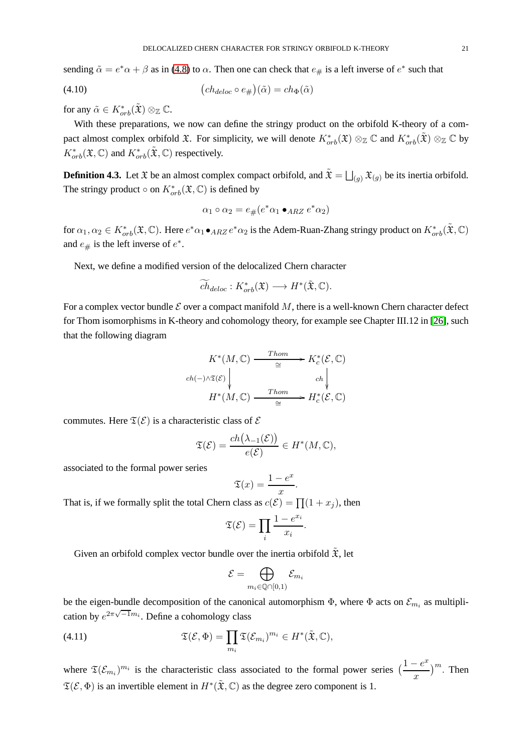sending $\tilde{\alpha} = e^*\alpha + \beta$ as in (4.8) to $\alpha$. Then one can check that $e_\#$ is a left inverse of $e^*$ such that

$$(ch_{deloc} \circ e_\#)(\tilde{\alpha}) = ch_\Phi(\tilde{\alpha}) \tag{4.10}$$

for any $\tilde{\alpha} \in K^*_{orb}(\tilde{\mathfrak{X}}) \otimes_{\mathbb{Z}} \mathbb{C}$.

With these preparations, we now can define the stringy product on the orbifold K-theory of a compact almost complex orbifold $\mathfrak{X}$. For simplicity, we will denote $K^*_{orb}(\mathfrak{X}) \otimes_{\mathbb{Z}} \mathbb{C}$ and $K^*_{orb}(\tilde{\mathfrak{X}}) \otimes_{\mathbb{Z}} \mathbb{C}$ by $K^*_{orb}(\mathfrak{X}, \mathbb{C})$ and $K^*_{orb}(\tilde{\mathfrak{X}}, \mathbb{C})$ respectively.

**Definition 4.3.** Let $\mathfrak{X}$ be an almost complex compact orbifold, and $\tilde{\mathfrak{X}} = \bigsqcup_{(g)} \mathfrak{X}_{(g)}$ be its inertia orbifold. The stringy product $\circ$ on $K^*_{orb}(\mathfrak{X}, \mathbb{C})$ is defined by

$$\alpha_1 \circ \alpha_2 = e_\#(e^*\alpha_1 \bullet_{ARZ} e^*\alpha_2)$$

for $\alpha_1, \alpha_2 \in K^*_{orb}(\mathfrak{X}, \mathbb{C})$. Here $e^*\alpha_1 \bullet_{ARZ} e^*\alpha_2$ is the Adem-Ruan-Zhang stringy product on $K^*_{orb}(\tilde{\mathfrak{X}}, \mathbb{C})$ and $e_\#$ is the left inverse of $e^*$.

Next, we define a modified version of the delocalized Chern character

$$\widetilde{ch}_{deloc} : K^*_{orb}(\mathfrak{X}) \longrightarrow H^*(\tilde{\mathfrak{X}}, \mathbb{C}).$$

For a complex vector bundle $\mathcal{E}$ over a compact manifold $M$, there is a well-known Chern character defect for Thom isomorphisms in K-theory and cohomology theory, for example see Chapter III.12 in [26], such that the following diagram

$$\begin{array}{ccc} K^*(M, \mathbb{C}) & \xrightarrow[\cong]{\ Thom\ } & K^*_c(\mathcal{E}, \mathbb{C}) \\ \Big\downarrow {\scriptstyle ch(-)\wedge\mathfrak{T}(\mathcal{E})} & & \Big\downarrow {\scriptstyle ch} \\ H^*(M, \mathbb{C}) & \xrightarrow[\cong]{\ Thom\ } & H^*_c(\mathcal{E}, \mathbb{C}) \end{array}$$

commutes. Here $\mathfrak{T}(\mathcal{E})$ is a characteristic class of $\mathcal{E}$

$$\mathfrak{T}(\mathcal{E}) = \frac{ch\big(\lambda_{-1}(\mathcal{E})\big)}{e(\mathcal{E})} \in H^*(M, \mathbb{C}),$$

associated to the formal power series

$$\mathfrak{T}(x) = \frac{1 - e^x}{x}.$$

That is, if we formally split the total Chern class as $c(\mathcal{E}) = \prod(1 + x_j)$, then

$$\mathfrak{T}(\mathcal{E}) = \prod_i \frac{1 - e^{x_i}}{x_i}.$$

Given an orbifold complex vector bundle over the inertia orbifold $\tilde{\mathfrak{X}}$, let

$$\mathcal{E} = \bigoplus_{m_i \in \mathbb{Q} \cap [0,1)} \mathcal{E}_{m_i}$$

be the eigen-bundle decomposition of the canonical automorphism $\Phi$, where $\Phi$ acts on $\mathcal{E}_{m_i}$ as multiplication by $e^{2\pi\sqrt{-1}m_i}$. Define a cohomology class

$$\mathfrak{T}(\mathcal{E}, \Phi) = \prod_{m_i} \mathfrak{T}(\mathcal{E}_{m_i})^{m_i} \in H^*(\tilde{\mathfrak{X}}, \mathbb{C}), \tag{4.11}$$

where $\mathfrak{T}(\mathcal{E}_{m_i})^{m_i}$ is the characteristic class associated to the formal power series $\big(\frac{1 - e^x}{x}\big)^m$. Then $\mathfrak{T}(\mathcal{E}, \Phi)$ is an invertible element in $H^*(\tilde{\mathfrak{X}}, \mathbb{C})$ as the degree zero component is 1.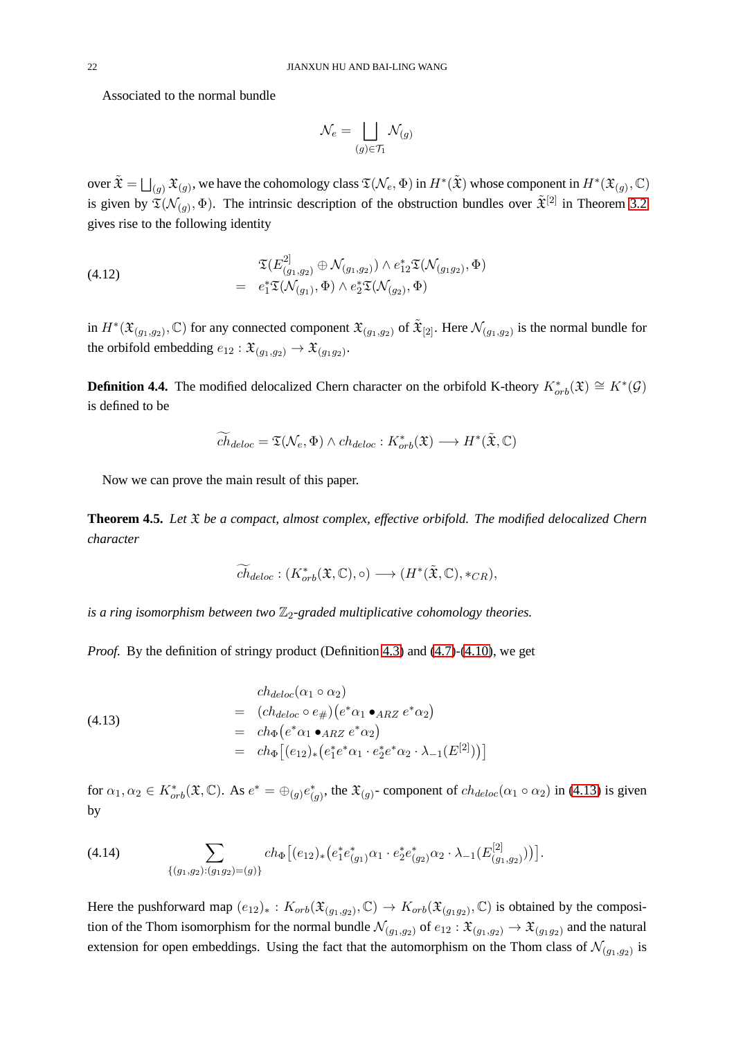Associated to the normal bundle

$$\mathcal{N}_e = \bigsqcup_{(g)\in \mathcal{T}_1} \mathcal{N}_{(g)}$$

over $\tilde{\mathfrak{X}} = \bigsqcup_{(g)} \mathfrak{X}_{(g)}$, we have the cohomology class $\mathfrak{T}(\mathcal{N}_e, \Phi)$ in $H^*(\tilde{\mathfrak{X}})$ whose component in $H^*(\mathfrak{X}_{(g)}, \mathbb{C})$ is given by $\mathfrak{T}(\mathcal{N}_{(g)}, \Phi)$. The intrinsic description of the obstruction bundles over $\tilde{\mathfrak{X}}^{[2]}$ in Theorem 3.2 gives rise to the following identity

$$\begin{aligned} & \mathfrak{T}(E^{[2]}_{(g_1,g_2)} \oplus \mathcal{N}_{(g_1,g_2)}) \wedge e_{12}^* \mathfrak{T}(\mathcal{N}_{(g_1 g_2)}, \Phi) \\ = \ & e_1^* \mathfrak{T}(\mathcal{N}_{(g_1)}, \Phi) \wedge e_2^* \mathfrak{T}(\mathcal{N}_{(g_2)}, \Phi) \end{aligned} \tag{4.12}$$

in $H^*(\mathfrak{X}_{(g_1,g_2)}, \mathbb{C})$ for any connected component $\mathfrak{X}_{(g_1,g_2)}$ of $\tilde{\mathfrak{X}}_{[2]}$. Here $\mathcal{N}_{(g_1,g_2)}$ is the normal bundle for the orbifold embedding $e_{12} : \mathfrak{X}_{(g_1,g_2)} \to \mathfrak{X}_{(g_1 g_2)}$.

**Definition 4.4.** The modified delocalized Chern character on the orbifold K-theory $K^*_{orb}(\mathfrak{X}) \cong K^*(\mathcal{G})$ is defined to be

$$\widetilde{ch}_{deloc} = \mathfrak{T}(\mathcal{N}_e, \Phi) \wedge ch_{deloc} : K^*_{orb}(\mathfrak{X}) \longrightarrow H^*(\tilde{\mathfrak{X}}, \mathbb{C})$$

Now we can prove the main result of this paper.

**Theorem 4.5.** *Let $\mathfrak{X}$ be a compact, almost complex, effective orbifold. The modified delocalized Chern character*

$$\widetilde{ch}_{deloc} : (K^*_{orb}(\mathfrak{X}, \mathbb{C}), \circ) \longrightarrow (H^*(\tilde{\mathfrak{X}}, \mathbb{C}), *_{CR}),$$

*is a ring isomorphism between two $\mathbb{Z}_2$-graded multiplicative cohomology theories.*

*Proof.* By the definition of stringy product (Definition 4.3) and (4.7)-(4.10), we get

$$\begin{aligned} & ch_{deloc}(\alpha_1 \circ \alpha_2) \\ = \ & (ch_{deloc} \circ e_{\#})\big(e^*\alpha_1 \bullet_{ARZ} e^*\alpha_2\big) \\ = \ & ch_{\Phi}\big(e^*\alpha_1 \bullet_{ARZ} e^*\alpha_2\big) \\ = \ & ch_{\Phi}\big[(e_{12})_*\big(e_1^* e^* \alpha_1 \cdot e_2^* e^* \alpha_2 \cdot \lambda_{-1}(E^{[2]})\big)\big] \end{aligned} \tag{4.13}$$

for $\alpha_1, \alpha_2 \in K^*_{orb}(\mathfrak{X}, \mathbb{C})$. As $e^* = \oplus_{(g)} e^*_{(g)}$, the $\mathfrak{X}_{(g)}$- component of $ch_{deloc}(\alpha_1 \circ \alpha_2)$ in (4.13) is given by

$$\sum_{\{(g_1,g_2):(g_1 g_2)=(g)\}} ch_{\Phi}\big[(e_{12})_*\big(e_1^* e^*_{(g_1)}\alpha_1 \cdot e_2^* e^*_{(g_2)}\alpha_2 \cdot \lambda_{-1}(E^{[2]}_{(g_1,g_2)})\big)\big]. \tag{4.14}$$

Here the pushforward map $(e_{12})_* : K_{orb}(\mathfrak{X}_{(g_1,g_2)}, \mathbb{C}) \to K_{orb}(\mathfrak{X}_{(g_1 g_2)}, \mathbb{C})$ is obtained by the composition of the Thom isomorphism for the normal bundle $\mathcal{N}_{(g_1,g_2)}$ of $e_{12} : \mathfrak{X}_{(g_1,g_2)} \to \mathfrak{X}_{(g_1 g_2)}$ and the natural extension for open embeddings. Using the fact that the automorphism on the Thom class of $\mathcal{N}_{(g_1,g_2)}$ is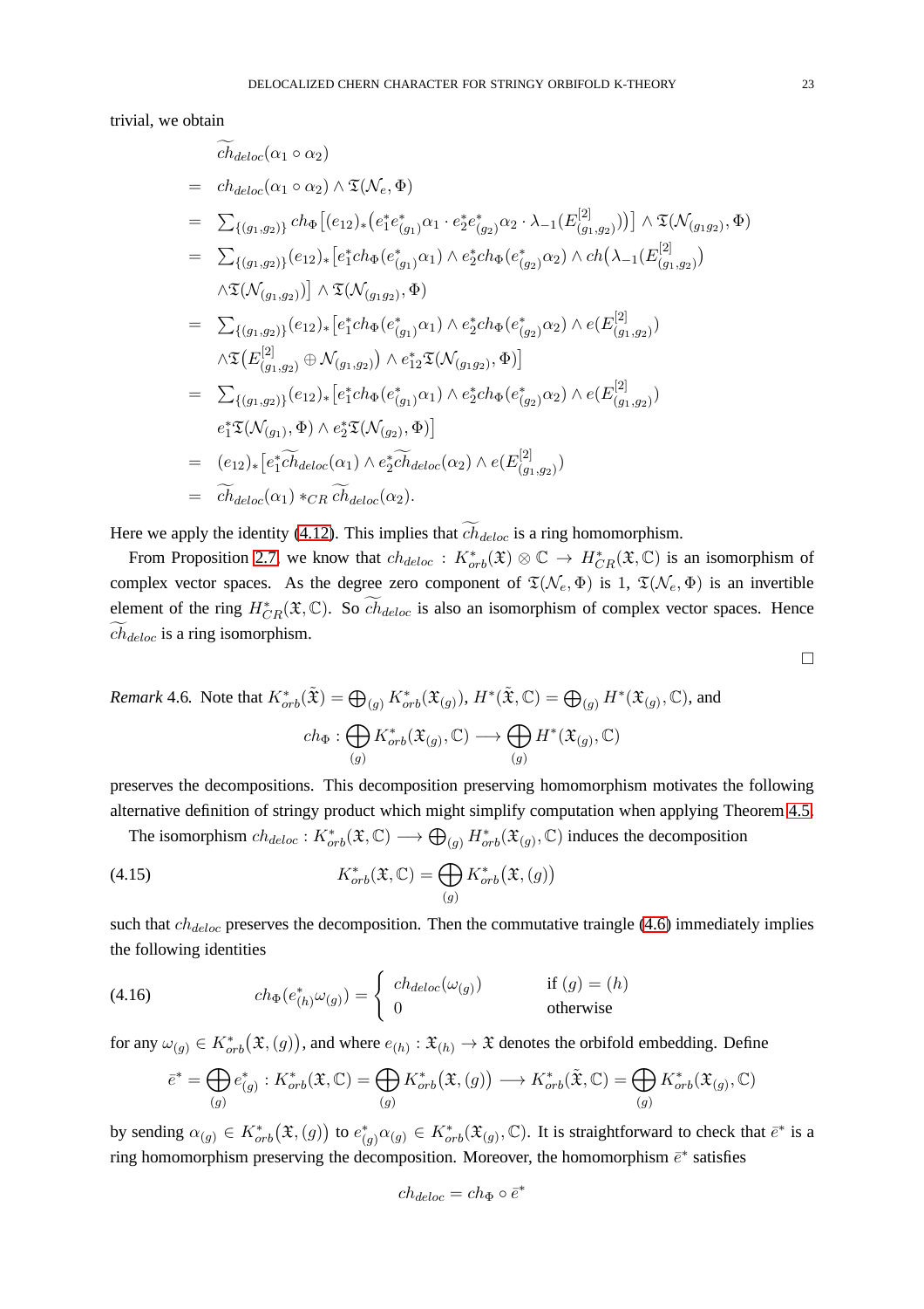trivial, we obtain

$$
\begin{aligned}
& \widetilde{ch}_{deloc}(\alpha_1 \circ \alpha_2) \\
= \;& ch_{deloc}(\alpha_1 \circ \alpha_2) \wedge \mathfrak{T}(\mathcal{N}_e, \Phi) \\
= \;& \textstyle\sum_{\{(g_1,g_2)\}} ch_\Phi\big[(e_{12})_*\big(e_1^* e_{(g_1)}^* \alpha_1 \cdot e_2^* e_{(g_2)}^* \alpha_2 \cdot \lambda_{-1}(E^{[2]}_{(g_1,g_2)})\big)\big] \wedge \mathfrak{T}(\mathcal{N}_{(g_1 g_2)}, \Phi) \\
= \;& \textstyle\sum_{\{(g_1,g_2)\}} (e_{12})_*\big[e_1^* ch_\Phi(e_{(g_1)}^* \alpha_1) \wedge e_2^* ch_\Phi(e_{(g_2)}^* \alpha_2) \wedge ch\big(\lambda_{-1}(E^{[2]}_{(g_1,g_2)}\big) \\
& \wedge \mathfrak{T}(\mathcal{N}_{(g_1,g_2)})\big] \wedge \mathfrak{T}(\mathcal{N}_{(g_1 g_2)}, \Phi) \\
= \;& \textstyle\sum_{\{(g_1,g_2)\}} (e_{12})_*\big[e_1^* ch_\Phi(e_{(g_1)}^* \alpha_1) \wedge e_2^* ch_\Phi(e_{(g_2)}^* \alpha_2) \wedge e(E^{[2]}_{(g_1,g_2)}) \\
& \wedge \mathfrak{T}\big(E^{[2]}_{(g_1,g_2)} \oplus \mathcal{N}_{(g_1,g_2)}\big) \wedge e_{12}^* \mathfrak{T}(\mathcal{N}_{(g_1 g_2)}, \Phi)\big] \\
= \;& \textstyle\sum_{\{(g_1,g_2)\}} (e_{12})_*\big[e_1^* ch_\Phi(e_{(g_1)}^* \alpha_1) \wedge e_2^* ch_\Phi(e_{(g_2)}^* \alpha_2) \wedge e(E^{[2]}_{(g_1,g_2)}) \\
& e_1^* \mathfrak{T}(\mathcal{N}_{(g_1)}, \Phi) \wedge e_2^* \mathfrak{T}(\mathcal{N}_{(g_2)}, \Phi)\big] \\
= \;& (e_{12})_*\big[e_1^* \widetilde{ch}_{deloc}(\alpha_1) \wedge e_2^* \widetilde{ch}_{deloc}(\alpha_2) \wedge e(E^{[2]}_{(g_1,g_2)}\big) \\
= \;& \widetilde{ch}_{deloc}(\alpha_1) *_{CR} \widetilde{ch}_{deloc}(\alpha_2).
\end{aligned}
$$

Here we apply the identity (4.12). This implies that $\widetilde{ch}_{deloc}$ is a ring homomorphism.

From Proposition 2.7 we know that $ch_{deloc} : K^*_{orb}(\mathfrak{X}) \otimes \mathbb{C} \to H^*_{CR}(\mathfrak{X}, \mathbb{C})$ is an isomorphism of complex vector spaces. As the degree zero component of $\mathfrak{T}(\mathcal{N}_e, \Phi)$ is 1, $\mathfrak{T}(\mathcal{N}_e, \Phi)$ is an invertible element of the ring $H^*_{CR}(\mathfrak{X}, \mathbb{C})$. So $\widetilde{ch}_{deloc}$ is also an isomorphism of complex vector spaces. Hence $\widetilde{ch}_{deloc}$ is a ring isomorphism.

□

*Remark* 4.6. Note that $K^*_{orb}(\tilde{\mathfrak{X}}) = \bigoplus_{(g)} K^*_{orb}(\mathfrak{X}_{(g)})$, $H^*(\tilde{\mathfrak{X}}, \mathbb{C}) = \bigoplus_{(g)} H^*(\mathfrak{X}_{(g)}, \mathbb{C})$, and

$$
ch_\Phi : \bigoplus_{(g)} K^*_{orb}(\mathfrak{X}_{(g)}, \mathbb{C}) \longrightarrow \bigoplus_{(g)} H^*(\mathfrak{X}_{(g)}, \mathbb{C})
$$

preserves the decompositions. This decomposition preserving homomorphism motivates the following alternative definition of stringy product which might simplify computation when applying Theorem 4.5.

The isomorphism $ch_{deloc} : K^*_{orb}(\mathfrak{X}, \mathbb{C}) \longrightarrow \bigoplus_{(g)} H^*_{orb}(\mathfrak{X}_{(g)}, \mathbb{C})$ induces the decomposition

$$
K^*_{orb}(\mathfrak{X}, \mathbb{C}) = \bigoplus_{(g)} K^*_{orb}\big(\mathfrak{X}, (g)\big) \tag{4.15}
$$

such that $ch_{deloc}$ preserves the decomposition. Then the commutative traingle (4.6) immediately implies the following identities

$$
ch_\Phi(e^*_{(h)} \omega_{(g)}) = \begin{cases} ch_{deloc}(\omega_{(g)}) & \text{if } (g) = (h) \\ 0 & \text{otherwise} \end{cases} \tag{4.16}
$$

for any $\omega_{(g)} \in K^*_{orb}\big(\mathfrak{X}, (g)\big)$, and where $e_{(h)} : \mathfrak{X}_{(h)} \to \mathfrak{X}$ denotes the orbifold embedding. Define

$$
\bar{e}^* = \bigoplus_{(g)} e^*_{(g)} : K^*_{orb}(\mathfrak{X}, \mathbb{C}) = \bigoplus_{(g)} K^*_{orb}\big(\mathfrak{X}, (g)\big) \longrightarrow K^*_{orb}(\tilde{\mathfrak{X}}, \mathbb{C}) = \bigoplus_{(g)} K^*_{orb}(\mathfrak{X}_{(g)}, \mathbb{C})
$$

by sending $\alpha_{(g)} \in K^*_{orb}\big(\mathfrak{X}, (g)\big)$ to $e^*_{(g)} \alpha_{(g)} \in K^*_{orb}(\mathfrak{X}_{(g)}, \mathbb{C})$. It is straightforward to check that $\bar{e}^*$ is a ring homomorphism preserving the decomposition. Moreover, the homomorphism $\bar{e}^*$ satisfies

$$
ch_{deloc} = ch_\Phi \circ \bar{e}^*
$$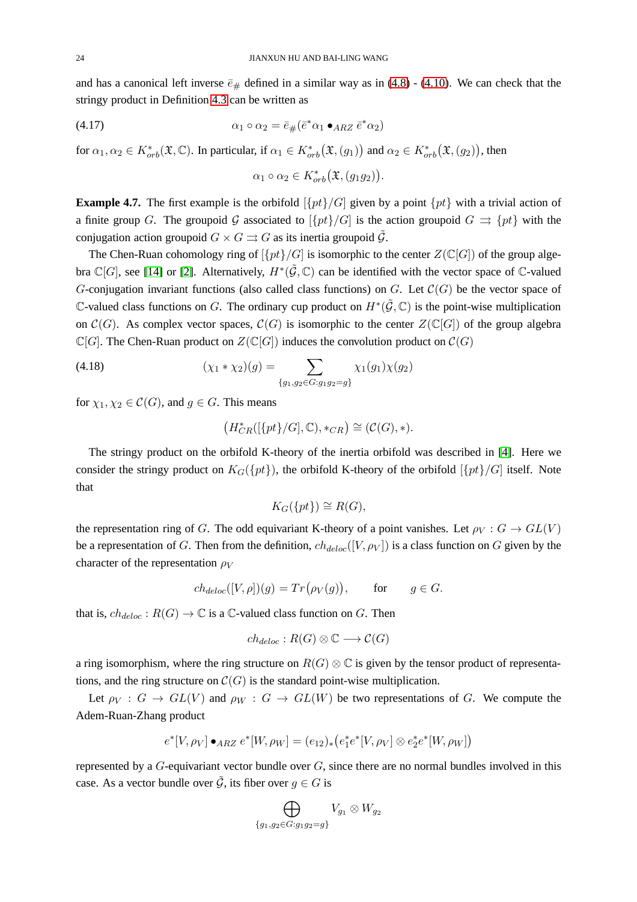and has a canonical left inverse $\bar{e}_{\#}$ defined in a similar way as in (4.8) - (4.10). We can check that the stringy product in Definition 4.3 can be written as

$$\alpha_1 \circ \alpha_2 = \bar{e}_{\#}(\bar{e}^*\alpha_1 \bullet_{ARZ} \bar{e}^*\alpha_2) \tag{4.17}$$

for $\alpha_1, \alpha_2 \in K^*_{orb}(\mathfrak{X}, \mathbb{C})$. In particular, if $\alpha_1 \in K^*_{orb}\big(\mathfrak{X}, (g_1)\big)$ and $\alpha_2 \in K^*_{orb}\big(\mathfrak{X}, (g_2)\big)$, then

$$\alpha_1 \circ \alpha_2 \in K^*_{orb}\big(\mathfrak{X}, (g_1 g_2)\big).$$

**Example 4.7.** The first example is the orbifold $[\{pt\}/G]$ given by a point $\{pt\}$ with a trivial action of a finite group $G$. The groupoid $\mathcal{G}$ associated to $[\{pt\}/G]$ is the action groupoid $G \rightrightarrows \{pt\}$ with the conjugation action groupoid $G \times G \rightrightarrows G$ as its inertia groupoid $\tilde{\mathcal{G}}$.

The Chen-Ruan cohomology ring of $[\{pt\}/G]$ is isomorphic to the center $Z(\mathbb{C}[G])$ of the group algebra $\mathbb{C}[G]$, see [14] or [2]. Alternatively, $H^*(\tilde{\mathcal{G}}, \mathbb{C})$ can be identified with the vector space of $\mathbb{C}$-valued $G$-conjugation invariant functions (also called class functions) on $G$. Let $\mathcal{C}(G)$ be the vector space of $\mathbb{C}$-valued class functions on $G$. The ordinary cup product on $H^*(\tilde{\mathcal{G}}, \mathbb{C})$ is the point-wise multiplication on $\mathcal{C}(G)$. As complex vector spaces, $\mathcal{C}(G)$ is isomorphic to the center $Z(\mathbb{C}[G])$ of the group algebra $\mathbb{C}[G]$. The Chen-Ruan product on $Z(\mathbb{C}[G])$ induces the convolution product on $\mathcal{C}(G)$

$$(\chi_1 * \chi_2)(g) = \sum_{\{g_1, g_2 \in G: g_1 g_2 = g\}} \chi_1(g_1)\chi(g_2) \tag{4.18}$$

for $\chi_1, \chi_2 \in \mathcal{C}(G)$, and $g \in G$. This means

$$\big(H^*_{CR}([\{pt\}/G], \mathbb{C}), *_{CR}\big) \cong (\mathcal{C}(G), *).$$

The stringy product on the orbifold K-theory of the inertia orbifold was described in [4]. Here we consider the stringy product on $K_G(\{pt\})$, the orbifold K-theory of the orbifold $[\{pt\}/G]$ itself. Note that

$$K_G(\{pt\}) \cong R(G),$$

the representation ring of $G$. The odd equivariant K-theory of a point vanishes. Let $\rho_V : G \to GL(V)$ be a representation of $G$. Then from the definition, $ch_{deloc}([V, \rho_V])$ is a class function on $G$ given by the character of the representation $\rho_V$

$$ch_{deloc}([V, \rho])(g) = Tr\big(\rho_V(g)\big), \qquad \text{for} \qquad g \in G.$$

that is, $ch_{deloc} : R(G) \to \mathbb{C}$ is a $\mathbb{C}$-valued class function on $G$. Then

$$ch_{deloc} : R(G) \otimes \mathbb{C} \longrightarrow \mathcal{C}(G)$$

a ring isomorphism, where the ring structure on $R(G) \otimes \mathbb{C}$ is given by the tensor product of representations, and the ring structure on $\mathcal{C}(G)$ is the standard point-wise multiplication.

Let $\rho_V : G \to GL(V)$ and $\rho_W : G \to GL(W)$ be two representations of $G$. We compute the Adem-Ruan-Zhang product

$$e^*[V, \rho_V] \bullet_{ARZ} e^*[W, \rho_W] = (e_{12})_*\big(e_1^* e^*[V, \rho_V] \otimes e_2^* e^*[W, \rho_W]\big)$$

represented by a $G$-equivariant vector bundle over $G$, since there are no normal bundles involved in this case. As a vector bundle over $\tilde{\mathcal{G}}$, its fiber over $g \in G$ is

$$\bigoplus_{\{g_1, g_2 \in G: g_1 g_2 = g\}} V_{g_1} \otimes W_{g_2}$$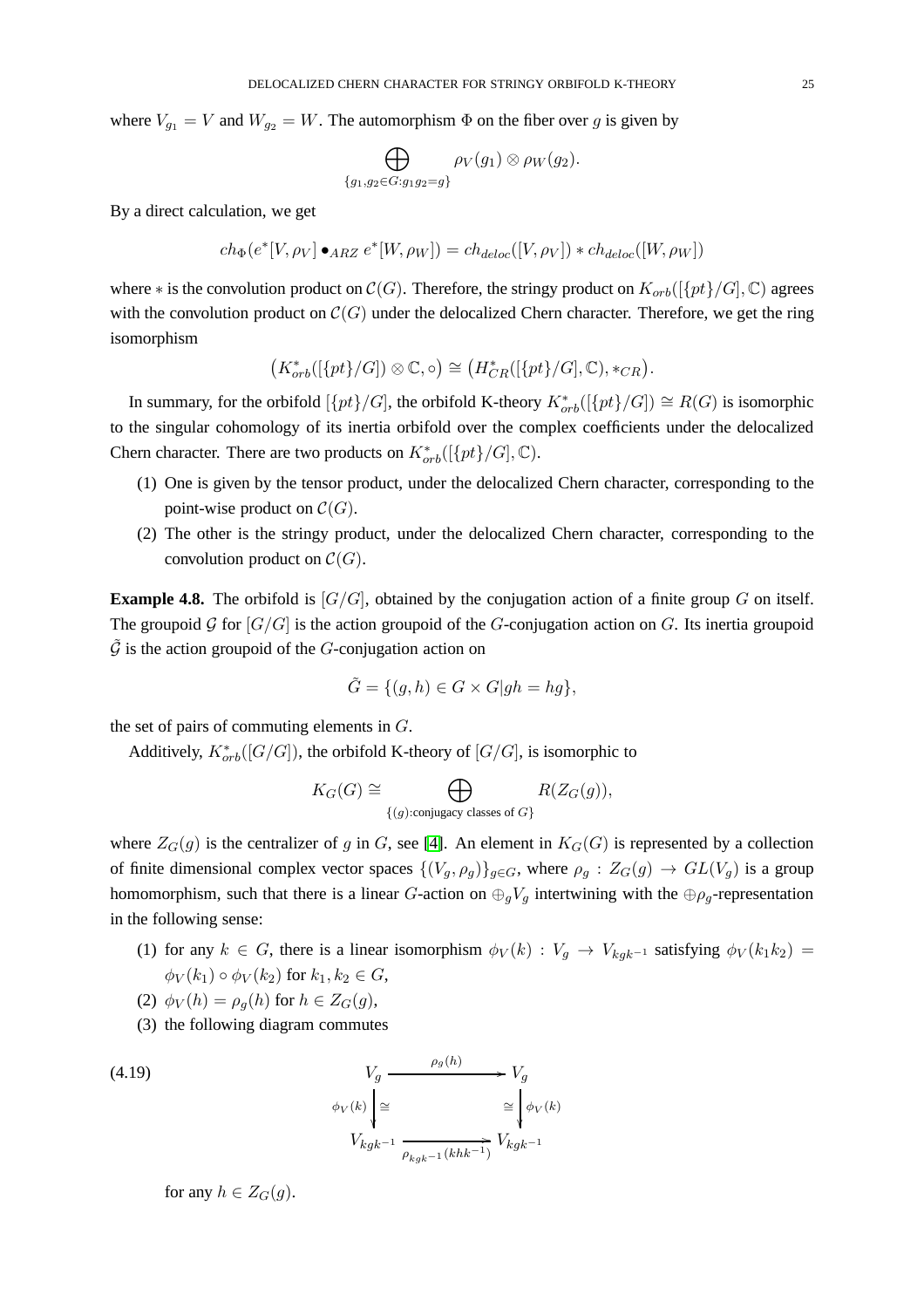where $V_{g_1} = V$ and $W_{g_2} = W$. The automorphism $\Phi$ on the fiber over $g$ is given by

$$\bigoplus_{\{g_1,g_2 \in G: g_1 g_2 = g\}} \rho_V(g_1) \otimes \rho_W(g_2).$$

By a direct calculation, we get

$$ch_\Phi(e^*[V,\rho_V] \bullet_{ARZ} e^*[W,\rho_W]) = ch_{deloc}([V,\rho_V]) * ch_{deloc}([W,\rho_W])$$

where $*$ is the convolution product on $\mathcal{C}(G)$. Therefore, the stringy product on $K_{orb}([\{pt\}/G],\mathbb{C})$ agrees with the convolution product on $\mathcal{C}(G)$ under the delocalized Chern character. Therefore, we get the ring isomorphism

$$\big(K^*_{orb}([\{pt\}/G]) \otimes \mathbb{C}, \circ\big) \cong \big(H^*_{CR}([\{pt\}/G],\mathbb{C}), *_{CR}\big).$$

In summary, for the orbifold $[\{pt\}/G]$, the orbifold K-theory $K^*_{orb}([\{pt\}/G]) \cong R(G)$ is isomorphic to the singular cohomology of its inertia orbifold over the complex coefficients under the delocalized Chern character. There are two products on $K^*_{orb}([\{pt\}/G],\mathbb{C})$.

1. One is given by the tensor product, under the delocalized Chern character, corresponding to the point-wise product on $\mathcal{C}(G)$.
2. The other is the stringy product, under the delocalized Chern character, corresponding to the convolution product on $\mathcal{C}(G)$.

**Example 4.8.** The orbifold is $[G/G]$, obtained by the conjugation action of a finite group $G$ on itself. The groupoid $\mathcal{G}$ for $[G/G]$ is the action groupoid of the $G$-conjugation action on $G$. Its inertia groupoid $\tilde{\mathcal{G}}$ is the action groupoid of the $G$-conjugation action on

$$\tilde{G} = \{(g,h) \in G \times G | gh = hg\},$$

the set of pairs of commuting elements in $G$.

Additively, $K^*_{orb}([G/G])$, the orbifold K-theory of $[G/G]$, is isomorphic to

$$K_G(G) \cong \bigoplus_{\{(g):\text{conjugacy classes of } G\}} R(Z_G(g)),$$

where $Z_G(g)$ is the centralizer of $g$ in $G$, see [4]. An element in $K_G(G)$ is represented by a collection of finite dimensional complex vector spaces $\{(V_g,\rho_g)\}_{g\in G}$, where $\rho_g : Z_G(g) \to GL(V_g)$ is a group homomorphism, such that there is a linear $G$-action on $\oplus_g V_g$ intertwining with the $\oplus \rho_g$-representation in the following sense:

1. for any $k \in G$, there is a linear isomorphism $\phi_V(k) : V_g \to V_{kgk^{-1}}$ satisfying $\phi_V(k_1k_2) = \phi_V(k_1) \circ \phi_V(k_2)$ for $k_1, k_2 \in G$,
2. $\phi_V(h) = \rho_g(h)$ for $h \in Z_G(g)$,
3. the following diagram commutes

$$\begin{array}{ccc} V_g & \xrightarrow{\rho_g(h)} & V_g \\ {\scriptstyle \phi_V(k)}\downarrow \cong & & \cong \downarrow {\scriptstyle \phi_V(k)} \\ V_{kgk^{-1}} & \xrightarrow[\rho_{kgk^{-1}}(khk^{-1})]{} & V_{kgk^{-1}} \end{array} \tag{4.19}$$

for any $h \in Z_G(g)$.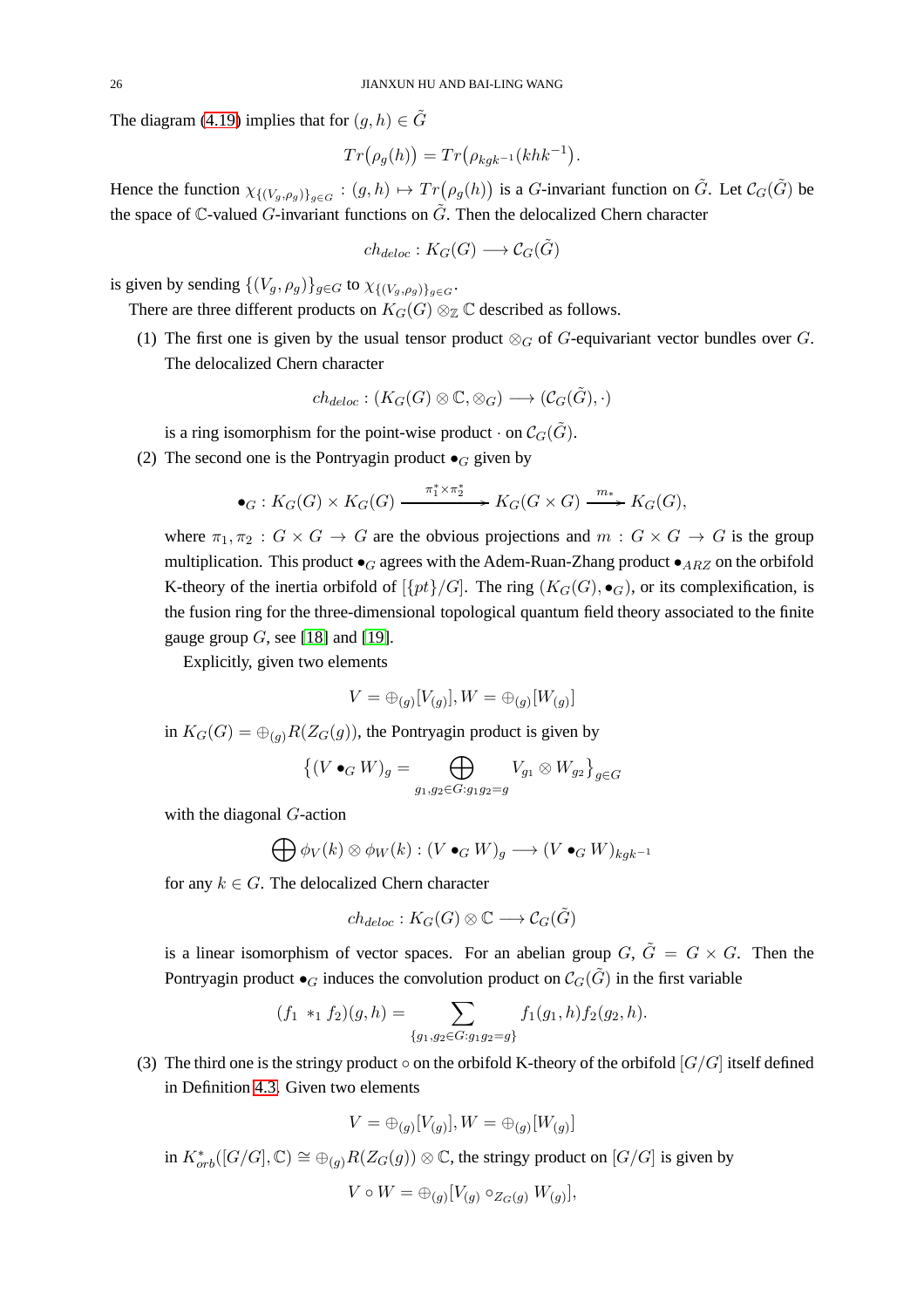The diagram (4.19) implies that for $(g, h) \in \tilde{G}$

$$Tr\big(\rho_g(h)\big) = Tr\big(\rho_{kgk^{-1}}(khk^{-1}\big).$$

Hence the function $\chi_{\{(V_g,\rho_g)\}_{g\in G}} : (g, h) \mapsto Tr\big(\rho_g(h)\big)$ is a $G$-invariant function on $\tilde{G}$. Let $\mathcal{C}_G(\tilde{G})$ be the space of $\mathbb{C}$-valued $G$-invariant functions on $\tilde{G}$. Then the delocalized Chern character

$$ch_{deloc} : K_G(G) \longrightarrow \mathcal{C}_G(\tilde{G})$$

is given by sending $\{(V_g, \rho_g)\}_{g\in G}$ to $\chi_{\{(V_g,\rho_g)\}_{g\in G}}$.

There are three different products on $K_G(G) \otimes_{\mathbb{Z}} \mathbb{C}$ described as follows.

(1) The first one is given by the usual tensor product $\otimes_G$ of $G$-equivariant vector bundles over $G$. The delocalized Chern character

$$ch_{deloc} : (K_G(G) \otimes \mathbb{C}, \otimes_G) \longrightarrow (\mathcal{C}_G(\tilde{G}), \cdot)$$

is a ring isomorphism for the point-wise product $\cdot$ on $\mathcal{C}_G(\tilde{G})$.

(2) The second one is the Pontryagin product $\bullet_G$ given by

$$\bullet_G : K_G(G) \times K_G(G) \xrightarrow{\ \pi_1^*\times\pi_2^*\ } K_G(G \times G) \xrightarrow{\ m_*\ } K_G(G),$$

where $\pi_1, \pi_2 : G \times G \to G$ are the obvious projections and $m : G \times G \to G$ is the group multiplication. This product $\bullet_G$ agrees with the Adem-Ruan-Zhang product $\bullet_{ARZ}$ on the orbifold K-theory of the inertia orbifold of $[\{pt\}/G]$. The ring $(K_G(G), \bullet_G)$, or its complexification, is the fusion ring for the three-dimensional topological quantum field theory associated to the finite gauge group $G$, see [18] and [19].

Explicitly, given two elements

$$V = \oplus_{(g)}[V_{(g)}], W = \oplus_{(g)}[W_{(g)}]$$

in $K_G(G) = \oplus_{(g)} R(Z_G(g))$, the Pontryagin product is given by

$$\big\{(V \bullet_G W)_g = \bigoplus_{g_1,g_2\in G: g_1g_2=g} V_{g_1} \otimes W_{g_2}\big\}_{g\in G}$$

with the diagonal $G$-action

$$\bigoplus \phi_V(k) \otimes \phi_W(k) : (V \bullet_G W)_g \longrightarrow (V \bullet_G W)_{kgk^{-1}}$$

for any $k \in G$. The delocalized Chern character

$$ch_{deloc} : K_G(G) \otimes \mathbb{C} \longrightarrow \mathcal{C}_G(\tilde{G})$$

is a linear isomorphism of vector spaces. For an abelian group $G$, $\tilde{G} = G \times G$. Then the Pontryagin product $\bullet_G$ induces the convolution product on $\mathcal{C}_G(\tilde{G})$ in the first variable

$$(f_1 \ *_1 \ f_2)(g, h) = \sum_{\{g_1,g_2\in G: g_1g_2=g\}} f_1(g_1, h) f_2(g_2, h).$$

(3) The third one is the stringy product $\circ$ on the orbifold K-theory of the orbifold $[G/G]$ itself defined in Definition 4.3. Given two elements

$$V = \oplus_{(g)}[V_{(g)}], W = \oplus_{(g)}[W_{(g)}]$$

in $K^*_{orb}([G/G], \mathbb{C}) \cong \oplus_{(g)} R(Z_G(g)) \otimes \mathbb{C}$, the stringy product on $[G/G]$ is given by

$$V \circ W = \oplus_{(g)}[V_{(g)} \circ_{Z_G(g)} W_{(g)}],$$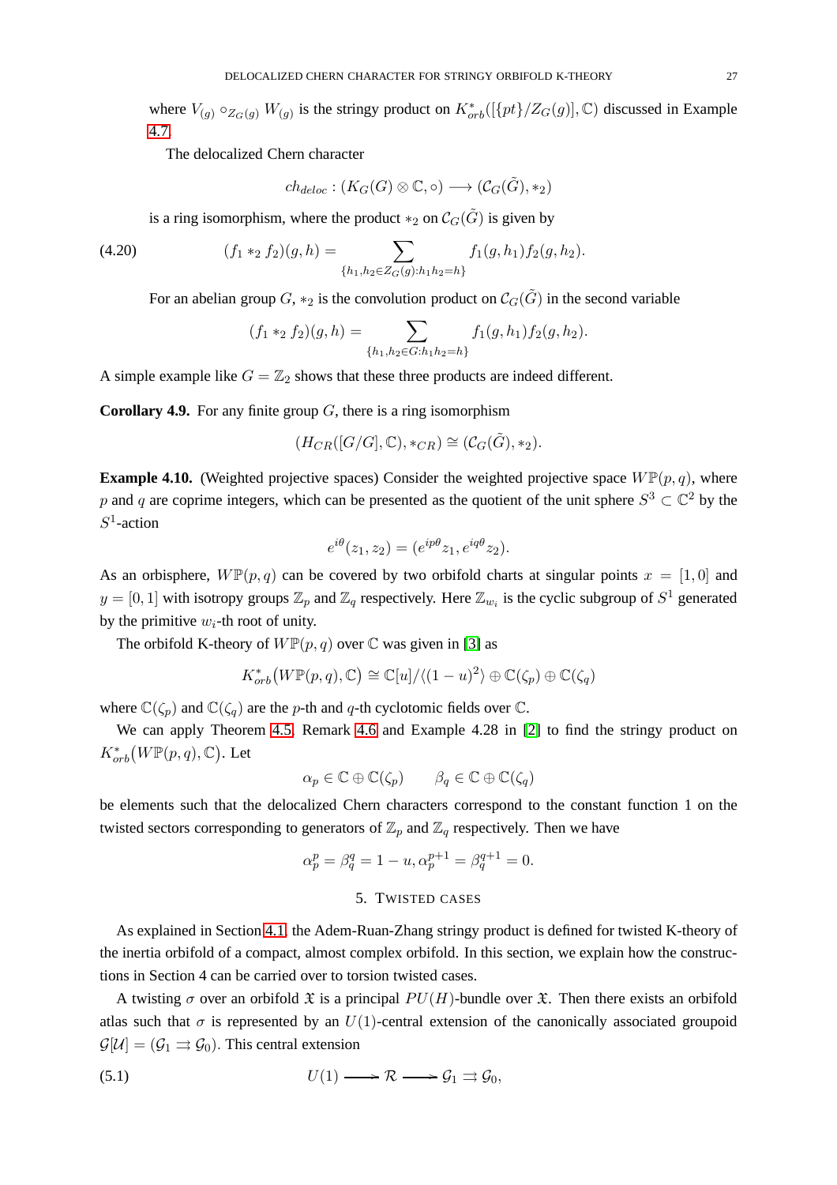where $V_{(g)} \circ_{Z_G(g)} W_{(g)}$ is the stringy product on $K^*_{orb}([\{pt\}/Z_G(g)], \mathbb{C})$ discussed in Example 4.7.

The delocalized Chern character

$$ch_{deloc} : (K_G(G) \otimes \mathbb{C}, \circ) \longrightarrow (\mathcal{C}_G(\tilde{G}), *_2)$$

is a ring isomorphism, where the product $*_2$ on $\mathcal{C}_G(\tilde{G})$ is given by

$$(f_1 *_2 f_2)(g, h) = \sum_{\{h_1, h_2 \in Z_G(g): h_1 h_2 = h\}} f_1(g, h_1) f_2(g, h_2). \tag{4.20}$$

For an abelian group $G$, $*_2$ is the convolution product on $\mathcal{C}_G(\tilde{G})$ in the second variable

$$(f_1 *_2 f_2)(g, h) = \sum_{\{h_1, h_2 \in G: h_1 h_2 = h\}} f_1(g, h_1) f_2(g, h_2).$$

A simple example like $G = \mathbb{Z}_2$ shows that these three products are indeed different.

**Corollary 4.9.** For any finite group $G$, there is a ring isomorphism

$$(H_{CR}([G/G], \mathbb{C}), *_{CR}) \cong (\mathcal{C}_G(\tilde{G}), *_2).$$

**Example 4.10.** (Weighted projective spaces) Consider the weighted projective space $W\mathbb{P}(p, q)$, where $p$ and $q$ are coprime integers, which can be presented as the quotient of the unit sphere $S^3 \subset \mathbb{C}^2$ by the $S^1$-action

$$e^{i\theta}(z_1, z_2) = (e^{ip\theta} z_1, e^{iq\theta} z_2).$$

As an orbisphere, $W\mathbb{P}(p, q)$ can be covered by two orbifold charts at singular points $x = [1, 0]$ and $y = [0, 1]$ with isotropy groups $\mathbb{Z}_p$ and $\mathbb{Z}_q$ respectively. Here $\mathbb{Z}_{w_i}$ is the cyclic subgroup of $S^1$ generated by the primitive $w_i$-th root of unity.

The orbifold K-theory of $W\mathbb{P}(p, q)$ over $\mathbb{C}$ was given in [3] as

$$K^*_{orb}\big(W\mathbb{P}(p, q), \mathbb{C}\big) \cong \mathbb{C}[u]/\langle (1-u)^2 \rangle \oplus \mathbb{C}(\zeta_p) \oplus \mathbb{C}(\zeta_q)$$

where $\mathbb{C}(\zeta_p)$ and $\mathbb{C}(\zeta_q)$ are the $p$-th and $q$-th cyclotomic fields over $\mathbb{C}$.

We can apply Theorem 4.5, Remark 4.6 and Example 4.28 in [2] to find the stringy product on $K^*_{orb}\big(W\mathbb{P}(p, q), \mathbb{C}\big)$. Let

$$\alpha_p \in \mathbb{C} \oplus \mathbb{C}(\zeta_p) \qquad \beta_q \in \mathbb{C} \oplus \mathbb{C}(\zeta_q)$$

be elements such that the delocalized Chern characters correspond to the constant function 1 on the twisted sectors corresponding to generators of $\mathbb{Z}_p$ and $\mathbb{Z}_q$ respectively. Then we have

$$\alpha_p^p = \beta_q^q = 1 - u, \alpha_p^{p+1} = \beta_q^{q+1} = 0.$$

## 5. Twisted cases

As explained in Section 4.1, the Adem-Ruan-Zhang stringy product is defined for twisted K-theory of the inertia orbifold of a compact, almost complex orbifold. In this section, we explain how the constructions in Section 4 can be carried over to torsion twisted cases.

A twisting $\sigma$ over an orbifold $\mathfrak{X}$ is a principal $PU(H)$-bundle over $\mathfrak{X}$. Then there exists an orbifold atlas such that $\sigma$ is represented by an $U(1)$-central extension of the canonically associated groupoid $\mathcal{G}[\mathcal{U}] = (\mathcal{G}_1 \rightrightarrows \mathcal{G}_0)$. This central extension

$$U(1) \longrightarrow \mathcal{R} \longrightarrow \mathcal{G}_1 \rightrightarrows \mathcal{G}_0, \tag{5.1}$$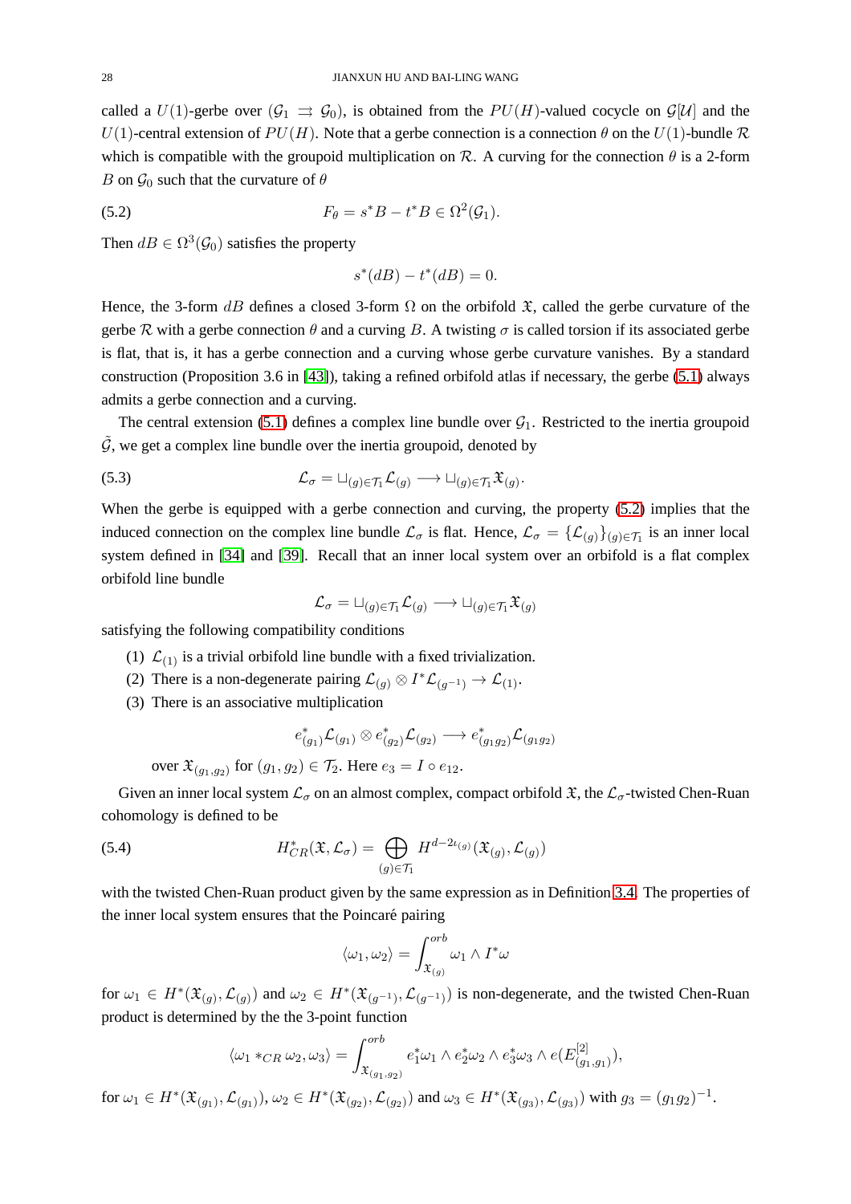called a $U(1)$-gerbe over $(\mathcal{G}_1 \rightrightarrows \mathcal{G}_0)$, is obtained from the $PU(H)$-valued cocycle on $\mathcal{G}[\mathcal{U}]$ and the $U(1)$-central extension of $PU(H)$. Note that a gerbe connection is a connection $\theta$ on the $U(1)$-bundle $\mathcal{R}$ which is compatible with the groupoid multiplication on $\mathcal{R}$. A curving for the connection $\theta$ is a 2-form $B$ on $\mathcal{G}_0$ such that the curvature of $\theta$

$$F_\theta = s^*B - t^*B \in \Omega^2(\mathcal{G}_1). \tag{5.2}$$

Then $dB \in \Omega^3(\mathcal{G}_0)$ satisfies the property

$$s^*(dB) - t^*(dB) = 0.$$

Hence, the 3-form $dB$ defines a closed 3-form $\Omega$ on the orbifold $\mathfrak{X}$, called the gerbe curvature of the gerbe $\mathcal{R}$ with a gerbe connection $\theta$ and a curving $B$. A twisting $\sigma$ is called torsion if its associated gerbe is flat, that is, it has a gerbe connection and a curving whose gerbe curvature vanishes. By a standard construction (Proposition 3.6 in [43]), taking a refined orbifold atlas if necessary, the gerbe (5.1) always admits a gerbe connection and a curving.

The central extension (5.1) defines a complex line bundle over $\mathcal{G}_1$. Restricted to the inertia groupoid $\tilde{\mathcal{G}}$, we get a complex line bundle over the inertia groupoid, denoted by

$$\mathcal{L}_\sigma = \sqcup_{(g)\in\mathcal{T}_1}\mathcal{L}_{(g)} \longrightarrow \sqcup_{(g)\in\mathcal{T}_1}\mathfrak{X}_{(g)}. \tag{5.3}$$

When the gerbe is equipped with a gerbe connection and curving, the property (5.2) implies that the induced connection on the complex line bundle $\mathcal{L}_\sigma$ is flat. Hence, $\mathcal{L}_\sigma = \{\mathcal{L}_{(g)}\}_{(g)\in\mathcal{T}_1}$ is an inner local system defined in [34] and [39]. Recall that an inner local system over an orbifold is a flat complex orbifold line bundle

$$\mathcal{L}_\sigma = \sqcup_{(g)\in\mathcal{T}_1}\mathcal{L}_{(g)} \longrightarrow \sqcup_{(g)\in\mathcal{T}_1}\mathfrak{X}_{(g)}$$

satisfying the following compatibility conditions

1. $\mathcal{L}_{(1)}$ is a trivial orbifold line bundle with a fixed trivialization.
2. There is a non-degenerate pairing $\mathcal{L}_{(g)} \otimes I^*\mathcal{L}_{(g^{-1})} \to \mathcal{L}_{(1)}$.
3. There is an associative multiplication

   $$e^*_{(g_1)}\mathcal{L}_{(g_1)} \otimes e^*_{(g_2)}\mathcal{L}_{(g_2)} \longrightarrow e^*_{(g_1g_2)}\mathcal{L}_{(g_1g_2)}$$

   over $\mathfrak{X}_{(g_1,g_2)}$ for $(g_1, g_2) \in \mathcal{T}_2$. Here $e_3 = I \circ e_{12}$.

Given an inner local system $\mathcal{L}_\sigma$ on an almost complex, compact orbifold $\mathfrak{X}$, the $\mathcal{L}_\sigma$-twisted Chen-Ruan cohomology is defined to be

$$H^*_{CR}(\mathfrak{X}, \mathcal{L}_\sigma) = \bigoplus_{(g)\in\mathcal{T}_1} H^{d-2\iota_{(g)}}(\mathfrak{X}_{(g)}, \mathcal{L}_{(g)}) \tag{5.4}$$

with the twisted Chen-Ruan product given by the same expression as in Definition 3.4. The properties of the inner local system ensures that the Poincaré pairing

$$\langle \omega_1, \omega_2 \rangle = \int^{orb}_{\mathfrak{X}_{(g)}} \omega_1 \wedge I^*\omega$$

for $\omega_1 \in H^*(\mathfrak{X}_{(g)}, \mathcal{L}_{(g)})$ and $\omega_2 \in H^*(\mathfrak{X}_{(g^{-1})}, \mathcal{L}_{(g^{-1})})$ is non-degenerate, and the twisted Chen-Ruan product is determined by the the 3-point function

$$\langle \omega_1 *_{CR} \omega_2, \omega_3 \rangle = \int^{orb}_{\mathfrak{X}_{(g_1,g_2)}} e_1^*\omega_1 \wedge e_2^*\omega_2 \wedge e_3^*\omega_3 \wedge e(E^{[2]}_{(g_1,g_1)}),$$

for $\omega_1 \in H^*(\mathfrak{X}_{(g_1)}, \mathcal{L}_{(g_1)})$, $\omega_2 \in H^*(\mathfrak{X}_{(g_2)}, \mathcal{L}_{(g_2)})$ and $\omega_3 \in H^*(\mathfrak{X}_{(g_3)}, \mathcal{L}_{(g_3)})$ with $g_3 = (g_1g_2)^{-1}$.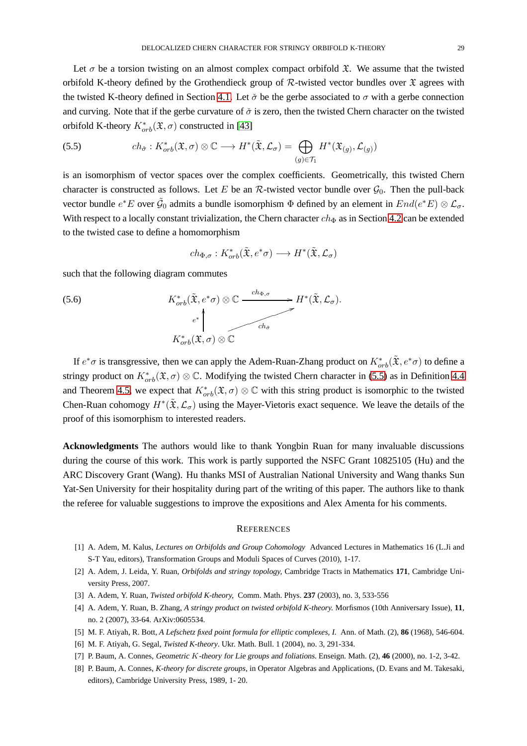Let $\sigma$ be a torsion twisting on an almost complex compact orbifold $\mathfrak{X}$. We assume that the twisted orbifold K-theory defined by the Grothendieck group of $\mathcal{R}$-twisted vector bundles over $\mathfrak{X}$ agrees with the twisted K-theory defined in Section 4.1. Let $\check{\sigma}$ be the gerbe associated to $\sigma$ with a gerbe connection and curving. Note that if the gerbe curvature of $\check{\sigma}$ is zero, then the twisted Chern character on the twisted orbifold K-theory $K^*_{orb}(\mathfrak{X}, \sigma)$ constructed in [43]

$$ch_{\check{\sigma}} : K^*_{orb}(\mathfrak{X}, \sigma) \otimes \mathbb{C} \longrightarrow H^*(\tilde{\mathfrak{X}}, \mathcal{L}_\sigma) = \bigoplus_{(g) \in \mathcal{T}_1} H^*(\mathfrak{X}_{(g)}, \mathcal{L}_{(g)}) \tag{5.5}$$

is an isomorphism of vector spaces over the complex coefficients. Geometrically, this twisted Chern character is constructed as follows. Let $E$ be an $\mathcal{R}$-twisted vector bundle over $\mathcal{G}_0$. Then the pull-back vector bundle $e^*E$ over $\tilde{\mathcal{G}}_0$ admits a bundle isomorphism $\Phi$ defined by an element in $End(e^*E) \otimes \mathcal{L}_\sigma$. With respect to a locally constant trivialization, the Chern character $ch_\Phi$ as in Section 4.2 can be extended to the twisted case to define a homomorphism

$$ch_{\Phi, \sigma} : K^*_{orb}(\tilde{\mathfrak{X}}, e^*\sigma) \longrightarrow H^*(\tilde{\mathfrak{X}}, \mathcal{L}_\sigma)$$

such that the following diagram commutes

$$\begin{array}{ccc} K^*_{orb}(\tilde{\mathfrak{X}}, e^*\sigma) \otimes \mathbb{C} & \xrightarrow{ch_{\Phi,\sigma}} & H^*(\tilde{\mathfrak{X}}, \mathcal{L}_\sigma). \\ \Big\uparrow e^* & \nearrow_{ch_{\check{\sigma}}} & \\ K^*_{orb}(\mathfrak{X}, \sigma) \otimes \mathbb{C} & & \end{array} \tag{5.6}$$

If $e^*\sigma$ is transgressive, then we can apply the Adem-Ruan-Zhang product on $K^*_{orb}(\tilde{\mathfrak{X}}, e^*\sigma)$ to define a stringy product on $K^*_{orb}(\mathfrak{X}, \sigma) \otimes \mathbb{C}$. Modifying the twisted Chern character in (5.5) as in Definition 4.4 and Theorem 4.5, we expect that $K^*_{orb}(\mathfrak{X}, \sigma) \otimes \mathbb{C}$ with this string product is isomorphic to the twisted Chen-Ruan cohomogy $H^*(\tilde{\mathfrak{X}}, \mathcal{L}_\sigma)$ using the Mayer-Vietoris exact sequence. We leave the details of the proof of this isomorphism to interested readers.

**Acknowledgments** The authors would like to thank Yongbin Ruan for many invaluable discussions during the course of this work. This work is partly supported the NSFC Grant 10825105 (Hu) and the ARC Discovery Grant (Wang). Hu thanks MSI of Australian National University and Wang thanks Sun Yat-Sen University for their hospitality during part of the writing of this paper. The authors like to thank the referee for valuable suggestions to improve the expositions and Alex Amenta for his comments.

## References

[1] A. Adem, M. Kalus, *Lectures on Orbifolds and Group Cohomology* Advanced Lectures in Mathematics 16 (L.Ji and S-T Yau, editors), Transformation Groups and Moduli Spaces of Curves (2010), 1-17.

[2] A. Adem, J. Leida, Y. Ruan, *Orbifolds and stringy topology,* Cambridge Tracts in Mathematics **171**, Cambridge University Press, 2007.

[3] A. Adem, Y. Ruan, *Twisted orbifold K-theory,* Comm. Math. Phys. **237** (2003), no. 3, 533-556

[4] A. Adem, Y. Ruan, B. Zhang, *A stringy product on twisted orbifold K-theory.* Morfismos (10th Anniversary Issue), **11**, no. 2 (2007), 33-64. ArXiv:0605534.

[5] M. F. Atiyah, R. Bott, *A Lefschetz fixed point formula for elliptic complexes, I.* Ann. of Math. (2), **86** (1968), 546-604.

[6] M. F. Atiyah, G. Segal, *Twisted K-theory*. Ukr. Math. Bull. 1 (2004), no. 3, 291-334.

[7] P. Baum, A. Connes, *Geometric $K$-theory for Lie groups and foliations.* Enseign. Math. (2), **46** (2000), no. 1-2, 3-42.

[8] P. Baum, A. Connes, *K-theory for discrete groups,* in Operator Algebras and Applications, (D. Evans and M. Takesaki, editors), Cambridge University Press, 1989, 1- 20.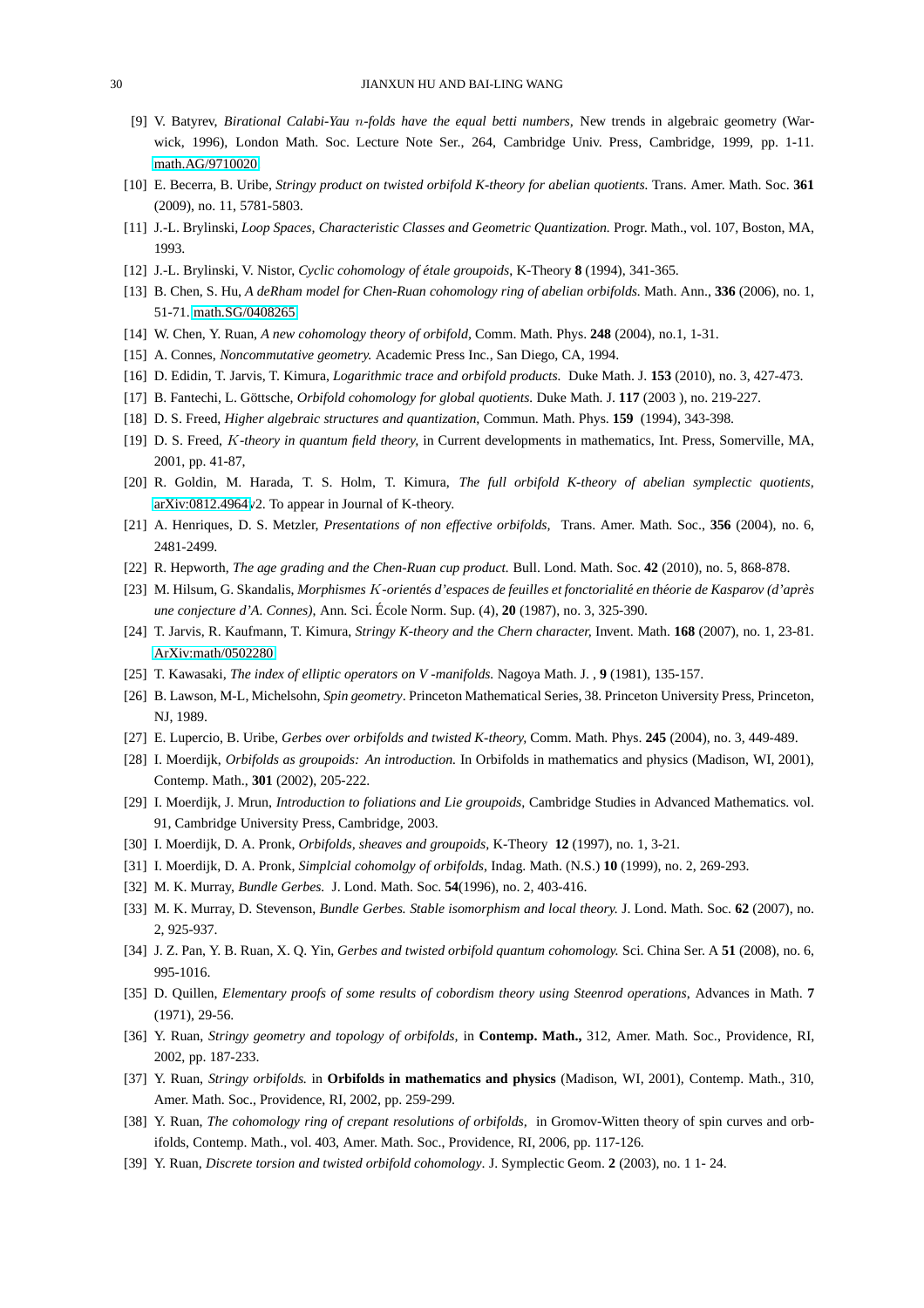[9] V. Batyrev, *Birational Calabi-Yau $n$-folds have the equal betti numbers*, New trends in algebraic geometry (Warwick, 1996), London Math. Soc. Lecture Note Ser., 264, Cambridge Univ. Press, Cambridge, 1999, pp. 1-11. math.AG/9710020

[10] E. Becerra, B. Uribe, *Stringy product on twisted orbifold K-theory for abelian quotients.* Trans. Amer. Math. Soc. **361** (2009), no. 11, 5781-5803.

[11] J.-L. Brylinski, *Loop Spaces, Characteristic Classes and Geometric Quantization.* Progr. Math., vol. 107, Boston, MA, 1993.

[12] J.-L. Brylinski, V. Nistor, *Cyclic cohomology of étale groupoids*, K-Theory **8** (1994), 341-365.

[13] B. Chen, S. Hu, *A deRham model for Chen-Ruan cohomology ring of abelian orbifolds.* Math. Ann., **336** (2006), no. 1, 51-71. math.SG/0408265

[14] W. Chen, Y. Ruan, *A new cohomology theory of orbifold*, Comm. Math. Phys. **248** (2004), no.1, 1-31.

[15] A. Connes, *Noncommutative geometry.* Academic Press Inc., San Diego, CA, 1994.

[16] D. Edidin, T. Jarvis, T. Kimura, *Logarithmic trace and orbifold products.* Duke Math. J. **153** (2010), no. 3, 427-473.

[17] B. Fantechi, L. Göttsche, *Orbifold cohomology for global quotients.* Duke Math. J. **117** (2003 ), no. 219-227.

[18] D. S. Freed, *Higher algebraic structures and quantization*, Commun. Math. Phys. **159** (1994), 343-398.

[19] D. S. Freed, *$K$-theory in quantum field theory*, in Current developments in mathematics, Int. Press, Somerville, MA, 2001, pp. 41-87,

[20] R. Goldin, M. Harada, T. S. Holm, T. Kimura, *The full orbifold K-theory of abelian symplectic quotients*, arXiv:0812.4964v2. To appear in Journal of K-theory.

[21] A. Henriques, D. S. Metzler, *Presentations of non effective orbifolds*, Trans. Amer. Math. Soc., **356** (2004), no. 6, 2481-2499.

[22] R. Hepworth, *The age grading and the Chen-Ruan cup product.* Bull. Lond. Math. Soc. **42** (2010), no. 5, 868-878.

[23] M. Hilsum, G. Skandalis, *Morphismes $K$-orientés d'espaces de feuilles et fonctorialité en théorie de Kasparov (d'après une conjecture d'A. Connes)*, Ann. Sci. École Norm. Sup. (4), **20** (1987), no. 3, 325-390.

[24] T. Jarvis, R. Kaufmann, T. Kimura, *Stringy K-theory and the Chern character*, Invent. Math. **168** (2007), no. 1, 23-81. ArXiv:math/0502280

[25] T. Kawasaki, *The index of elliptic operators on $V$-manifolds.* Nagoya Math. J. , **9** (1981), 135-157.

[26] B. Lawson, M-L, Michelsohn, *Spin geometry*. Princeton Mathematical Series, 38. Princeton University Press, Princeton, NJ, 1989.

[27] E. Lupercio, B. Uribe, *Gerbes over orbifolds and twisted K-theory*, Comm. Math. Phys. **245** (2004), no. 3, 449-489.

[28] I. Moerdijk, *Orbifolds as groupoids: An introduction.* In Orbifolds in mathematics and physics (Madison, WI, 2001), Contemp. Math., **301** (2002), 205-222.

[29] I. Moerdijk, J. Mrun, *Introduction to foliations and Lie groupoids*, Cambridge Studies in Advanced Mathematics. vol. 91, Cambridge University Press, Cambridge, 2003.

[30] I. Moerdijk, D. A. Pronk, *Orbifolds, sheaves and groupoids*, K-Theory **12** (1997), no. 1, 3-21.

[31] I. Moerdijk, D. A. Pronk, *Simplcial cohomolgy of orbifolds*, Indag. Math. (N.S.) **10** (1999), no. 2, 269-293.

[32] M. K. Murray, *Bundle Gerbes.* J. Lond. Math. Soc. **54**(1996), no. 2, 403-416.

[33] M. K. Murray, D. Stevenson, *Bundle Gerbes. Stable isomorphism and local theory.* J. Lond. Math. Soc. **62** (2007), no. 2, 925-937.

[34] J. Z. Pan, Y. B. Ruan, X. Q. Yin, *Gerbes and twisted orbifold quantum cohomology.* Sci. China Ser. A **51** (2008), no. 6, 995-1016.

[35] D. Quillen, *Elementary proofs of some results of cobordism theory using Steenrod operations*, Advances in Math. **7** (1971), 29-56.

[36] Y. Ruan, *Stringy geometry and topology of orbifolds*, in **Contemp. Math.,** 312, Amer. Math. Soc., Providence, RI, 2002, pp. 187-233.

[37] Y. Ruan, *Stringy orbifolds.* in **Orbifolds in mathematics and physics** (Madison, WI, 2001), Contemp. Math., 310, Amer. Math. Soc., Providence, RI, 2002, pp. 259-299.

[38] Y. Ruan, *The cohomology ring of crepant resolutions of orbifolds*, in Gromov-Witten theory of spin curves and orbifolds, Contemp. Math., vol. 403, Amer. Math. Soc., Providence, RI, 2006, pp. 117-126.

[39] Y. Ruan, *Discrete torsion and twisted orbifold cohomology*. J. Symplectic Geom. **2** (2003), no. 1 1- 24.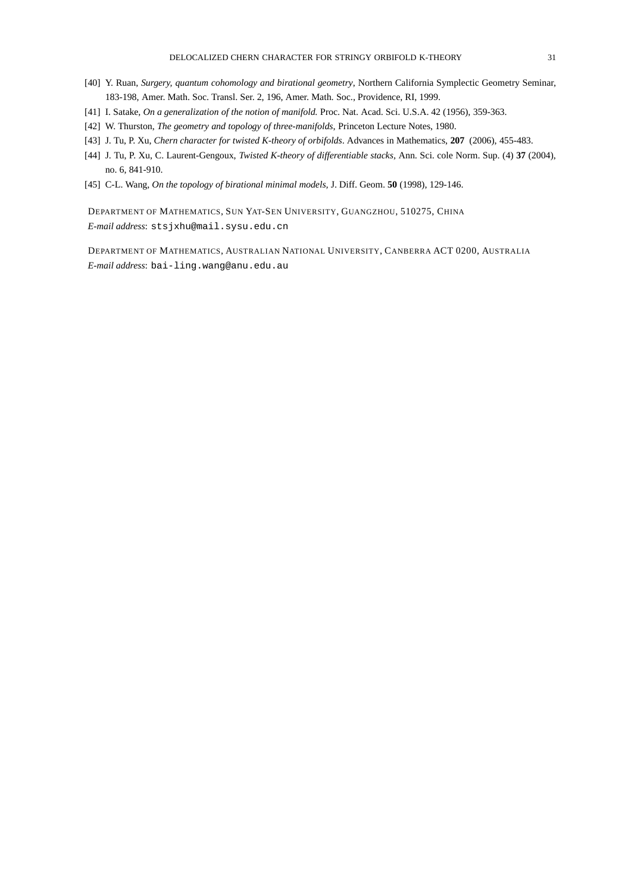[40] Y. Ruan, *Surgery, quantum cohomology and birational geometry*, Northern California Symplectic Geometry Seminar, 183-198, Amer. Math. Soc. Transl. Ser. 2, 196, Amer. Math. Soc., Providence, RI, 1999.

[41] I. Satake, *On a generalization of the notion of manifold.* Proc. Nat. Acad. Sci. U.S.A. 42 (1956), 359-363.

[42] W. Thurston, *The geometry and topology of three-manifolds*, Princeton Lecture Notes, 1980.

[43] J. Tu, P. Xu, *Chern character for twisted K-theory of orbifolds*. Advances in Mathematics, **207** (2006), 455-483.

[44] J. Tu, P. Xu, C. Laurent-Gengoux, *Twisted K-theory of differentiable stacks*, Ann. Sci. cole Norm. Sup. (4) **37** (2004), no. 6, 841-910.

[45] C-L. Wang, *On the topology of birational minimal models*, J. Diff. Geom. **50** (1998), 129-146.

DEPARTMENT OF MATHEMATICS, SUN YAT-SEN UNIVERSITY, GUANGZHOU, 510275, CHINA
*E-mail address*: stsjxhu@mail.sysu.edu.cn

DEPARTMENT OF MATHEMATICS, AUSTRALIAN NATIONAL UNIVERSITY, CANBERRA ACT 0200, AUSTRALIA
*E-mail address*: bai-ling.wang@anu.edu.au